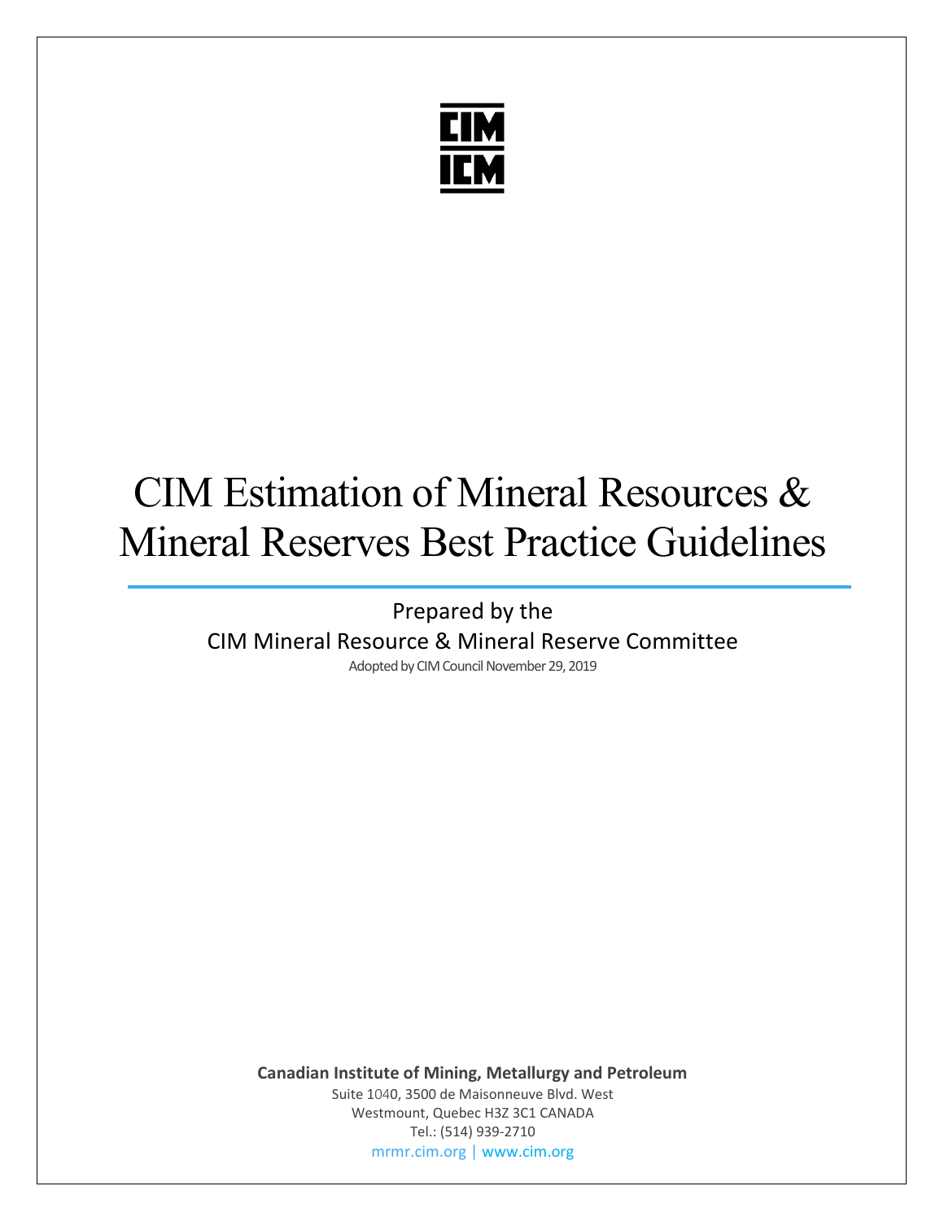CIM
ICM

# CIM Estimation of Mineral Resources & Mineral Reserves Best Practice Guidelines

Prepared by the
CIM Mineral Resource & Mineral Reserve Committee

Adopted by CIM Council November 29, 2019

**Canadian Institute of Mining, Metallurgy and Petroleum**
Suite 1040, 3500 de Maisonneuve Blvd. West
Westmount, Quebec H3Z 3C1 CANADA
Tel.: (514) 939-2710
mrmr.cim.org | www.cim.org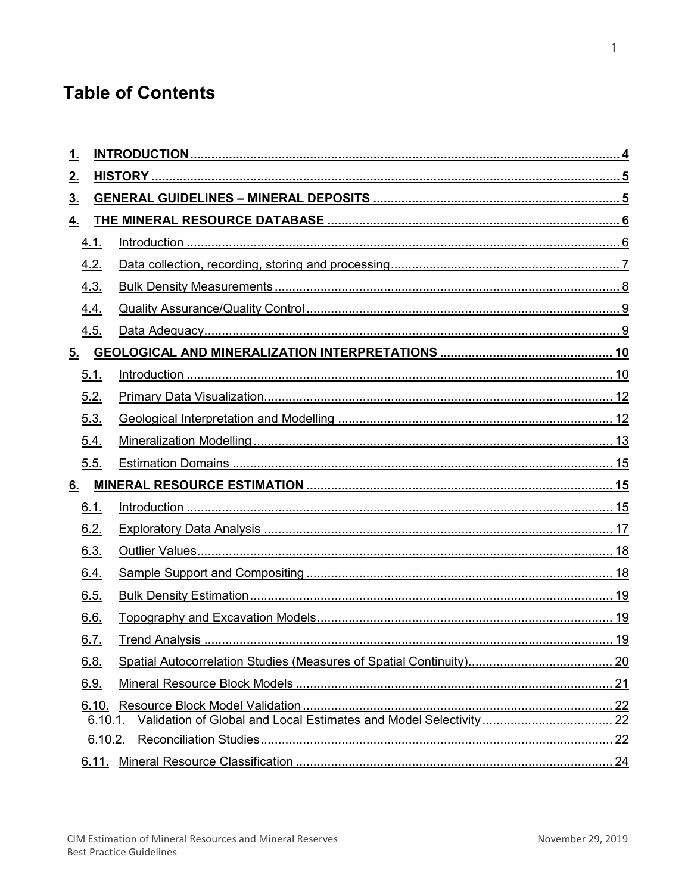# Table of Contents

- **1. INTRODUCTION** .......... **4**
- **2. HISTORY** .......... **5**
- **3. GENERAL GUIDELINES – MINERAL DEPOSITS** .......... **5**
- **4. THE MINERAL RESOURCE DATABASE** .......... **6**
  - 4.1. Introduction .......... 6
  - 4.2. Data collection, recording, storing and processing .......... 7
  - 4.3. Bulk Density Measurements .......... 8
  - 4.4. Quality Assurance/Quality Control .......... 9
  - 4.5. Data Adequacy .......... 9
- **5. GEOLOGICAL AND MINERALIZATION INTERPRETATIONS** .......... **10**
  - 5.1. Introduction .......... 10
  - 5.2. Primary Data Visualization .......... 12
  - 5.3. Geological Interpretation and Modelling .......... 12
  - 5.4. Mineralization Modelling .......... 13
  - 5.5. Estimation Domains .......... 15
- **6. MINERAL RESOURCE ESTIMATION** .......... **15**
  - 6.1. Introduction .......... 15
  - 6.2. Exploratory Data Analysis .......... 17
  - 6.3. Outlier Values .......... 18
  - 6.4. Sample Support and Compositing .......... 18
  - 6.5. Bulk Density Estimation .......... 19
  - 6.6. Topography and Excavation Models .......... 19
  - 6.7. Trend Analysis .......... 19
  - 6.8. Spatial Autocorrelation Studies (Measures of Spatial Continuity) .......... 20
  - 6.9. Mineral Resource Block Models .......... 21
  - 6.10. Resource Block Model Validation .......... 22
    - 6.10.1. Validation of Global and Local Estimates and Model Selectivity .......... 22
    - 6.10.2. Reconciliation Studies .......... 22
  - 6.11. Mineral Resource Classification .......... 24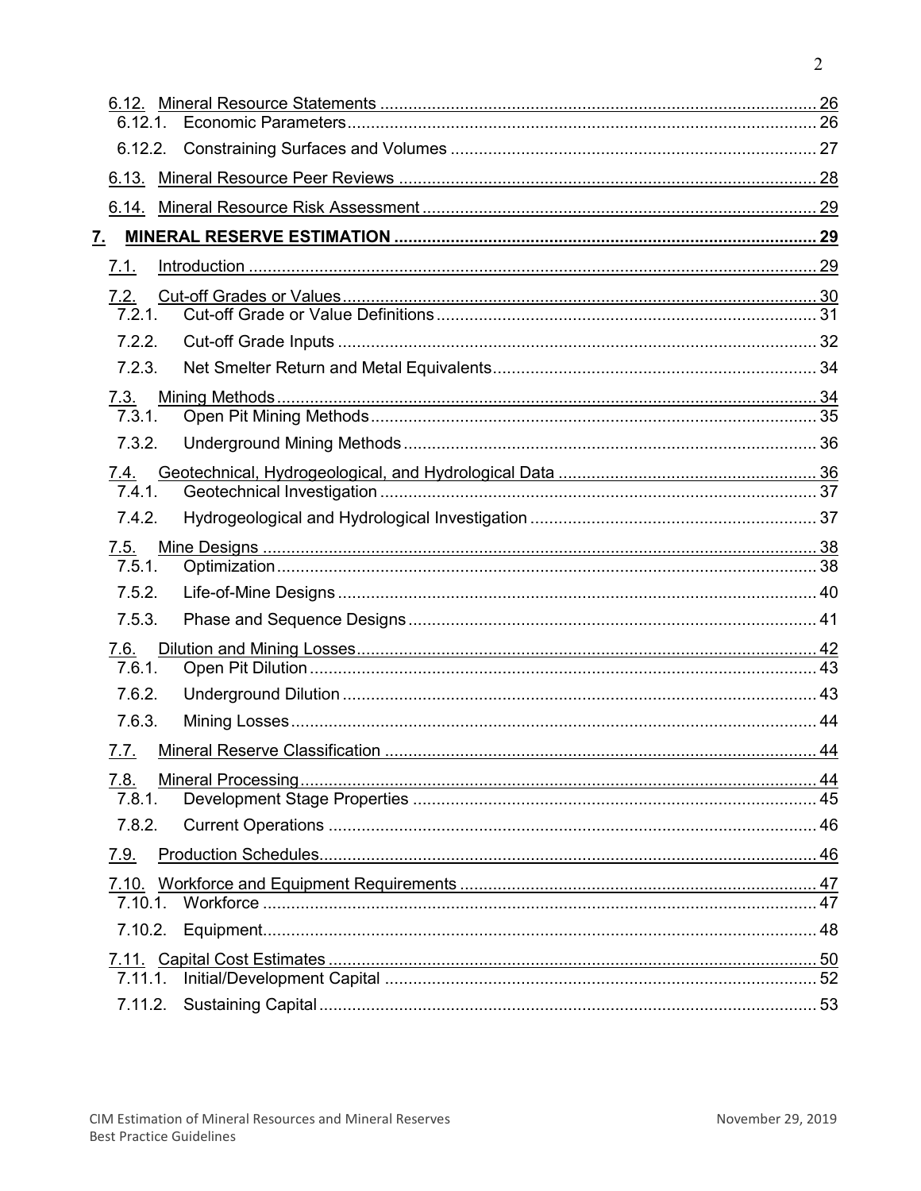6.12. Mineral Resource Statements ........................................................................................... 26
6.12.1. Economic Parameters ................................................................................................ 26
6.12.2. Constraining Surfaces and Volumes ........................................................................... 27
6.13. Mineral Resource Peer Reviews ........................................................................................ 28
6.14. Mineral Resource Risk Assessment .................................................................................. 29

7. MINERAL RESERVE ESTIMATION ........................................................................................ 29
7.1. Introduction ........................................................................................................................ 29
7.2. Cut-off Grades or Values ................................................................................................... 30
7.2.1. Cut-off Grade or Value Definitions ............................................................................... 31
7.2.2. Cut-off Grade Inputs .................................................................................................... 32
7.2.3. Net Smelter Return and Metal Equivalents .................................................................. 34
7.3. Mining Methods ................................................................................................................. 34
7.3.1. Open Pit Mining Methods ............................................................................................. 35
7.3.2. Underground Mining Methods ...................................................................................... 36
7.4. Geotechnical, Hydrogeological, and Hydrological Data ..................................................... 36
7.4.1. Geotechnical Investigation ........................................................................................... 37
7.4.2. Hydrogeological and Hydrological Investigation ........................................................... 37
7.5. Mine Designs ..................................................................................................................... 38
7.5.1. Optimization ................................................................................................................. 38
7.5.2. Life-of-Mine Designs .................................................................................................... 40
7.5.3. Phase and Sequence Designs ..................................................................................... 41
7.6. Dilution and Mining Losses ................................................................................................ 42
7.6.1. Open Pit Dilution .......................................................................................................... 43
7.6.2. Underground Dilution ................................................................................................... 43
7.6.3. Mining Losses .............................................................................................................. 44
7.7. Mineral Reserve Classification ........................................................................................... 44
7.8. Mineral Processing ............................................................................................................ 44
7.8.1. Development Stage Properties .................................................................................... 45
7.8.2. Current Operations ...................................................................................................... 46
7.9. Production Schedules ........................................................................................................ 46
7.10. Workforce and Equipment Requirements .......................................................................... 47
7.10.1. Workforce ................................................................................................................... 47
7.10.2. Equipment ................................................................................................................... 48
7.11. Capital Cost Estimates ...................................................................................................... 50
7.11.1. Initial/Development Capital .......................................................................................... 52
7.11.2. Sustaining Capital ....................................................................................................... 53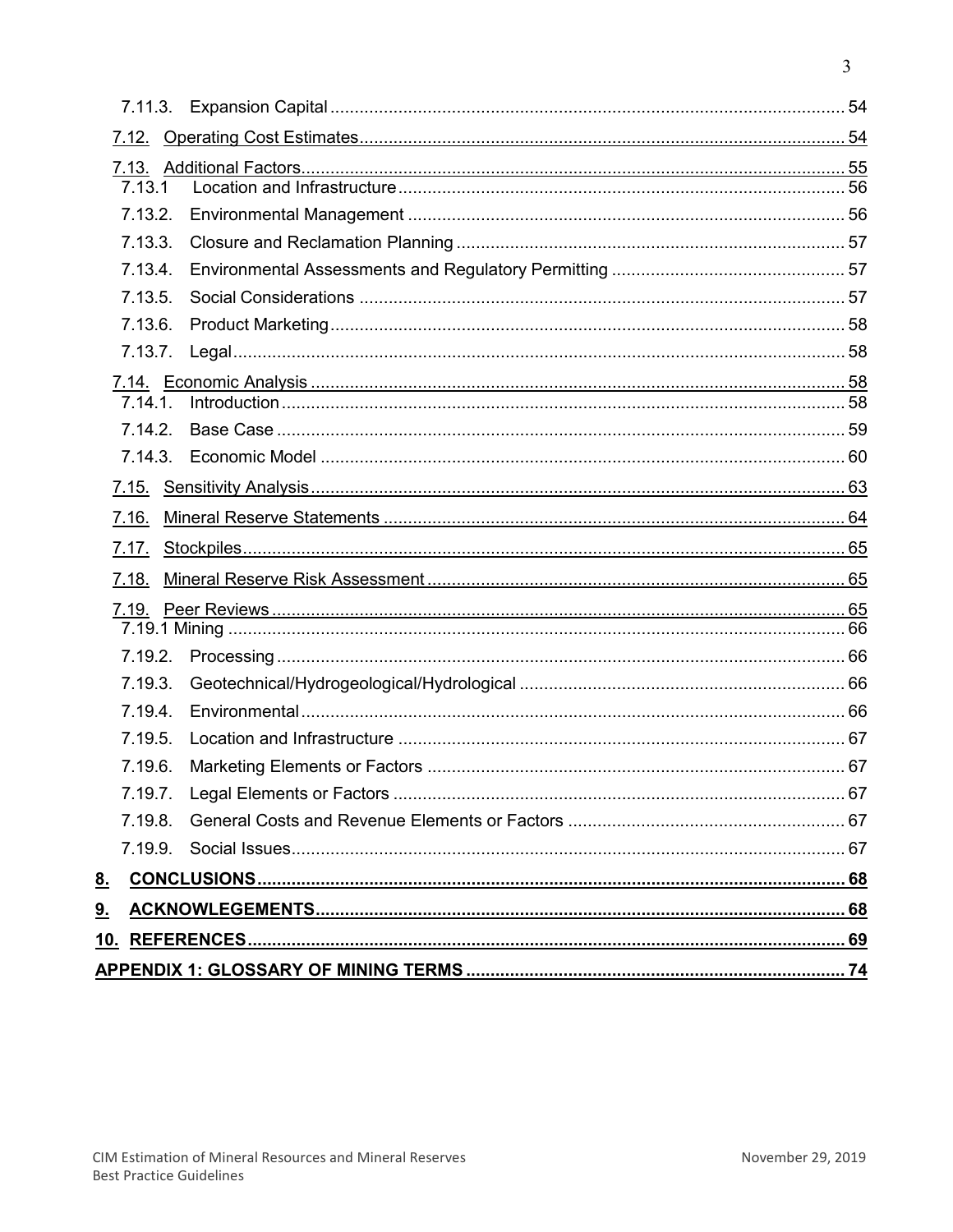7.11.3. Expansion Capital .......... 54

7.12. Operating Cost Estimates .......... 54

7.13. Additional Factors .......... 55

7.13.1 Location and Infrastructure .......... 56

7.13.2. Environmental Management .......... 56

7.13.3. Closure and Reclamation Planning .......... 57

7.13.4. Environmental Assessments and Regulatory Permitting .......... 57

7.13.5. Social Considerations .......... 57

7.13.6. Product Marketing .......... 58

7.13.7. Legal .......... 58

7.14. Economic Analysis .......... 58

7.14.1. Introduction .......... 58

7.14.2. Base Case .......... 59

7.14.3. Economic Model .......... 60

7.15. Sensitivity Analysis .......... 63

7.16. Mineral Reserve Statements .......... 64

7.17. Stockpiles .......... 65

7.18. Mineral Reserve Risk Assessment .......... 65

7.19. Peer Reviews .......... 65

7.19.1 Mining .......... 66

7.19.2. Processing .......... 66

7.19.3. Geotechnical/Hydrogeological/Hydrological .......... 66

7.19.4. Environmental .......... 66

7.19.5. Location and Infrastructure .......... 67

7.19.6. Marketing Elements or Factors .......... 67

7.19.7. Legal Elements or Factors .......... 67

7.19.8. General Costs and Revenue Elements or Factors .......... 67

7.19.9. Social Issues .......... 67

**8. CONCLUSIONS .......... 68**

**9. ACKNOWLEGEMENTS .......... 68**

**10. REFERENCES .......... 69**

**APPENDIX 1: GLOSSARY OF MINING TERMS .......... 74**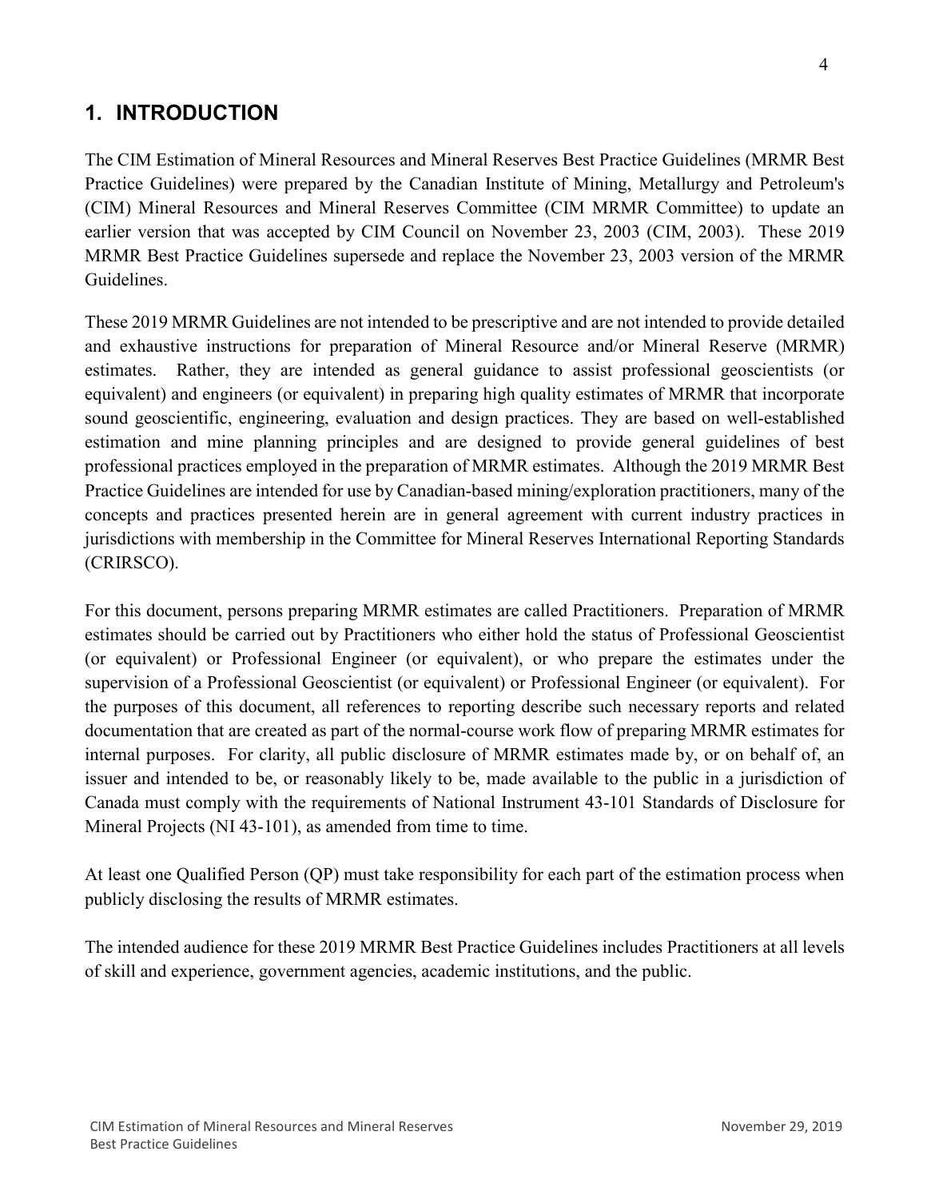# 1. INTRODUCTION

The CIM Estimation of Mineral Resources and Mineral Reserves Best Practice Guidelines (MRMR Best Practice Guidelines) were prepared by the Canadian Institute of Mining, Metallurgy and Petroleum's (CIM) Mineral Resources and Mineral Reserves Committee (CIM MRMR Committee) to update an earlier version that was accepted by CIM Council on November 23, 2003 (CIM, 2003). These 2019 MRMR Best Practice Guidelines supersede and replace the November 23, 2003 version of the MRMR Guidelines.

These 2019 MRMR Guidelines are not intended to be prescriptive and are not intended to provide detailed and exhaustive instructions for preparation of Mineral Resource and/or Mineral Reserve (MRMR) estimates. Rather, they are intended as general guidance to assist professional geoscientists (or equivalent) and engineers (or equivalent) in preparing high quality estimates of MRMR that incorporate sound geoscientific, engineering, evaluation and design practices. They are based on well-established estimation and mine planning principles and are designed to provide general guidelines of best professional practices employed in the preparation of MRMR estimates. Although the 2019 MRMR Best Practice Guidelines are intended for use by Canadian-based mining/exploration practitioners, many of the concepts and practices presented herein are in general agreement with current industry practices in jurisdictions with membership in the Committee for Mineral Reserves International Reporting Standards (CRIRSCO).

For this document, persons preparing MRMR estimates are called Practitioners. Preparation of MRMR estimates should be carried out by Practitioners who either hold the status of Professional Geoscientist (or equivalent) or Professional Engineer (or equivalent), or who prepare the estimates under the supervision of a Professional Geoscientist (or equivalent) or Professional Engineer (or equivalent). For the purposes of this document, all references to reporting describe such necessary reports and related documentation that are created as part of the normal-course work flow of preparing MRMR estimates for internal purposes. For clarity, all public disclosure of MRMR estimates made by, or on behalf of, an issuer and intended to be, or reasonably likely to be, made available to the public in a jurisdiction of Canada must comply with the requirements of National Instrument 43-101 Standards of Disclosure for Mineral Projects (NI 43-101), as amended from time to time.

At least one Qualified Person (QP) must take responsibility for each part of the estimation process when publicly disclosing the results of MRMR estimates.

The intended audience for these 2019 MRMR Best Practice Guidelines includes Practitioners at all levels of skill and experience, government agencies, academic institutions, and the public.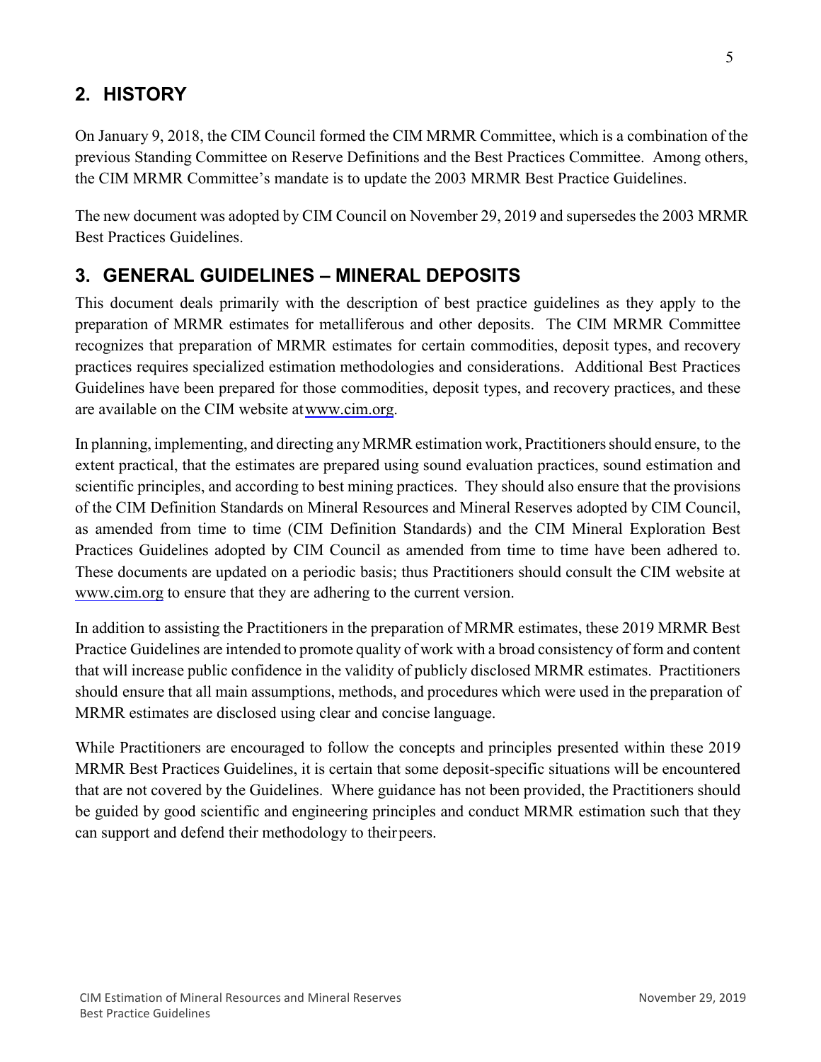## 2. HISTORY

On January 9, 2018, the CIM Council formed the CIM MRMR Committee, which is a combination of the previous Standing Committee on Reserve Definitions and the Best Practices Committee. Among others, the CIM MRMR Committee's mandate is to update the 2003 MRMR Best Practice Guidelines.

The new document was adopted by CIM Council on November 29, 2019 and supersedes the 2003 MRMR Best Practices Guidelines.

## 3. GENERAL GUIDELINES – MINERAL DEPOSITS

This document deals primarily with the description of best practice guidelines as they apply to the preparation of MRMR estimates for metalliferous and other deposits. The CIM MRMR Committee recognizes that preparation of MRMR estimates for certain commodities, deposit types, and recovery practices requires specialized estimation methodologies and considerations. Additional Best Practices Guidelines have been prepared for those commodities, deposit types, and recovery practices, and these are available on the CIM website at www.cim.org.

In planning, implementing, and directing any MRMR estimation work, Practitioners should ensure, to the extent practical, that the estimates are prepared using sound evaluation practices, sound estimation and scientific principles, and according to best mining practices. They should also ensure that the provisions of the CIM Definition Standards on Mineral Resources and Mineral Reserves adopted by CIM Council, as amended from time to time (CIM Definition Standards) and the CIM Mineral Exploration Best Practices Guidelines adopted by CIM Council as amended from time to time have been adhered to. These documents are updated on a periodic basis; thus Practitioners should consult the CIM website at www.cim.org to ensure that they are adhering to the current version.

In addition to assisting the Practitioners in the preparation of MRMR estimates, these 2019 MRMR Best Practice Guidelines are intended to promote quality of work with a broad consistency of form and content that will increase public confidence in the validity of publicly disclosed MRMR estimates. Practitioners should ensure that all main assumptions, methods, and procedures which were used in the preparation of MRMR estimates are disclosed using clear and concise language.

While Practitioners are encouraged to follow the concepts and principles presented within these 2019 MRMR Best Practices Guidelines, it is certain that some deposit-specific situations will be encountered that are not covered by the Guidelines. Where guidance has not been provided, the Practitioners should be guided by good scientific and engineering principles and conduct MRMR estimation such that they can support and defend their methodology to their peers.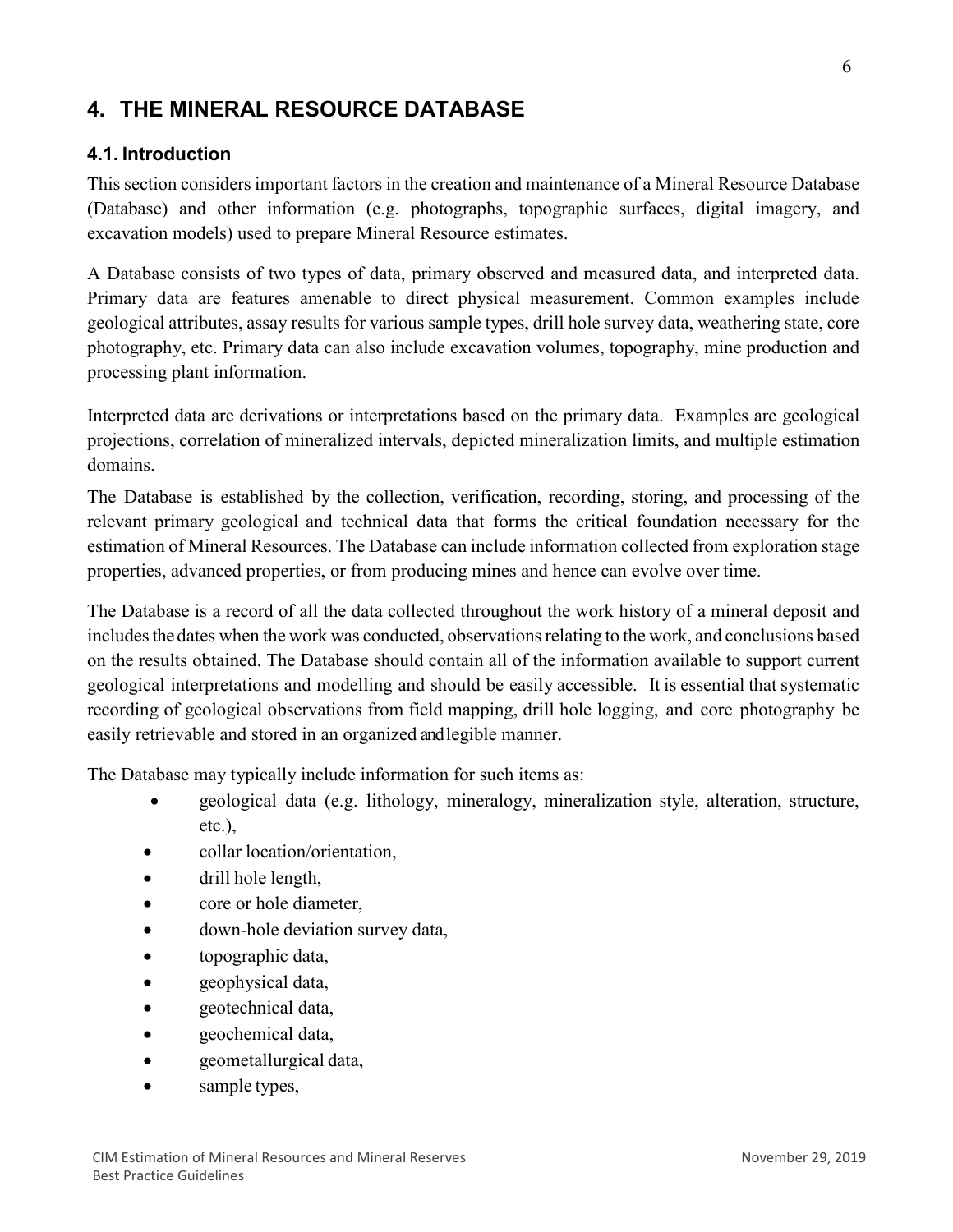# 4. THE MINERAL RESOURCE DATABASE

## 4.1. Introduction

This section considers important factors in the creation and maintenance of a Mineral Resource Database (Database) and other information (e.g. photographs, topographic surfaces, digital imagery, and excavation models) used to prepare Mineral Resource estimates.

A Database consists of two types of data, primary observed and measured data, and interpreted data. Primary data are features amenable to direct physical measurement. Common examples include geological attributes, assay results for various sample types, drill hole survey data, weathering state, core photography, etc. Primary data can also include excavation volumes, topography, mine production and processing plant information.

Interpreted data are derivations or interpretations based on the primary data. Examples are geological projections, correlation of mineralized intervals, depicted mineralization limits, and multiple estimation domains.

The Database is established by the collection, verification, recording, storing, and processing of the relevant primary geological and technical data that forms the critical foundation necessary for the estimation of Mineral Resources. The Database can include information collected from exploration stage properties, advanced properties, or from producing mines and hence can evolve over time.

The Database is a record of all the data collected throughout the work history of a mineral deposit and includes the dates when the work was conducted, observations relating to the work, and conclusions based on the results obtained. The Database should contain all of the information available to support current geological interpretations and modelling and should be easily accessible. It is essential that systematic recording of geological observations from field mapping, drill hole logging, and core photography be easily retrievable and stored in an organized and legible manner.

The Database may typically include information for such items as:

- geological data (e.g. lithology, mineralogy, mineralization style, alteration, structure, etc.),
- collar location/orientation,
- drill hole length,
- core or hole diameter,
- down-hole deviation survey data,
- topographic data,
- geophysical data,
- geotechnical data,
- geochemical data,
- geometallurgical data,
- sample types,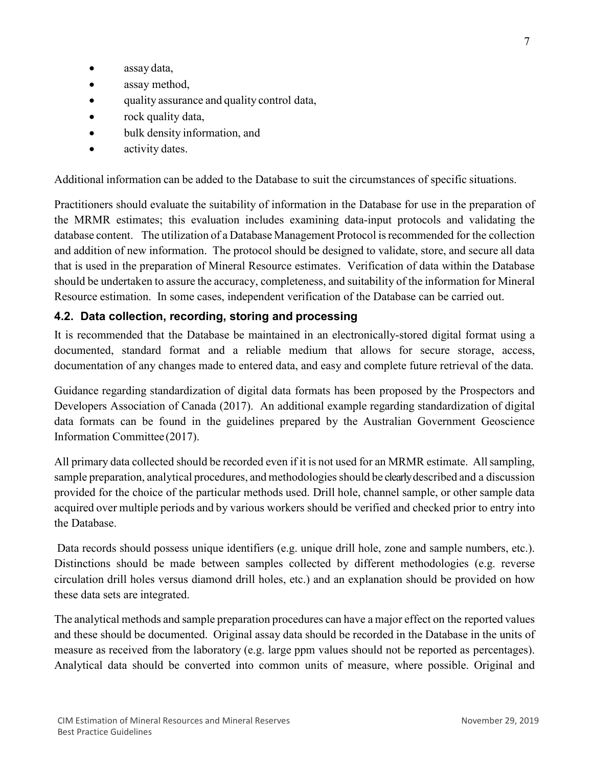- assay data,
- assay method,
- quality assurance and quality control data,
- rock quality data,
- bulk density information, and
- activity dates.

Additional information can be added to the Database to suit the circumstances of specific situations.

Practitioners should evaluate the suitability of information in the Database for use in the preparation of the MRMR estimates; this evaluation includes examining data-input protocols and validating the database content. The utilization of a Database Management Protocol is recommended for the collection and addition of new information. The protocol should be designed to validate, store, and secure all data that is used in the preparation of Mineral Resource estimates. Verification of data within the Database should be undertaken to assure the accuracy, completeness, and suitability of the information for Mineral Resource estimation. In some cases, independent verification of the Database can be carried out.

### 4.2. Data collection, recording, storing and processing

It is recommended that the Database be maintained in an electronically-stored digital format using a documented, standard format and a reliable medium that allows for secure storage, access, documentation of any changes made to entered data, and easy and complete future retrieval of the data.

Guidance regarding standardization of digital data formats has been proposed by the Prospectors and Developers Association of Canada (2017). An additional example regarding standardization of digital data formats can be found in the guidelines prepared by the Australian Government Geoscience Information Committee (2017).

All primary data collected should be recorded even if it is not used for an MRMR estimate. All sampling, sample preparation, analytical procedures, and methodologies should be clearly described and a discussion provided for the choice of the particular methods used. Drill hole, channel sample, or other sample data acquired over multiple periods and by various workers should be verified and checked prior to entry into the Database.

Data records should possess unique identifiers (e.g. unique drill hole, zone and sample numbers, etc.). Distinctions should be made between samples collected by different methodologies (e.g. reverse circulation drill holes versus diamond drill holes, etc.) and an explanation should be provided on how these data sets are integrated.

The analytical methods and sample preparation procedures can have a major effect on the reported values and these should be documented. Original assay data should be recorded in the Database in the units of measure as received from the laboratory (e.g. large ppm values should not be reported as percentages). Analytical data should be converted into common units of measure, where possible. Original and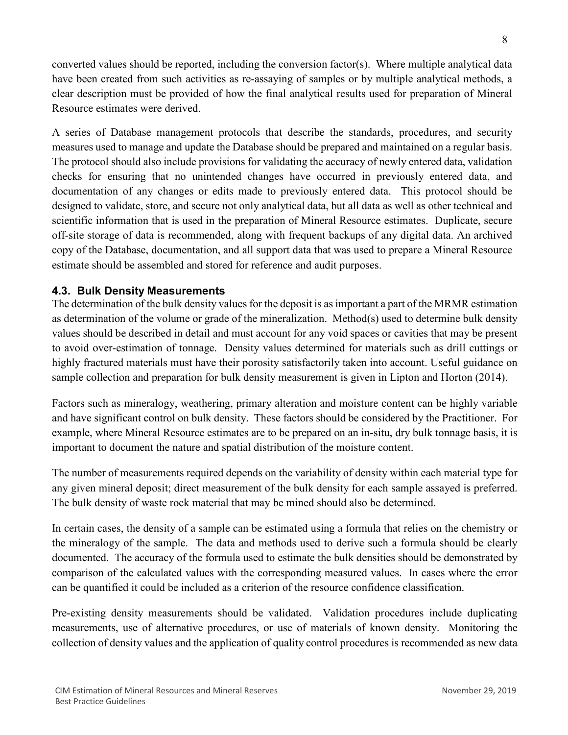converted values should be reported, including the conversion factor(s). Where multiple analytical data have been created from such activities as re-assaying of samples or by multiple analytical methods, a clear description must be provided of how the final analytical results used for preparation of Mineral Resource estimates were derived.

A series of Database management protocols that describe the standards, procedures, and security measures used to manage and update the Database should be prepared and maintained on a regular basis. The protocol should also include provisions for validating the accuracy of newly entered data, validation checks for ensuring that no unintended changes have occurred in previously entered data, and documentation of any changes or edits made to previously entered data. This protocol should be designed to validate, store, and secure not only analytical data, but all data as well as other technical and scientific information that is used in the preparation of Mineral Resource estimates. Duplicate, secure off-site storage of data is recommended, along with frequent backups of any digital data. An archived copy of the Database, documentation, and all support data that was used to prepare a Mineral Resource estimate should be assembled and stored for reference and audit purposes.

### 4.3. Bulk Density Measurements

The determination of the bulk density values for the deposit is as important a part of the MRMR estimation as determination of the volume or grade of the mineralization. Method(s) used to determine bulk density values should be described in detail and must account for any void spaces or cavities that may be present to avoid over-estimation of tonnage. Density values determined for materials such as drill cuttings or highly fractured materials must have their porosity satisfactorily taken into account. Useful guidance on sample collection and preparation for bulk density measurement is given in Lipton and Horton (2014).

Factors such as mineralogy, weathering, primary alteration and moisture content can be highly variable and have significant control on bulk density. These factors should be considered by the Practitioner. For example, where Mineral Resource estimates are to be prepared on an in-situ, dry bulk tonnage basis, it is important to document the nature and spatial distribution of the moisture content.

The number of measurements required depends on the variability of density within each material type for any given mineral deposit; direct measurement of the bulk density for each sample assayed is preferred. The bulk density of waste rock material that may be mined should also be determined.

In certain cases, the density of a sample can be estimated using a formula that relies on the chemistry or the mineralogy of the sample. The data and methods used to derive such a formula should be clearly documented. The accuracy of the formula used to estimate the bulk densities should be demonstrated by comparison of the calculated values with the corresponding measured values. In cases where the error can be quantified it could be included as a criterion of the resource confidence classification.

Pre-existing density measurements should be validated. Validation procedures include duplicating measurements, use of alternative procedures, or use of materials of known density. Monitoring the collection of density values and the application of quality control procedures is recommended as new data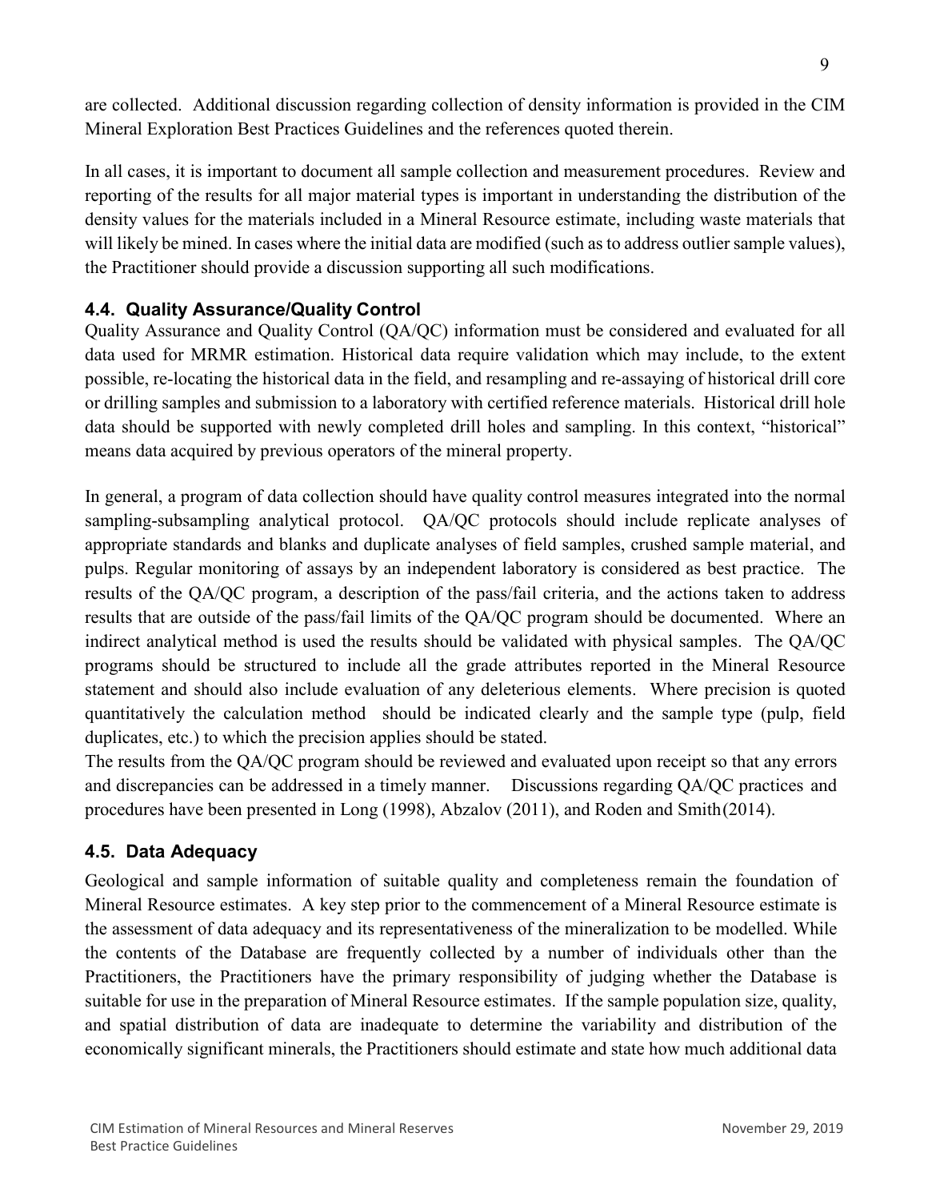are collected. Additional discussion regarding collection of density information is provided in the CIM Mineral Exploration Best Practices Guidelines and the references quoted therein.

In all cases, it is important to document all sample collection and measurement procedures. Review and reporting of the results for all major material types is important in understanding the distribution of the density values for the materials included in a Mineral Resource estimate, including waste materials that will likely be mined. In cases where the initial data are modified (such as to address outlier sample values), the Practitioner should provide a discussion supporting all such modifications.

### 4.4. Quality Assurance/Quality Control

Quality Assurance and Quality Control (QA/QC) information must be considered and evaluated for all data used for MRMR estimation. Historical data require validation which may include, to the extent possible, re-locating the historical data in the field, and resampling and re-assaying of historical drill core or drilling samples and submission to a laboratory with certified reference materials. Historical drill hole data should be supported with newly completed drill holes and sampling. In this context, "historical" means data acquired by previous operators of the mineral property.

In general, a program of data collection should have quality control measures integrated into the normal sampling-subsampling analytical protocol. QA/QC protocols should include replicate analyses of appropriate standards and blanks and duplicate analyses of field samples, crushed sample material, and pulps. Regular monitoring of assays by an independent laboratory is considered as best practice. The results of the QA/QC program, a description of the pass/fail criteria, and the actions taken to address results that are outside of the pass/fail limits of the QA/QC program should be documented. Where an indirect analytical method is used the results should be validated with physical samples. The QA/QC programs should be structured to include all the grade attributes reported in the Mineral Resource statement and should also include evaluation of any deleterious elements. Where precision is quoted quantitatively the calculation method should be indicated clearly and the sample type (pulp, field duplicates, etc.) to which the precision applies should be stated.

The results from the QA/QC program should be reviewed and evaluated upon receipt so that any errors and discrepancies can be addressed in a timely manner. Discussions regarding QA/QC practices and procedures have been presented in Long (1998), Abzalov (2011), and Roden and Smith (2014).

### 4.5. Data Adequacy

Geological and sample information of suitable quality and completeness remain the foundation of Mineral Resource estimates. A key step prior to the commencement of a Mineral Resource estimate is the assessment of data adequacy and its representativeness of the mineralization to be modelled. While the contents of the Database are frequently collected by a number of individuals other than the Practitioners, the Practitioners have the primary responsibility of judging whether the Database is suitable for use in the preparation of Mineral Resource estimates. If the sample population size, quality, and spatial distribution of data are inadequate to determine the variability and distribution of the economically significant minerals, the Practitioners should estimate and state how much additional data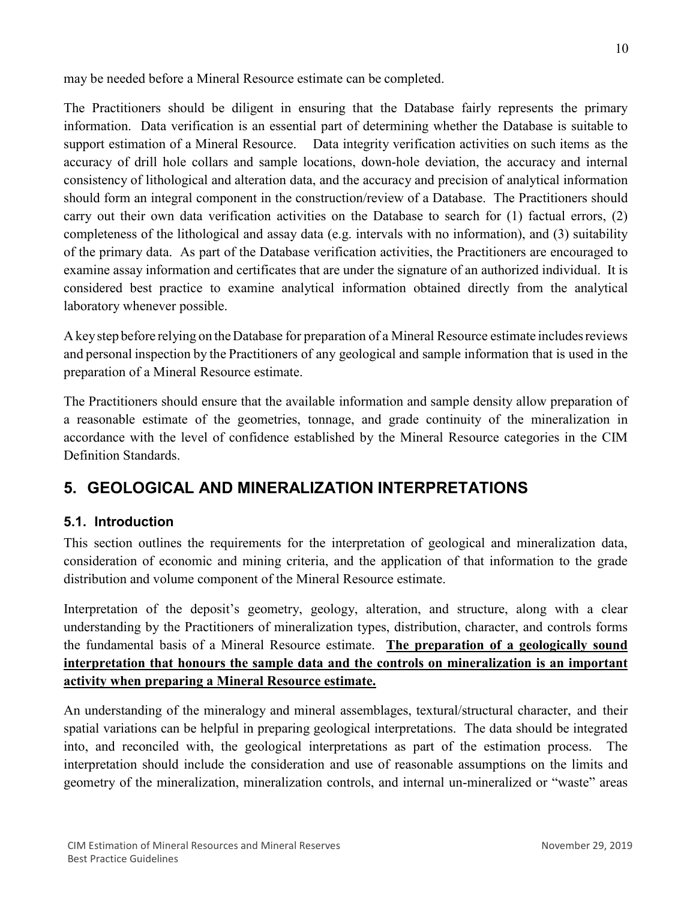may be needed before a Mineral Resource estimate can be completed.

The Practitioners should be diligent in ensuring that the Database fairly represents the primary information. Data verification is an essential part of determining whether the Database is suitable to support estimation of a Mineral Resource. Data integrity verification activities on such items as the accuracy of drill hole collars and sample locations, down-hole deviation, the accuracy and internal consistency of lithological and alteration data, and the accuracy and precision of analytical information should form an integral component in the construction/review of a Database. The Practitioners should carry out their own data verification activities on the Database to search for (1) factual errors, (2) completeness of the lithological and assay data (e.g. intervals with no information), and (3) suitability of the primary data. As part of the Database verification activities, the Practitioners are encouraged to examine assay information and certificates that are under the signature of an authorized individual. It is considered best practice to examine analytical information obtained directly from the analytical laboratory whenever possible.

A key step before relying on the Database for preparation of a Mineral Resource estimate includes reviews and personal inspection by the Practitioners of any geological and sample information that is used in the preparation of a Mineral Resource estimate.

The Practitioners should ensure that the available information and sample density allow preparation of a reasonable estimate of the geometries, tonnage, and grade continuity of the mineralization in accordance with the level of confidence established by the Mineral Resource categories in the CIM Definition Standards.

# 5. GEOLOGICAL AND MINERALIZATION INTERPRETATIONS

## 5.1. Introduction

This section outlines the requirements for the interpretation of geological and mineralization data, consideration of economic and mining criteria, and the application of that information to the grade distribution and volume component of the Mineral Resource estimate.

Interpretation of the deposit's geometry, geology, alteration, and structure, along with a clear understanding by the Practitioners of mineralization types, distribution, character, and controls forms the fundamental basis of a Mineral Resource estimate. **The preparation of a geologically sound interpretation that honours the sample data and the controls on mineralization is an important activity when preparing a Mineral Resource estimate.**

An understanding of the mineralogy and mineral assemblages, textural/structural character, and their spatial variations can be helpful in preparing geological interpretations. The data should be integrated into, and reconciled with, the geological interpretations as part of the estimation process. The interpretation should include the consideration and use of reasonable assumptions on the limits and geometry of the mineralization, mineralization controls, and internal un-mineralized or "waste" areas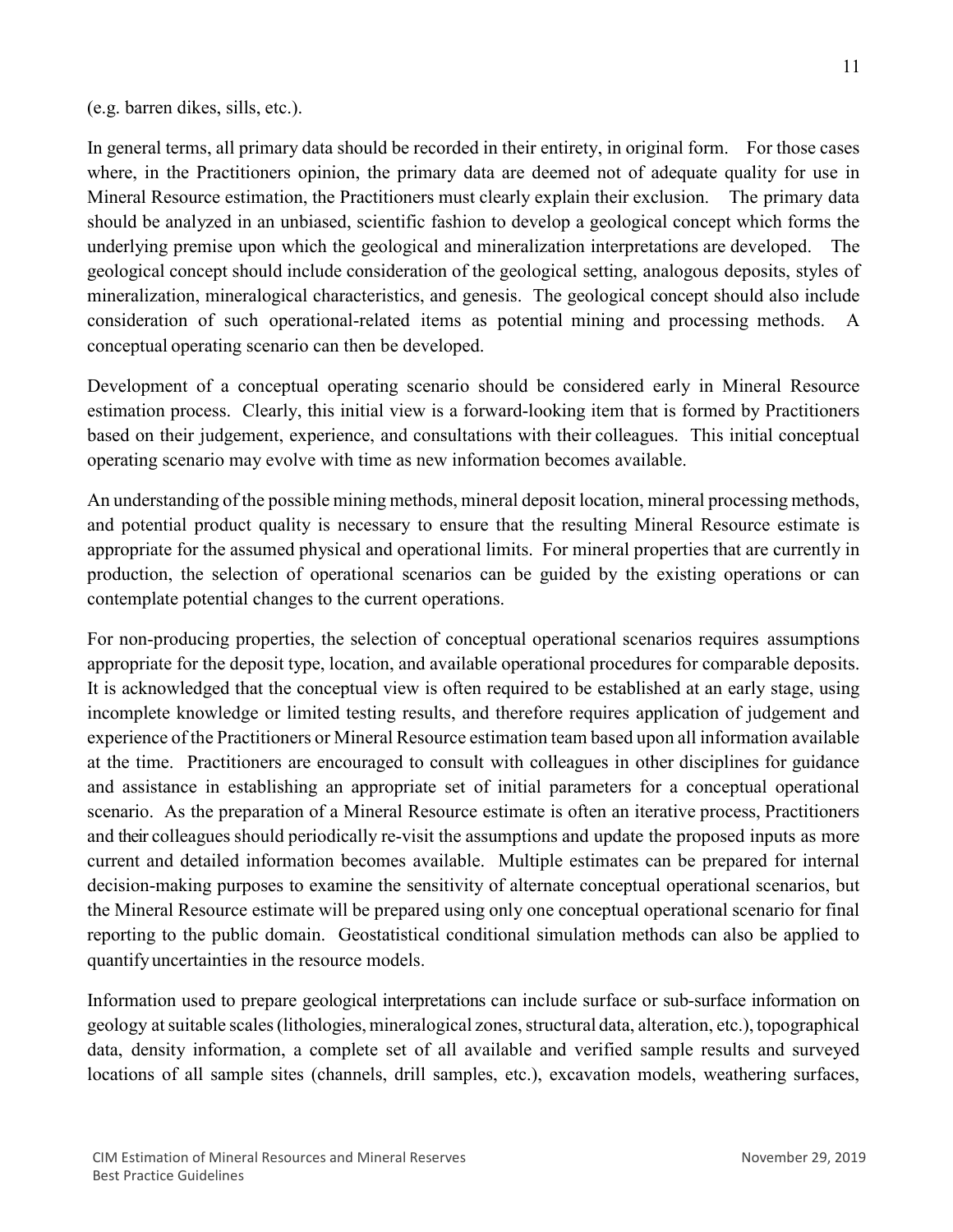(e.g. barren dikes, sills, etc.).

In general terms, all primary data should be recorded in their entirety, in original form. For those cases where, in the Practitioners opinion, the primary data are deemed not of adequate quality for use in Mineral Resource estimation, the Practitioners must clearly explain their exclusion. The primary data should be analyzed in an unbiased, scientific fashion to develop a geological concept which forms the underlying premise upon which the geological and mineralization interpretations are developed. The geological concept should include consideration of the geological setting, analogous deposits, styles of mineralization, mineralogical characteristics, and genesis. The geological concept should also include consideration of such operational-related items as potential mining and processing methods. A conceptual operating scenario can then be developed.

Development of a conceptual operating scenario should be considered early in Mineral Resource estimation process. Clearly, this initial view is a forward-looking item that is formed by Practitioners based on their judgement, experience, and consultations with their colleagues. This initial conceptual operating scenario may evolve with time as new information becomes available.

An understanding of the possible mining methods, mineral deposit location, mineral processing methods, and potential product quality is necessary to ensure that the resulting Mineral Resource estimate is appropriate for the assumed physical and operational limits. For mineral properties that are currently in production, the selection of operational scenarios can be guided by the existing operations or can contemplate potential changes to the current operations.

For non-producing properties, the selection of conceptual operational scenarios requires assumptions appropriate for the deposit type, location, and available operational procedures for comparable deposits. It is acknowledged that the conceptual view is often required to be established at an early stage, using incomplete knowledge or limited testing results, and therefore requires application of judgement and experience of the Practitioners or Mineral Resource estimation team based upon all information available at the time. Practitioners are encouraged to consult with colleagues in other disciplines for guidance and assistance in establishing an appropriate set of initial parameters for a conceptual operational scenario. As the preparation of a Mineral Resource estimate is often an iterative process, Practitioners and their colleagues should periodically re-visit the assumptions and update the proposed inputs as more current and detailed information becomes available. Multiple estimates can be prepared for internal decision-making purposes to examine the sensitivity of alternate conceptual operational scenarios, but the Mineral Resource estimate will be prepared using only one conceptual operational scenario for final reporting to the public domain. Geostatistical conditional simulation methods can also be applied to quantify uncertainties in the resource models.

Information used to prepare geological interpretations can include surface or sub-surface information on geology at suitable scales (lithologies, mineralogical zones, structural data, alteration, etc.), topographical data, density information, a complete set of all available and verified sample results and surveyed locations of all sample sites (channels, drill samples, etc.), excavation models, weathering surfaces,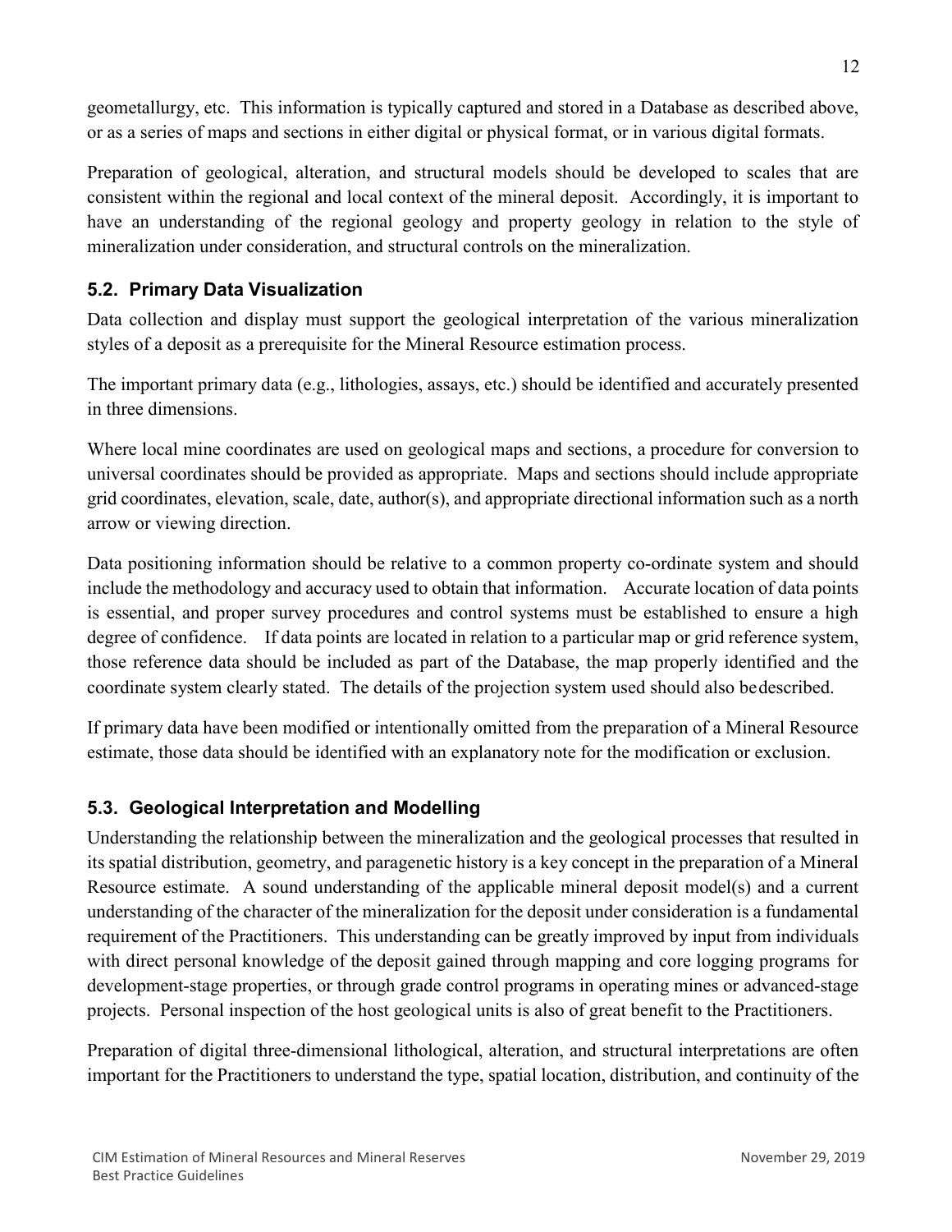geometallurgy, etc. This information is typically captured and stored in a Database as described above, or as a series of maps and sections in either digital or physical format, or in various digital formats.

Preparation of geological, alteration, and structural models should be developed to scales that are consistent within the regional and local context of the mineral deposit. Accordingly, it is important to have an understanding of the regional geology and property geology in relation to the style of mineralization under consideration, and structural controls on the mineralization.

## 5.2. Primary Data Visualization

Data collection and display must support the geological interpretation of the various mineralization styles of a deposit as a prerequisite for the Mineral Resource estimation process.

The important primary data (e.g., lithologies, assays, etc.) should be identified and accurately presented in three dimensions.

Where local mine coordinates are used on geological maps and sections, a procedure for conversion to universal coordinates should be provided as appropriate. Maps and sections should include appropriate grid coordinates, elevation, scale, date, author(s), and appropriate directional information such as a north arrow or viewing direction.

Data positioning information should be relative to a common property co-ordinate system and should include the methodology and accuracy used to obtain that information. Accurate location of data points is essential, and proper survey procedures and control systems must be established to ensure a high degree of confidence. If data points are located in relation to a particular map or grid reference system, those reference data should be included as part of the Database, the map properly identified and the coordinate system clearly stated. The details of the projection system used should also be described.

If primary data have been modified or intentionally omitted from the preparation of a Mineral Resource estimate, those data should be identified with an explanatory note for the modification or exclusion.

## 5.3. Geological Interpretation and Modelling

Understanding the relationship between the mineralization and the geological processes that resulted in its spatial distribution, geometry, and paragenetic history is a key concept in the preparation of a Mineral Resource estimate. A sound understanding of the applicable mineral deposit model(s) and a current understanding of the character of the mineralization for the deposit under consideration is a fundamental requirement of the Practitioners. This understanding can be greatly improved by input from individuals with direct personal knowledge of the deposit gained through mapping and core logging programs for development-stage properties, or through grade control programs in operating mines or advanced-stage projects. Personal inspection of the host geological units is also of great benefit to the Practitioners.

Preparation of digital three-dimensional lithological, alteration, and structural interpretations are often important for the Practitioners to understand the type, spatial location, distribution, and continuity of the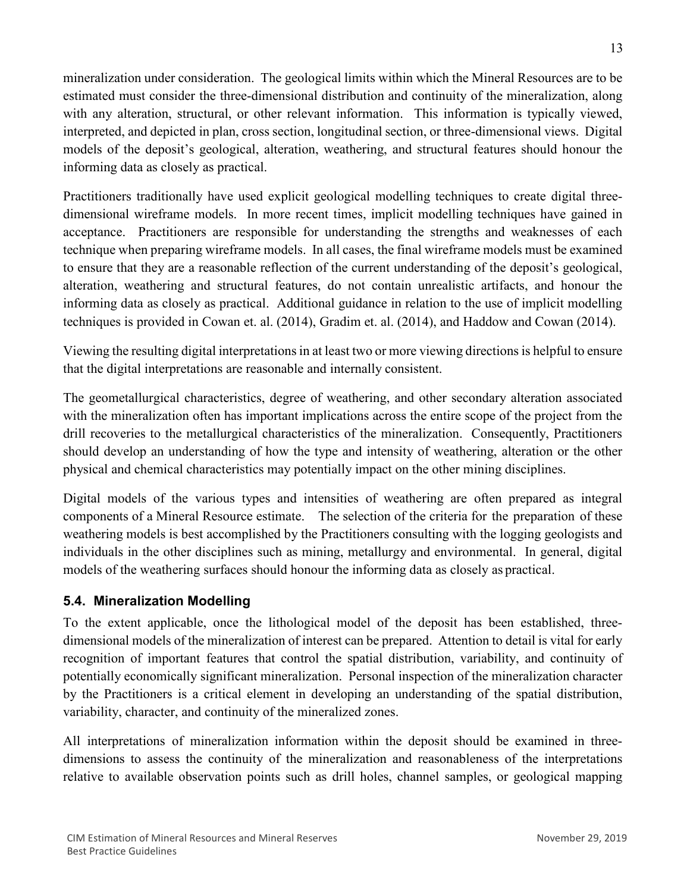mineralization under consideration. The geological limits within which the Mineral Resources are to be estimated must consider the three-dimensional distribution and continuity of the mineralization, along with any alteration, structural, or other relevant information. This information is typically viewed, interpreted, and depicted in plan, cross section, longitudinal section, or three-dimensional views. Digital models of the deposit's geological, alteration, weathering, and structural features should honour the informing data as closely as practical.

Practitioners traditionally have used explicit geological modelling techniques to create digital three-dimensional wireframe models. In more recent times, implicit modelling techniques have gained in acceptance. Practitioners are responsible for understanding the strengths and weaknesses of each technique when preparing wireframe models. In all cases, the final wireframe models must be examined to ensure that they are a reasonable reflection of the current understanding of the deposit's geological, alteration, weathering and structural features, do not contain unrealistic artifacts, and honour the informing data as closely as practical. Additional guidance in relation to the use of implicit modelling techniques is provided in Cowan et. al. (2014), Gradim et. al. (2014), and Haddow and Cowan (2014).

Viewing the resulting digital interpretations in at least two or more viewing directions is helpful to ensure that the digital interpretations are reasonable and internally consistent.

The geometallurgical characteristics, degree of weathering, and other secondary alteration associated with the mineralization often has important implications across the entire scope of the project from the drill recoveries to the metallurgical characteristics of the mineralization. Consequently, Practitioners should develop an understanding of how the type and intensity of weathering, alteration or the other physical and chemical characteristics may potentially impact on the other mining disciplines.

Digital models of the various types and intensities of weathering are often prepared as integral components of a Mineral Resource estimate. The selection of the criteria for the preparation of these weathering models is best accomplished by the Practitioners consulting with the logging geologists and individuals in the other disciplines such as mining, metallurgy and environmental. In general, digital models of the weathering surfaces should honour the informing data as closely as practical.

### 5.4. Mineralization Modelling

To the extent applicable, once the lithological model of the deposit has been established, three-dimensional models of the mineralization of interest can be prepared. Attention to detail is vital for early recognition of important features that control the spatial distribution, variability, and continuity of potentially economically significant mineralization. Personal inspection of the mineralization character by the Practitioners is a critical element in developing an understanding of the spatial distribution, variability, character, and continuity of the mineralized zones.

All interpretations of mineralization information within the deposit should be examined in three-dimensions to assess the continuity of the mineralization and reasonableness of the interpretations relative to available observation points such as drill holes, channel samples, or geological mapping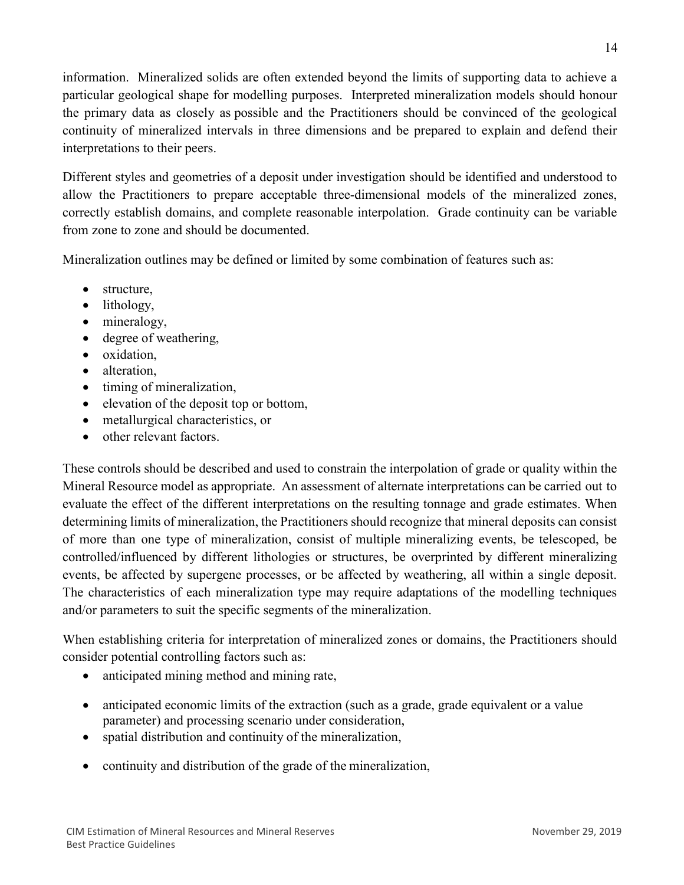information. Mineralized solids are often extended beyond the limits of supporting data to achieve a particular geological shape for modelling purposes. Interpreted mineralization models should honour the primary data as closely as possible and the Practitioners should be convinced of the geological continuity of mineralized intervals in three dimensions and be prepared to explain and defend their interpretations to their peers.

Different styles and geometries of a deposit under investigation should be identified and understood to allow the Practitioners to prepare acceptable three-dimensional models of the mineralized zones, correctly establish domains, and complete reasonable interpolation. Grade continuity can be variable from zone to zone and should be documented.

Mineralization outlines may be defined or limited by some combination of features such as:

- structure,
- lithology,
- mineralogy,
- degree of weathering,
- oxidation,
- alteration,
- timing of mineralization,
- elevation of the deposit top or bottom,
- metallurgical characteristics, or
- other relevant factors.

These controls should be described and used to constrain the interpolation of grade or quality within the Mineral Resource model as appropriate. An assessment of alternate interpretations can be carried out to evaluate the effect of the different interpretations on the resulting tonnage and grade estimates. When determining limits of mineralization, the Practitioners should recognize that mineral deposits can consist of more than one type of mineralization, consist of multiple mineralizing events, be telescoped, be controlled/influenced by different lithologies or structures, be overprinted by different mineralizing events, be affected by supergene processes, or be affected by weathering, all within a single deposit. The characteristics of each mineralization type may require adaptations of the modelling techniques and/or parameters to suit the specific segments of the mineralization.

When establishing criteria for interpretation of mineralized zones or domains, the Practitioners should consider potential controlling factors such as:

- anticipated mining method and mining rate,
- anticipated economic limits of the extraction (such as a grade, grade equivalent or a value parameter) and processing scenario under consideration,
- spatial distribution and continuity of the mineralization,
- continuity and distribution of the grade of the mineralization,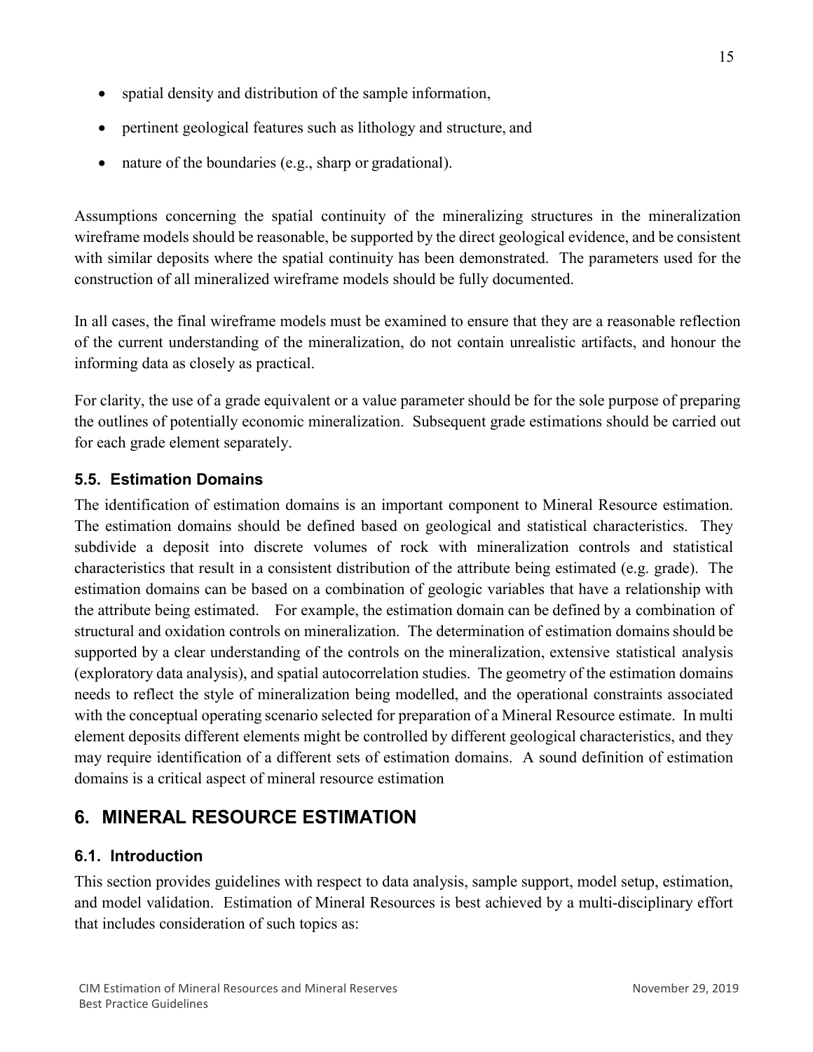- spatial density and distribution of the sample information,
- pertinent geological features such as lithology and structure, and
- nature of the boundaries (e.g., sharp or gradational).

Assumptions concerning the spatial continuity of the mineralizing structures in the mineralization wireframe models should be reasonable, be supported by the direct geological evidence, and be consistent with similar deposits where the spatial continuity has been demonstrated. The parameters used for the construction of all mineralized wireframe models should be fully documented.

In all cases, the final wireframe models must be examined to ensure that they are a reasonable reflection of the current understanding of the mineralization, do not contain unrealistic artifacts, and honour the informing data as closely as practical.

For clarity, the use of a grade equivalent or a value parameter should be for the sole purpose of preparing the outlines of potentially economic mineralization. Subsequent grade estimations should be carried out for each grade element separately.

### 5.5. Estimation Domains

The identification of estimation domains is an important component to Mineral Resource estimation. The estimation domains should be defined based on geological and statistical characteristics. They subdivide a deposit into discrete volumes of rock with mineralization controls and statistical characteristics that result in a consistent distribution of the attribute being estimated (e.g. grade). The estimation domains can be based on a combination of geologic variables that have a relationship with the attribute being estimated. For example, the estimation domain can be defined by a combination of structural and oxidation controls on mineralization. The determination of estimation domains should be supported by a clear understanding of the controls on the mineralization, extensive statistical analysis (exploratory data analysis), and spatial autocorrelation studies. The geometry of the estimation domains needs to reflect the style of mineralization being modelled, and the operational constraints associated with the conceptual operating scenario selected for preparation of a Mineral Resource estimate. In multi element deposits different elements might be controlled by different geological characteristics, and they may require identification of a different sets of estimation domains. A sound definition of estimation domains is a critical aspect of mineral resource estimation

## 6. MINERAL RESOURCE ESTIMATION

### 6.1. Introduction

This section provides guidelines with respect to data analysis, sample support, model setup, estimation, and model validation. Estimation of Mineral Resources is best achieved by a multi-disciplinary effort that includes consideration of such topics as: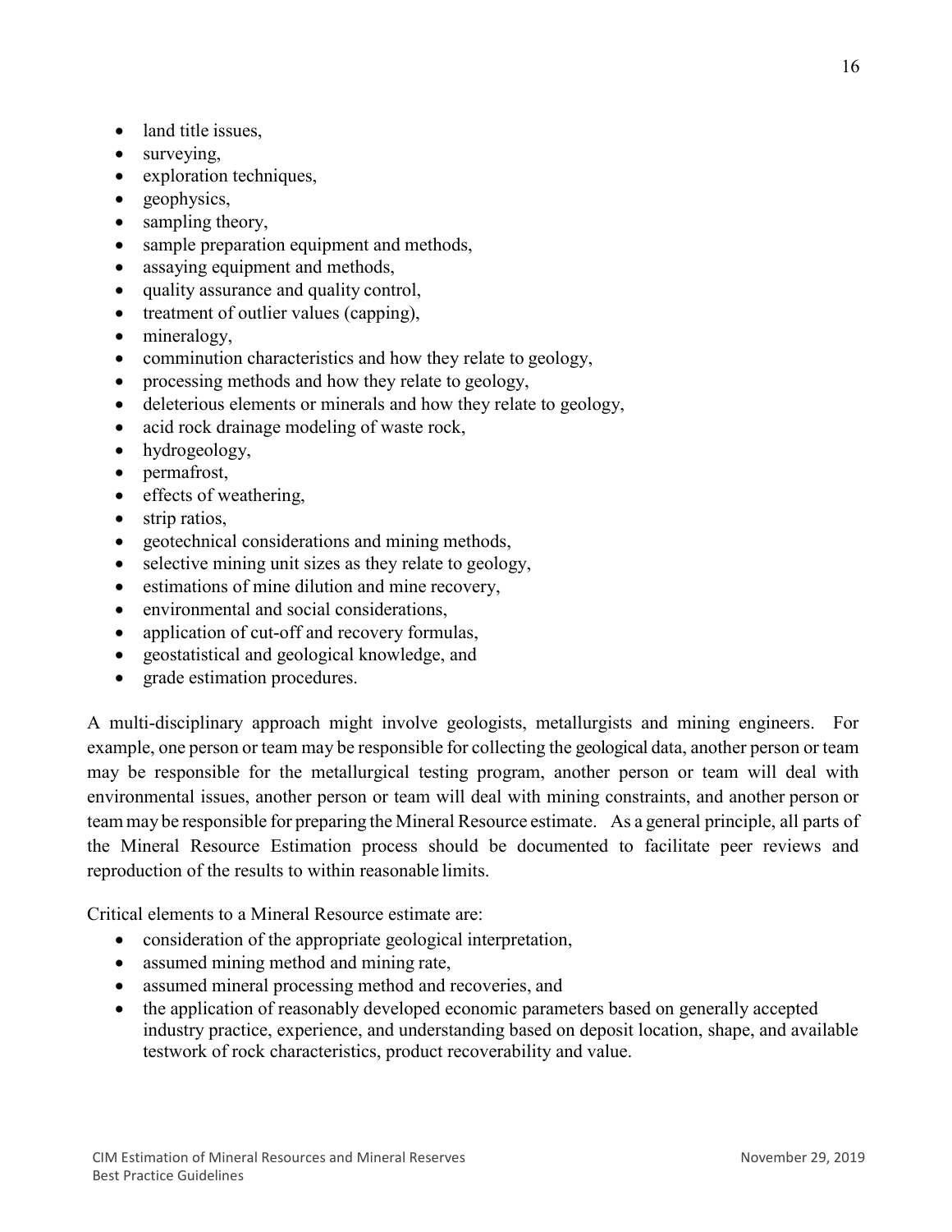- land title issues,
- surveying,
- exploration techniques,
- geophysics,
- sampling theory,
- sample preparation equipment and methods,
- assaying equipment and methods,
- quality assurance and quality control,
- treatment of outlier values (capping),
- mineralogy,
- comminution characteristics and how they relate to geology,
- processing methods and how they relate to geology,
- deleterious elements or minerals and how they relate to geology,
- acid rock drainage modeling of waste rock,
- hydrogeology,
- permafrost,
- effects of weathering,
- strip ratios,
- geotechnical considerations and mining methods,
- selective mining unit sizes as they relate to geology,
- estimations of mine dilution and mine recovery,
- environmental and social considerations,
- application of cut-off and recovery formulas,
- geostatistical and geological knowledge, and
- grade estimation procedures.

A multi-disciplinary approach might involve geologists, metallurgists and mining engineers. For example, one person or team may be responsible for collecting the geological data, another person or team may be responsible for the metallurgical testing program, another person or team will deal with environmental issues, another person or team will deal with mining constraints, and another person or team may be responsible for preparing the Mineral Resource estimate. As a general principle, all parts of the Mineral Resource Estimation process should be documented to facilitate peer reviews and reproduction of the results to within reasonable limits.

Critical elements to a Mineral Resource estimate are:

- consideration of the appropriate geological interpretation,
- assumed mining method and mining rate,
- assumed mineral processing method and recoveries, and
- the application of reasonably developed economic parameters based on generally accepted industry practice, experience, and understanding based on deposit location, shape, and available testwork of rock characteristics, product recoverability and value.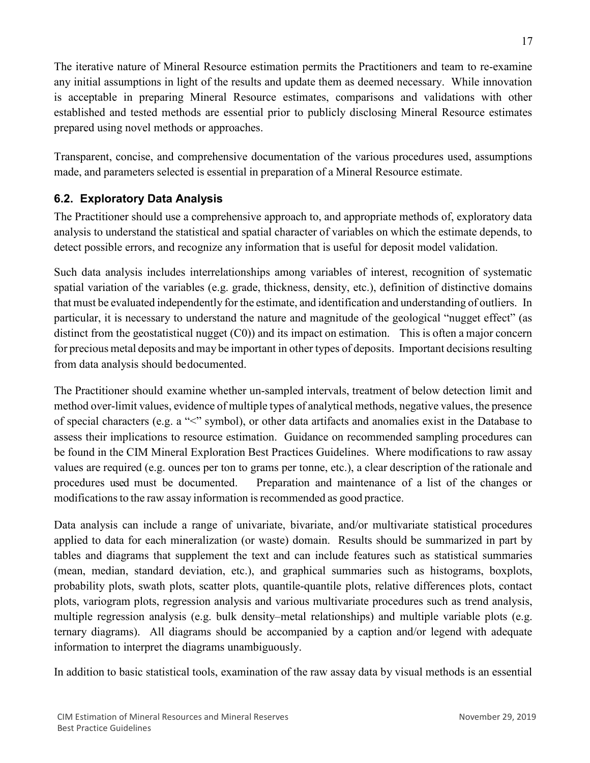The iterative nature of Mineral Resource estimation permits the Practitioners and team to re-examine any initial assumptions in light of the results and update them as deemed necessary. While innovation is acceptable in preparing Mineral Resource estimates, comparisons and validations with other established and tested methods are essential prior to publicly disclosing Mineral Resource estimates prepared using novel methods or approaches.

Transparent, concise, and comprehensive documentation of the various procedures used, assumptions made, and parameters selected is essential in preparation of a Mineral Resource estimate.

## 6.2. Exploratory Data Analysis

The Practitioner should use a comprehensive approach to, and appropriate methods of, exploratory data analysis to understand the statistical and spatial character of variables on which the estimate depends, to detect possible errors, and recognize any information that is useful for deposit model validation.

Such data analysis includes interrelationships among variables of interest, recognition of systematic spatial variation of the variables (e.g. grade, thickness, density, etc.), definition of distinctive domains that must be evaluated independently for the estimate, and identification and understanding of outliers. In particular, it is necessary to understand the nature and magnitude of the geological "nugget effect" (as distinct from the geostatistical nugget ($C0$)) and its impact on estimation. This is often a major concern for precious metal deposits and may be important in other types of deposits. Important decisions resulting from data analysis should be documented.

The Practitioner should examine whether un-sampled intervals, treatment of below detection limit and method over-limit values, evidence of multiple types of analytical methods, negative values, the presence of special characters (e.g. a "<" symbol), or other data artifacts and anomalies exist in the Database to assess their implications to resource estimation. Guidance on recommended sampling procedures can be found in the CIM Mineral Exploration Best Practices Guidelines. Where modifications to raw assay values are required (e.g. ounces per ton to grams per tonne, etc.), a clear description of the rationale and procedures used must be documented. Preparation and maintenance of a list of the changes or modifications to the raw assay information is recommended as good practice.

Data analysis can include a range of univariate, bivariate, and/or multivariate statistical procedures applied to data for each mineralization (or waste) domain. Results should be summarized in part by tables and diagrams that supplement the text and can include features such as statistical summaries (mean, median, standard deviation, etc.), and graphical summaries such as histograms, boxplots, probability plots, swath plots, scatter plots, quantile-quantile plots, relative differences plots, contact plots, variogram plots, regression analysis and various multivariate procedures such as trend analysis, multiple regression analysis (e.g. bulk density–metal relationships) and multiple variable plots (e.g. ternary diagrams). All diagrams should be accompanied by a caption and/or legend with adequate information to interpret the diagrams unambiguously.

In addition to basic statistical tools, examination of the raw assay data by visual methods is an essential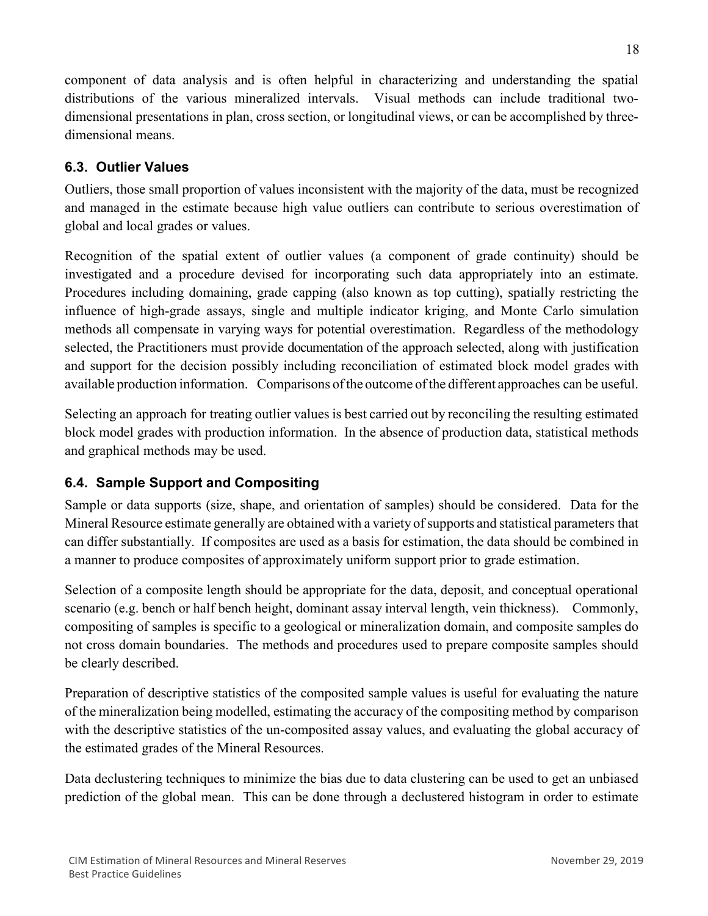component of data analysis and is often helpful in characterizing and understanding the spatial distributions of the various mineralized intervals. Visual methods can include traditional two-dimensional presentations in plan, cross section, or longitudinal views, or can be accomplished by three-dimensional means.

### 6.3. Outlier Values

Outliers, those small proportion of values inconsistent with the majority of the data, must be recognized and managed in the estimate because high value outliers can contribute to serious overestimation of global and local grades or values.

Recognition of the spatial extent of outlier values (a component of grade continuity) should be investigated and a procedure devised for incorporating such data appropriately into an estimate. Procedures including domaining, grade capping (also known as top cutting), spatially restricting the influence of high-grade assays, single and multiple indicator kriging, and Monte Carlo simulation methods all compensate in varying ways for potential overestimation. Regardless of the methodology selected, the Practitioners must provide documentation of the approach selected, along with justification and support for the decision possibly including reconciliation of estimated block model grades with available production information. Comparisons of the outcome of the different approaches can be useful.

Selecting an approach for treating outlier values is best carried out by reconciling the resulting estimated block model grades with production information. In the absence of production data, statistical methods and graphical methods may be used.

### 6.4. Sample Support and Compositing

Sample or data supports (size, shape, and orientation of samples) should be considered. Data for the Mineral Resource estimate generally are obtained with a variety of supports and statistical parameters that can differ substantially. If composites are used as a basis for estimation, the data should be combined in a manner to produce composites of approximately uniform support prior to grade estimation.

Selection of a composite length should be appropriate for the data, deposit, and conceptual operational scenario (e.g. bench or half bench height, dominant assay interval length, vein thickness). Commonly, compositing of samples is specific to a geological or mineralization domain, and composite samples do not cross domain boundaries. The methods and procedures used to prepare composite samples should be clearly described.

Preparation of descriptive statistics of the composited sample values is useful for evaluating the nature of the mineralization being modelled, estimating the accuracy of the compositing method by comparison with the descriptive statistics of the un-composited assay values, and evaluating the global accuracy of the estimated grades of the Mineral Resources.

Data declustering techniques to minimize the bias due to data clustering can be used to get an unbiased prediction of the global mean. This can be done through a declustered histogram in order to estimate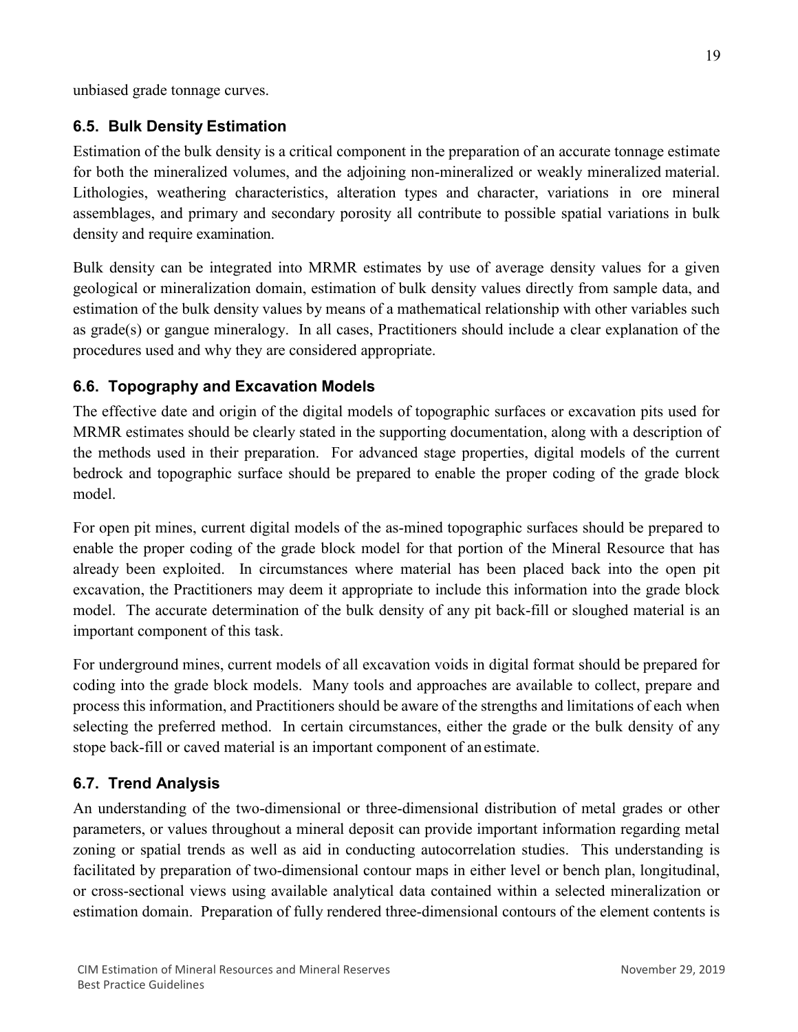unbiased grade tonnage curves.

## 6.5. Bulk Density Estimation

Estimation of the bulk density is a critical component in the preparation of an accurate tonnage estimate for both the mineralized volumes, and the adjoining non-mineralized or weakly mineralized material. Lithologies, weathering characteristics, alteration types and character, variations in ore mineral assemblages, and primary and secondary porosity all contribute to possible spatial variations in bulk density and require examination.

Bulk density can be integrated into MRMR estimates by use of average density values for a given geological or mineralization domain, estimation of bulk density values directly from sample data, and estimation of the bulk density values by means of a mathematical relationship with other variables such as grade(s) or gangue mineralogy. In all cases, Practitioners should include a clear explanation of the procedures used and why they are considered appropriate.

## 6.6. Topography and Excavation Models

The effective date and origin of the digital models of topographic surfaces or excavation pits used for MRMR estimates should be clearly stated in the supporting documentation, along with a description of the methods used in their preparation. For advanced stage properties, digital models of the current bedrock and topographic surface should be prepared to enable the proper coding of the grade block model.

For open pit mines, current digital models of the as-mined topographic surfaces should be prepared to enable the proper coding of the grade block model for that portion of the Mineral Resource that has already been exploited. In circumstances where material has been placed back into the open pit excavation, the Practitioners may deem it appropriate to include this information into the grade block model. The accurate determination of the bulk density of any pit back-fill or sloughed material is an important component of this task.

For underground mines, current models of all excavation voids in digital format should be prepared for coding into the grade block models. Many tools and approaches are available to collect, prepare and process this information, and Practitioners should be aware of the strengths and limitations of each when selecting the preferred method. In certain circumstances, either the grade or the bulk density of any stope back-fill or caved material is an important component of an estimate.

## 6.7. Trend Analysis

An understanding of the two-dimensional or three-dimensional distribution of metal grades or other parameters, or values throughout a mineral deposit can provide important information regarding metal zoning or spatial trends as well as aid in conducting autocorrelation studies. This understanding is facilitated by preparation of two-dimensional contour maps in either level or bench plan, longitudinal, or cross-sectional views using available analytical data contained within a selected mineralization or estimation domain. Preparation of fully rendered three-dimensional contours of the element contents is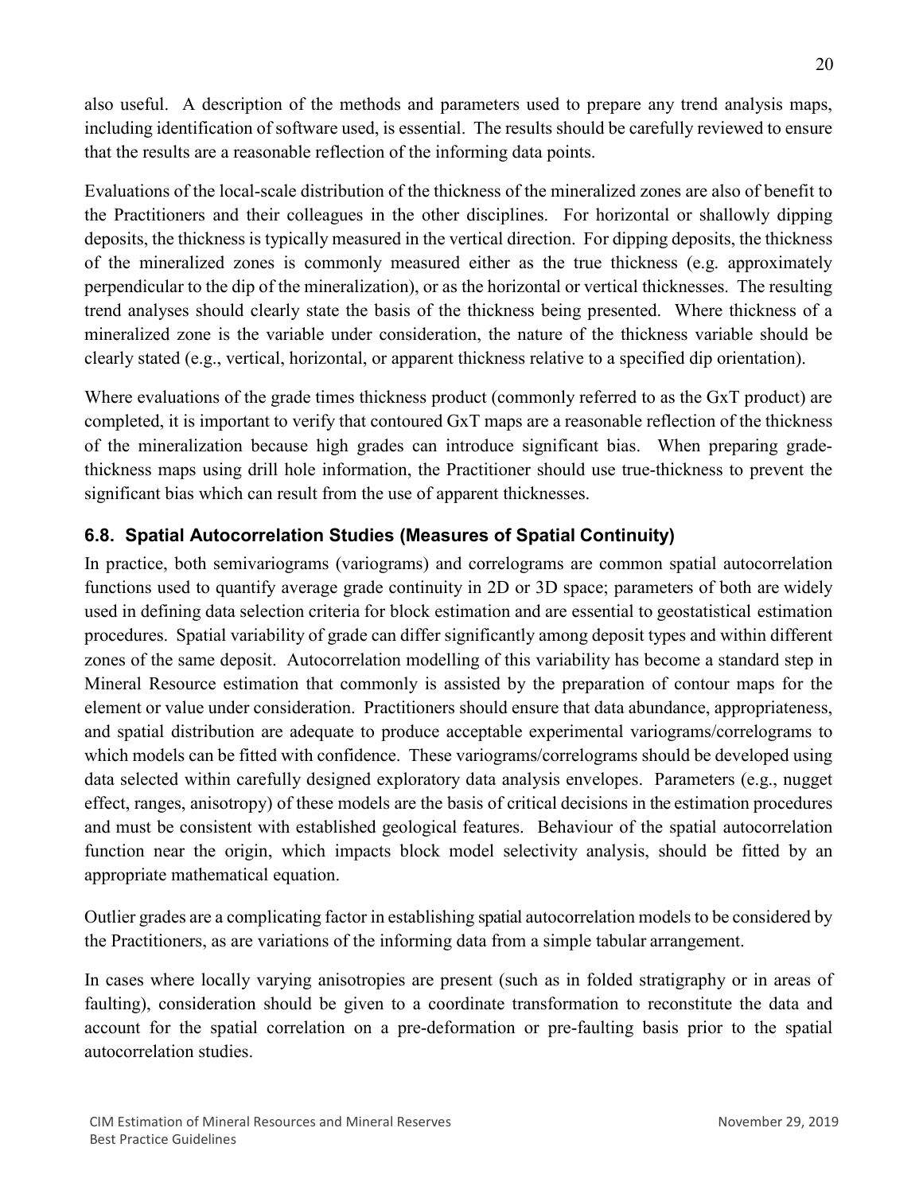also useful. A description of the methods and parameters used to prepare any trend analysis maps, including identification of software used, is essential. The results should be carefully reviewed to ensure that the results are a reasonable reflection of the informing data points.

Evaluations of the local-scale distribution of the thickness of the mineralized zones are also of benefit to the Practitioners and their colleagues in the other disciplines. For horizontal or shallowly dipping deposits, the thickness is typically measured in the vertical direction. For dipping deposits, the thickness of the mineralized zones is commonly measured either as the true thickness (e.g. approximately perpendicular to the dip of the mineralization), or as the horizontal or vertical thicknesses. The resulting trend analyses should clearly state the basis of the thickness being presented. Where thickness of a mineralized zone is the variable under consideration, the nature of the thickness variable should be clearly stated (e.g., vertical, horizontal, or apparent thickness relative to a specified dip orientation).

Where evaluations of the grade times thickness product (commonly referred to as the GxT product) are completed, it is important to verify that contoured GxT maps are a reasonable reflection of the thickness of the mineralization because high grades can introduce significant bias. When preparing grade-thickness maps using drill hole information, the Practitioner should use true-thickness to prevent the significant bias which can result from the use of apparent thicknesses.

## 6.8. Spatial Autocorrelation Studies (Measures of Spatial Continuity)

In practice, both semivariograms (variograms) and correlograms are common spatial autocorrelation functions used to quantify average grade continuity in 2D or 3D space; parameters of both are widely used in defining data selection criteria for block estimation and are essential to geostatistical estimation procedures. Spatial variability of grade can differ significantly among deposit types and within different zones of the same deposit. Autocorrelation modelling of this variability has become a standard step in Mineral Resource estimation that commonly is assisted by the preparation of contour maps for the element or value under consideration. Practitioners should ensure that data abundance, appropriateness, and spatial distribution are adequate to produce acceptable experimental variograms/correlograms to which models can be fitted with confidence. These variograms/correlograms should be developed using data selected within carefully designed exploratory data analysis envelopes. Parameters (e.g., nugget effect, ranges, anisotropy) of these models are the basis of critical decisions in the estimation procedures and must be consistent with established geological features. Behaviour of the spatial autocorrelation function near the origin, which impacts block model selectivity analysis, should be fitted by an appropriate mathematical equation.

Outlier grades are a complicating factor in establishing spatial autocorrelation models to be considered by the Practitioners, as are variations of the informing data from a simple tabular arrangement.

In cases where locally varying anisotropies are present (such as in folded stratigraphy or in areas of faulting), consideration should be given to a coordinate transformation to reconstitute the data and account for the spatial correlation on a pre-deformation or pre-faulting basis prior to the spatial autocorrelation studies.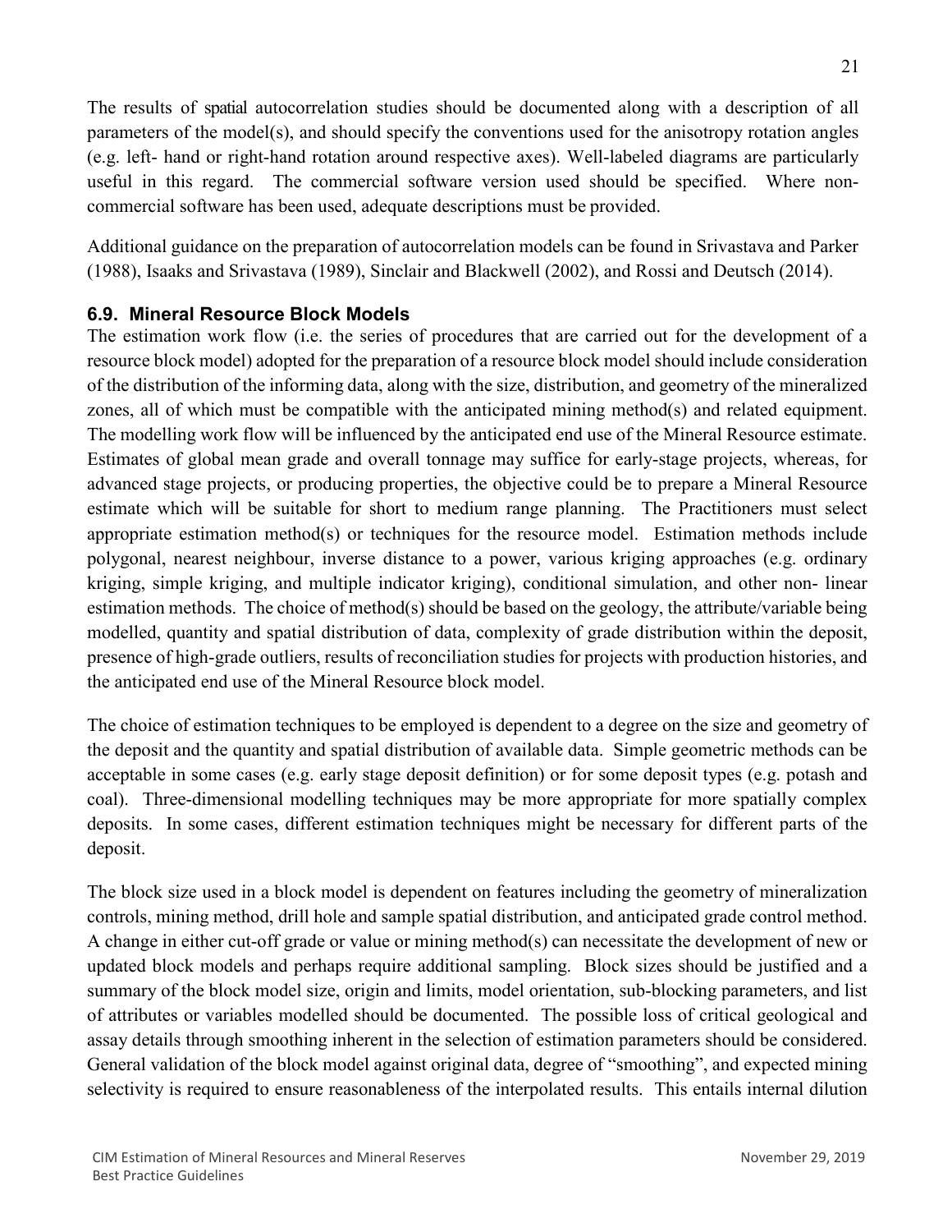The results of spatial autocorrelation studies should be documented along with a description of all parameters of the model(s), and should specify the conventions used for the anisotropy rotation angles (e.g. left- hand or right-hand rotation around respective axes). Well-labeled diagrams are particularly useful in this regard. The commercial software version used should be specified. Where non-commercial software has been used, adequate descriptions must be provided.

Additional guidance on the preparation of autocorrelation models can be found in Srivastava and Parker (1988), Isaaks and Srivastava (1989), Sinclair and Blackwell (2002), and Rossi and Deutsch (2014).

### 6.9. Mineral Resource Block Models

The estimation work flow (i.e. the series of procedures that are carried out for the development of a resource block model) adopted for the preparation of a resource block model should include consideration of the distribution of the informing data, along with the size, distribution, and geometry of the mineralized zones, all of which must be compatible with the anticipated mining method(s) and related equipment. The modelling work flow will be influenced by the anticipated end use of the Mineral Resource estimate. Estimates of global mean grade and overall tonnage may suffice for early-stage projects, whereas, for advanced stage projects, or producing properties, the objective could be to prepare a Mineral Resource estimate which will be suitable for short to medium range planning. The Practitioners must select appropriate estimation method(s) or techniques for the resource model. Estimation methods include polygonal, nearest neighbour, inverse distance to a power, various kriging approaches (e.g. ordinary kriging, simple kriging, and multiple indicator kriging), conditional simulation, and other non- linear estimation methods. The choice of method(s) should be based on the geology, the attribute/variable being modelled, quantity and spatial distribution of data, complexity of grade distribution within the deposit, presence of high-grade outliers, results of reconciliation studies for projects with production histories, and the anticipated end use of the Mineral Resource block model.

The choice of estimation techniques to be employed is dependent to a degree on the size and geometry of the deposit and the quantity and spatial distribution of available data. Simple geometric methods can be acceptable in some cases (e.g. early stage deposit definition) or for some deposit types (e.g. potash and coal). Three-dimensional modelling techniques may be more appropriate for more spatially complex deposits. In some cases, different estimation techniques might be necessary for different parts of the deposit.

The block size used in a block model is dependent on features including the geometry of mineralization controls, mining method, drill hole and sample spatial distribution, and anticipated grade control method. A change in either cut-off grade or value or mining method(s) can necessitate the development of new or updated block models and perhaps require additional sampling. Block sizes should be justified and a summary of the block model size, origin and limits, model orientation, sub-blocking parameters, and list of attributes or variables modelled should be documented. The possible loss of critical geological and assay details through smoothing inherent in the selection of estimation parameters should be considered. General validation of the block model against original data, degree of "smoothing", and expected mining selectivity is required to ensure reasonableness of the interpolated results. This entails internal dilution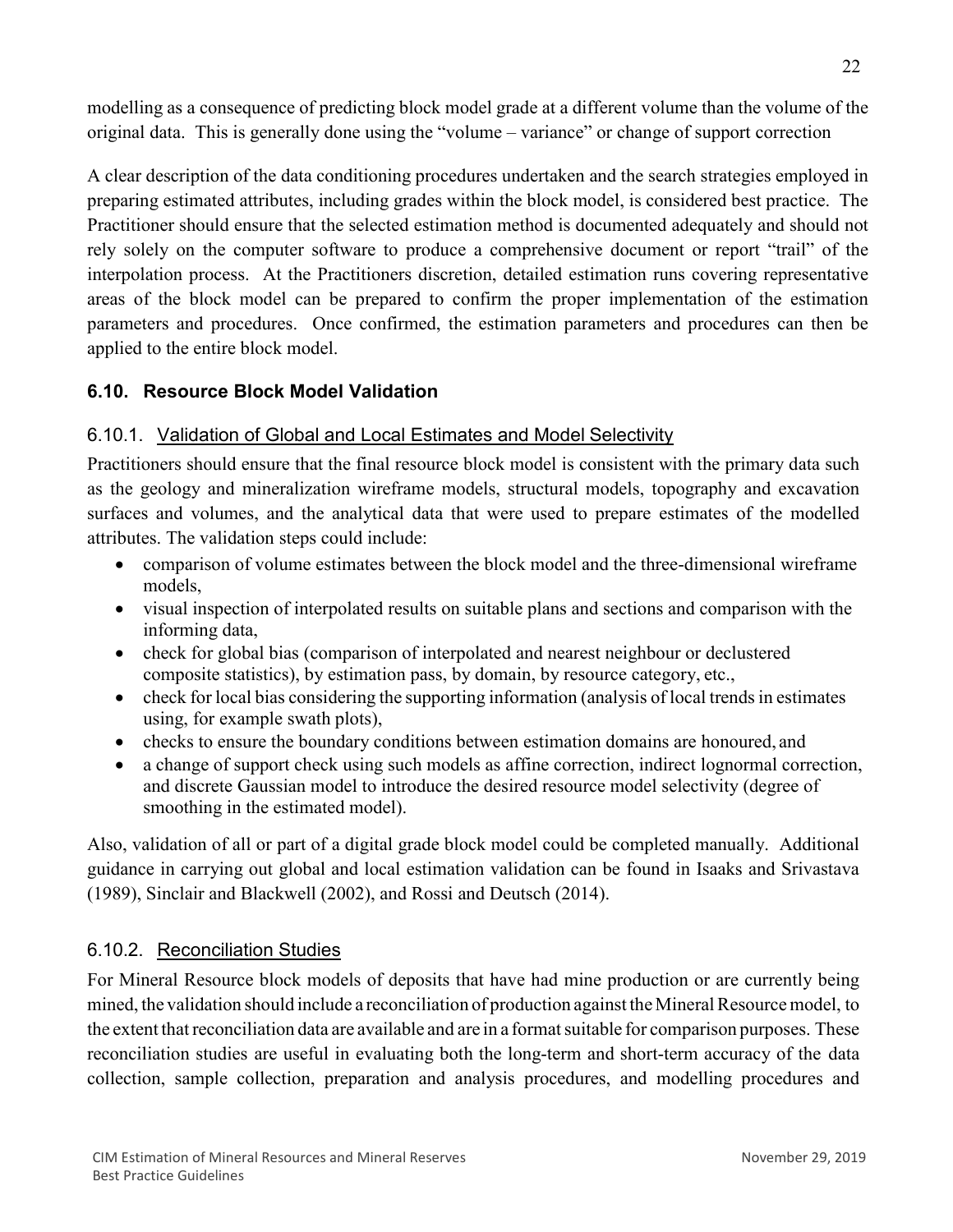modelling as a consequence of predicting block model grade at a different volume than the volume of the original data. This is generally done using the "volume – variance" or change of support correction

A clear description of the data conditioning procedures undertaken and the search strategies employed in preparing estimated attributes, including grades within the block model, is considered best practice. The Practitioner should ensure that the selected estimation method is documented adequately and should not rely solely on the computer software to produce a comprehensive document or report "trail" of the interpolation process. At the Practitioners discretion, detailed estimation runs covering representative areas of the block model can be prepared to confirm the proper implementation of the estimation parameters and procedures. Once confirmed, the estimation parameters and procedures can then be applied to the entire block model.

## 6.10. Resource Block Model Validation

### 6.10.1. Validation of Global and Local Estimates and Model Selectivity

Practitioners should ensure that the final resource block model is consistent with the primary data such as the geology and mineralization wireframe models, structural models, topography and excavation surfaces and volumes, and the analytical data that were used to prepare estimates of the modelled attributes. The validation steps could include:

- comparison of volume estimates between the block model and the three-dimensional wireframe models,
- visual inspection of interpolated results on suitable plans and sections and comparison with the informing data,
- check for global bias (comparison of interpolated and nearest neighbour or declustered composite statistics), by estimation pass, by domain, by resource category, etc.,
- check for local bias considering the supporting information (analysis of local trends in estimates using, for example swath plots),
- checks to ensure the boundary conditions between estimation domains are honoured, and
- a change of support check using such models as affine correction, indirect lognormal correction, and discrete Gaussian model to introduce the desired resource model selectivity (degree of smoothing in the estimated model).

Also, validation of all or part of a digital grade block model could be completed manually. Additional guidance in carrying out global and local estimation validation can be found in Isaaks and Srivastava (1989), Sinclair and Blackwell (2002), and Rossi and Deutsch (2014).

### 6.10.2. Reconciliation Studies

For Mineral Resource block models of deposits that have had mine production or are currently being mined, the validation should include a reconciliation of production against the Mineral Resource model, to the extent that reconciliation data are available and are in a format suitable for comparison purposes. These reconciliation studies are useful in evaluating both the long-term and short-term accuracy of the data collection, sample collection, preparation and analysis procedures, and modelling procedures and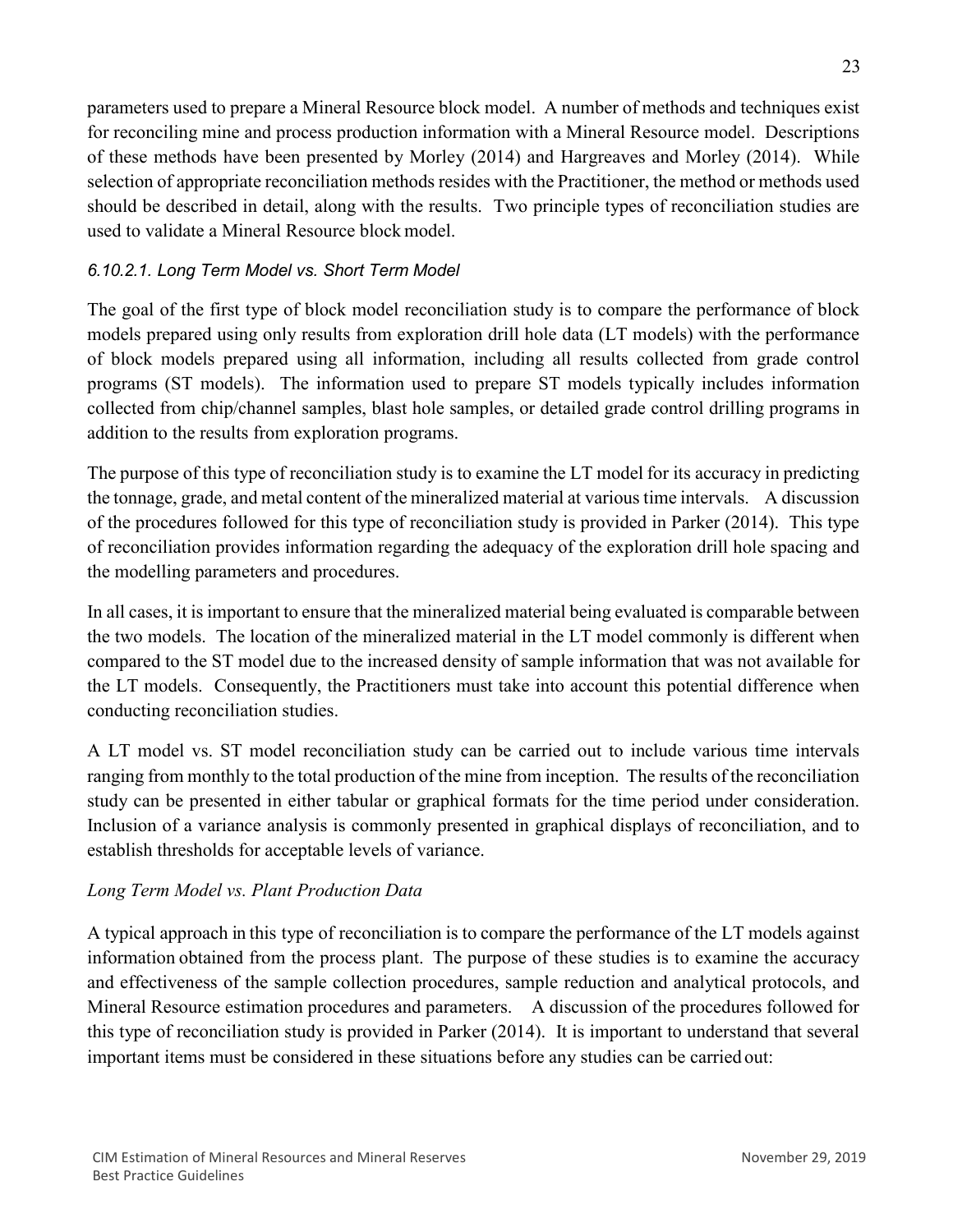parameters used to prepare a Mineral Resource block model. A number of methods and techniques exist for reconciling mine and process production information with a Mineral Resource model. Descriptions of these methods have been presented by Morley (2014) and Hargreaves and Morley (2014). While selection of appropriate reconciliation methods resides with the Practitioner, the method or methods used should be described in detail, along with the results. Two principle types of reconciliation studies are used to validate a Mineral Resource block model.

#### *6.10.2.1. Long Term Model vs. Short Term Model*

The goal of the first type of block model reconciliation study is to compare the performance of block models prepared using only results from exploration drill hole data (LT models) with the performance of block models prepared using all information, including all results collected from grade control programs (ST models). The information used to prepare ST models typically includes information collected from chip/channel samples, blast hole samples, or detailed grade control drilling programs in addition to the results from exploration programs.

The purpose of this type of reconciliation study is to examine the LT model for its accuracy in predicting the tonnage, grade, and metal content of the mineralized material at various time intervals. A discussion of the procedures followed for this type of reconciliation study is provided in Parker (2014). This type of reconciliation provides information regarding the adequacy of the exploration drill hole spacing and the modelling parameters and procedures.

In all cases, it is important to ensure that the mineralized material being evaluated is comparable between the two models. The location of the mineralized material in the LT model commonly is different when compared to the ST model due to the increased density of sample information that was not available for the LT models. Consequently, the Practitioners must take into account this potential difference when conducting reconciliation studies.

A LT model vs. ST model reconciliation study can be carried out to include various time intervals ranging from monthly to the total production of the mine from inception. The results of the reconciliation study can be presented in either tabular or graphical formats for the time period under consideration. Inclusion of a variance analysis is commonly presented in graphical displays of reconciliation, and to establish thresholds for acceptable levels of variance.

#### *Long Term Model vs. Plant Production Data*

A typical approach in this type of reconciliation is to compare the performance of the LT models against information obtained from the process plant. The purpose of these studies is to examine the accuracy and effectiveness of the sample collection procedures, sample reduction and analytical protocols, and Mineral Resource estimation procedures and parameters. A discussion of the procedures followed for this type of reconciliation study is provided in Parker (2014). It is important to understand that several important items must be considered in these situations before any studies can be carried out: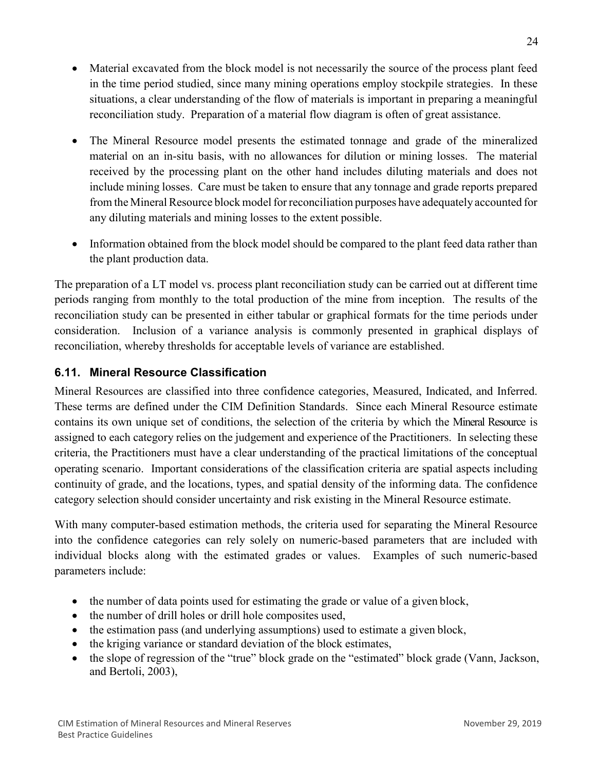- Material excavated from the block model is not necessarily the source of the process plant feed in the time period studied, since many mining operations employ stockpile strategies. In these situations, a clear understanding of the flow of materials is important in preparing a meaningful reconciliation study. Preparation of a material flow diagram is often of great assistance.
- The Mineral Resource model presents the estimated tonnage and grade of the mineralized material on an in-situ basis, with no allowances for dilution or mining losses. The material received by the processing plant on the other hand includes diluting materials and does not include mining losses. Care must be taken to ensure that any tonnage and grade reports prepared from the Mineral Resource block model for reconciliation purposes have adequately accounted for any diluting materials and mining losses to the extent possible.
- Information obtained from the block model should be compared to the plant feed data rather than the plant production data.

The preparation of a LT model vs. process plant reconciliation study can be carried out at different time periods ranging from monthly to the total production of the mine from inception. The results of the reconciliation study can be presented in either tabular or graphical formats for the time periods under consideration. Inclusion of a variance analysis is commonly presented in graphical displays of reconciliation, whereby thresholds for acceptable levels of variance are established.

### 6.11. Mineral Resource Classification

Mineral Resources are classified into three confidence categories, Measured, Indicated, and Inferred. These terms are defined under the CIM Definition Standards. Since each Mineral Resource estimate contains its own unique set of conditions, the selection of the criteria by which the Mineral Resource is assigned to each category relies on the judgement and experience of the Practitioners. In selecting these criteria, the Practitioners must have a clear understanding of the practical limitations of the conceptual operating scenario. Important considerations of the classification criteria are spatial aspects including continuity of grade, and the locations, types, and spatial density of the informing data. The confidence category selection should consider uncertainty and risk existing in the Mineral Resource estimate.

With many computer-based estimation methods, the criteria used for separating the Mineral Resource into the confidence categories can rely solely on numeric-based parameters that are included with individual blocks along with the estimated grades or values. Examples of such numeric-based parameters include:

- the number of data points used for estimating the grade or value of a given block,
- the number of drill holes or drill hole composites used,
- the estimation pass (and underlying assumptions) used to estimate a given block,
- the kriging variance or standard deviation of the block estimates,
- the slope of regression of the "true" block grade on the "estimated" block grade (Vann, Jackson, and Bertoli, 2003),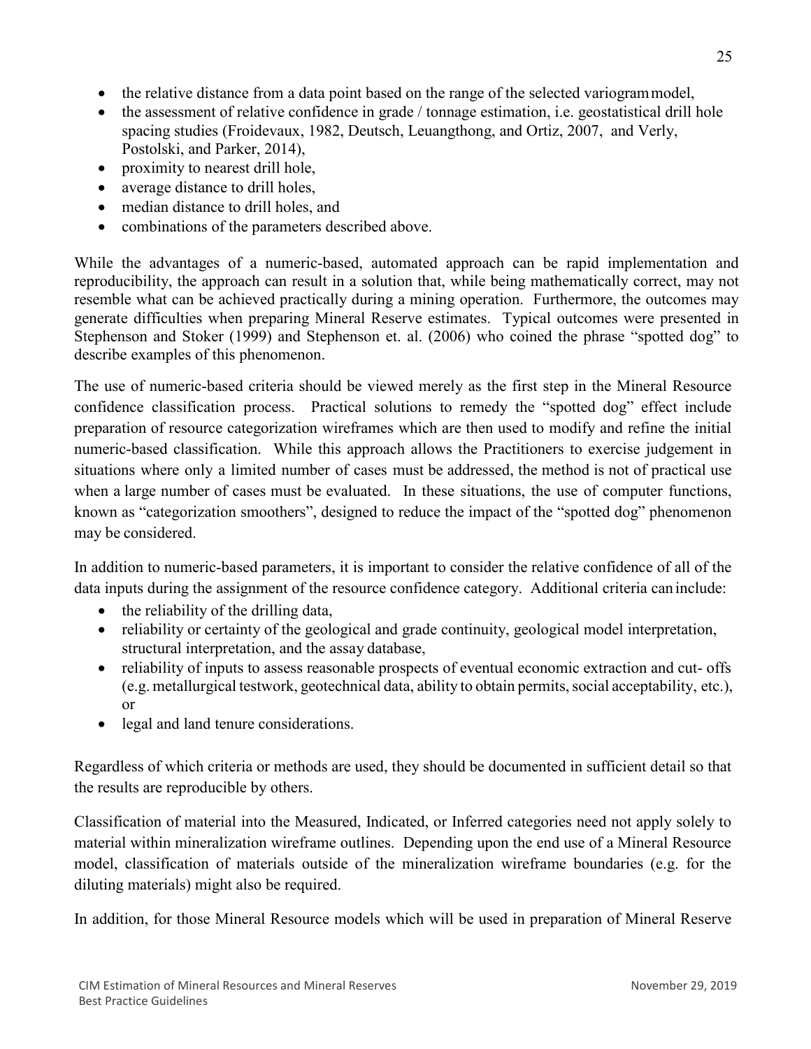- the relative distance from a data point based on the range of the selected variogram model,
- the assessment of relative confidence in grade / tonnage estimation, i.e. geostatistical drill hole spacing studies (Froidevaux, 1982, Deutsch, Leuangthong, and Ortiz, 2007, and Verly, Postolski, and Parker, 2014),
- proximity to nearest drill hole,
- average distance to drill holes,
- median distance to drill holes, and
- combinations of the parameters described above.

While the advantages of a numeric-based, automated approach can be rapid implementation and reproducibility, the approach can result in a solution that, while being mathematically correct, may not resemble what can be achieved practically during a mining operation. Furthermore, the outcomes may generate difficulties when preparing Mineral Reserve estimates. Typical outcomes were presented in Stephenson and Stoker (1999) and Stephenson et. al. (2006) who coined the phrase "spotted dog" to describe examples of this phenomenon.

The use of numeric-based criteria should be viewed merely as the first step in the Mineral Resource confidence classification process. Practical solutions to remedy the "spotted dog" effect include preparation of resource categorization wireframes which are then used to modify and refine the initial numeric-based classification. While this approach allows the Practitioners to exercise judgement in situations where only a limited number of cases must be addressed, the method is not of practical use when a large number of cases must be evaluated. In these situations, the use of computer functions, known as "categorization smoothers", designed to reduce the impact of the "spotted dog" phenomenon may be considered.

In addition to numeric-based parameters, it is important to consider the relative confidence of all of the data inputs during the assignment of the resource confidence category. Additional criteria can include:

- the reliability of the drilling data,
- reliability or certainty of the geological and grade continuity, geological model interpretation, structural interpretation, and the assay database,
- reliability of inputs to assess reasonable prospects of eventual economic extraction and cut- offs (e.g. metallurgical testwork, geotechnical data, ability to obtain permits, social acceptability, etc.), or
- legal and land tenure considerations.

Regardless of which criteria or methods are used, they should be documented in sufficient detail so that the results are reproducible by others.

Classification of material into the Measured, Indicated, or Inferred categories need not apply solely to material within mineralization wireframe outlines. Depending upon the end use of a Mineral Resource model, classification of materials outside of the mineralization wireframe boundaries (e.g. for the diluting materials) might also be required.

In addition, for those Mineral Resource models which will be used in preparation of Mineral Reserve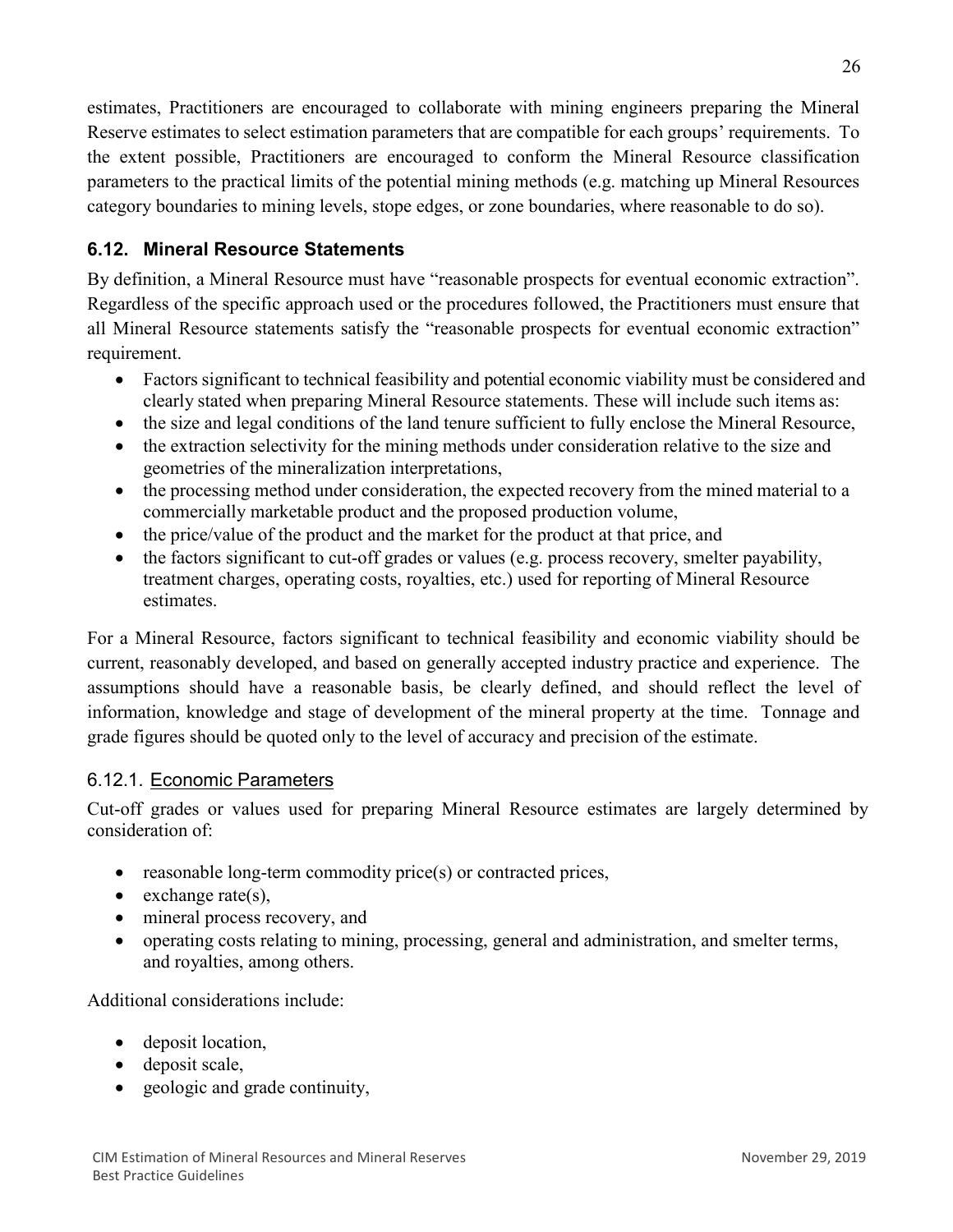estimates, Practitioners are encouraged to collaborate with mining engineers preparing the Mineral Reserve estimates to select estimation parameters that are compatible for each groups' requirements. To the extent possible, Practitioners are encouraged to conform the Mineral Resource classification parameters to the practical limits of the potential mining methods (e.g. matching up Mineral Resources category boundaries to mining levels, stope edges, or zone boundaries, where reasonable to do so).

### 6.12. Mineral Resource Statements

By definition, a Mineral Resource must have "reasonable prospects for eventual economic extraction". Regardless of the specific approach used or the procedures followed, the Practitioners must ensure that all Mineral Resource statements satisfy the "reasonable prospects for eventual economic extraction" requirement.

- Factors significant to technical feasibility and potential economic viability must be considered and clearly stated when preparing Mineral Resource statements. These will include such items as:
- the size and legal conditions of the land tenure sufficient to fully enclose the Mineral Resource,
- the extraction selectivity for the mining methods under consideration relative to the size and geometries of the mineralization interpretations,
- the processing method under consideration, the expected recovery from the mined material to a commercially marketable product and the proposed production volume,
- the price/value of the product and the market for the product at that price, and
- the factors significant to cut-off grades or values (e.g. process recovery, smelter payability, treatment charges, operating costs, royalties, etc.) used for reporting of Mineral Resource estimates.

For a Mineral Resource, factors significant to technical feasibility and economic viability should be current, reasonably developed, and based on generally accepted industry practice and experience. The assumptions should have a reasonable basis, be clearly defined, and should reflect the level of information, knowledge and stage of development of the mineral property at the time. Tonnage and grade figures should be quoted only to the level of accuracy and precision of the estimate.

#### 6.12.1. Economic Parameters

Cut-off grades or values used for preparing Mineral Resource estimates are largely determined by consideration of:

- reasonable long-term commodity price(s) or contracted prices,
- exchange rate(s),
- mineral process recovery, and
- operating costs relating to mining, processing, general and administration, and smelter terms, and royalties, among others.

Additional considerations include:

- deposit location,
- deposit scale,
- geologic and grade continuity,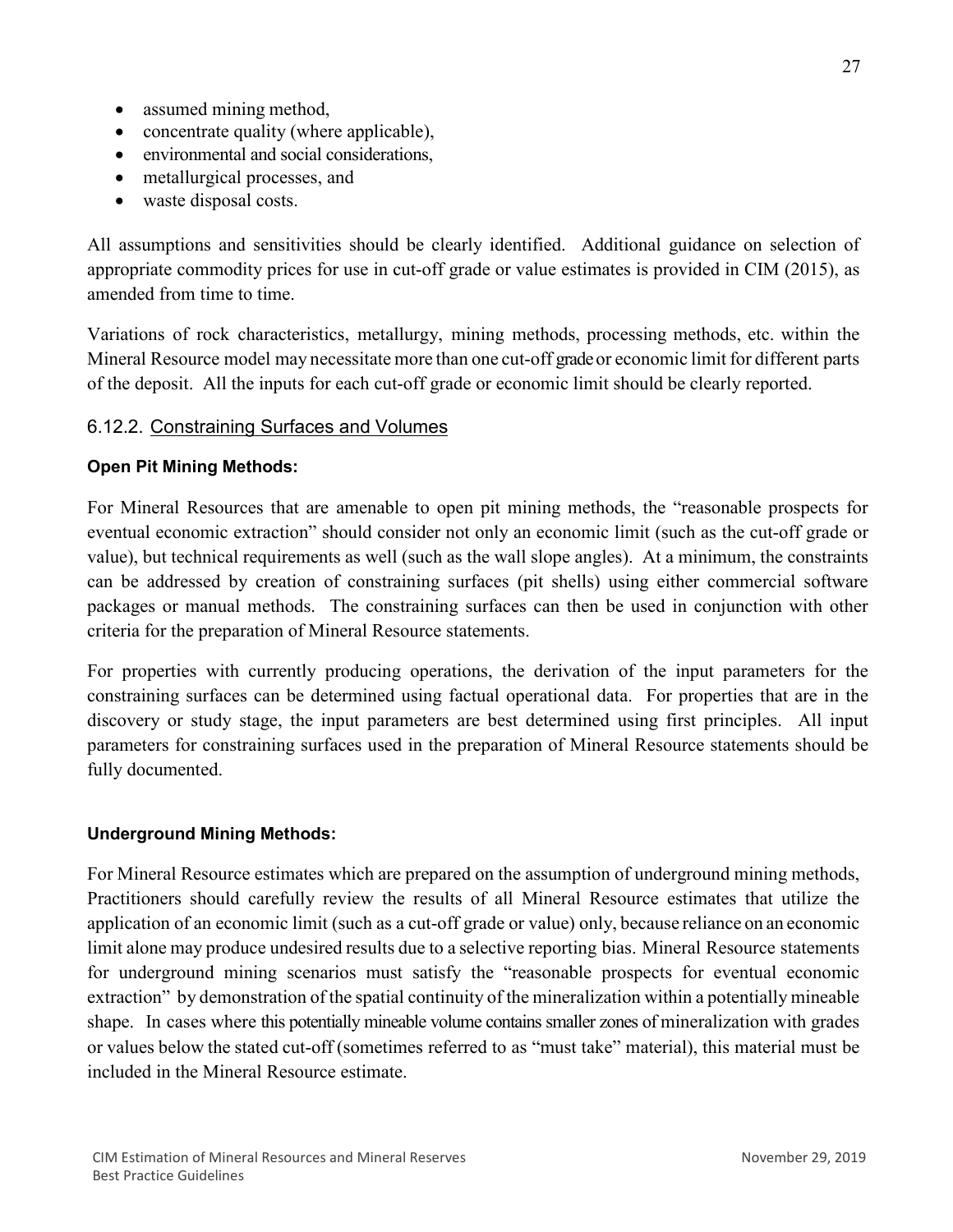- assumed mining method,
- concentrate quality (where applicable),
- environmental and social considerations,
- metallurgical processes, and
- waste disposal costs.

All assumptions and sensitivities should be clearly identified. Additional guidance on selection of appropriate commodity prices for use in cut-off grade or value estimates is provided in CIM (2015), as amended from time to time.

Variations of rock characteristics, metallurgy, mining methods, processing methods, etc. within the Mineral Resource model may necessitate more than one cut-off grade or economic limit for different parts of the deposit. All the inputs for each cut-off grade or economic limit should be clearly reported.

### 6.12.2. Constraining Surfaces and Volumes

**Open Pit Mining Methods:**

For Mineral Resources that are amenable to open pit mining methods, the "reasonable prospects for eventual economic extraction" should consider not only an economic limit (such as the cut-off grade or value), but technical requirements as well (such as the wall slope angles). At a minimum, the constraints can be addressed by creation of constraining surfaces (pit shells) using either commercial software packages or manual methods. The constraining surfaces can then be used in conjunction with other criteria for the preparation of Mineral Resource statements.

For properties with currently producing operations, the derivation of the input parameters for the constraining surfaces can be determined using factual operational data. For properties that are in the discovery or study stage, the input parameters are best determined using first principles. All input parameters for constraining surfaces used in the preparation of Mineral Resource statements should be fully documented.

**Underground Mining Methods:**

For Mineral Resource estimates which are prepared on the assumption of underground mining methods, Practitioners should carefully review the results of all Mineral Resource estimates that utilize the application of an economic limit (such as a cut-off grade or value) only, because reliance on an economic limit alone may produce undesired results due to a selective reporting bias. Mineral Resource statements for underground mining scenarios must satisfy the "reasonable prospects for eventual economic extraction" by demonstration of the spatial continuity of the mineralization within a potentially mineable shape. In cases where this potentially mineable volume contains smaller zones of mineralization with grades or values below the stated cut-off (sometimes referred to as "must take" material), this material must be included in the Mineral Resource estimate.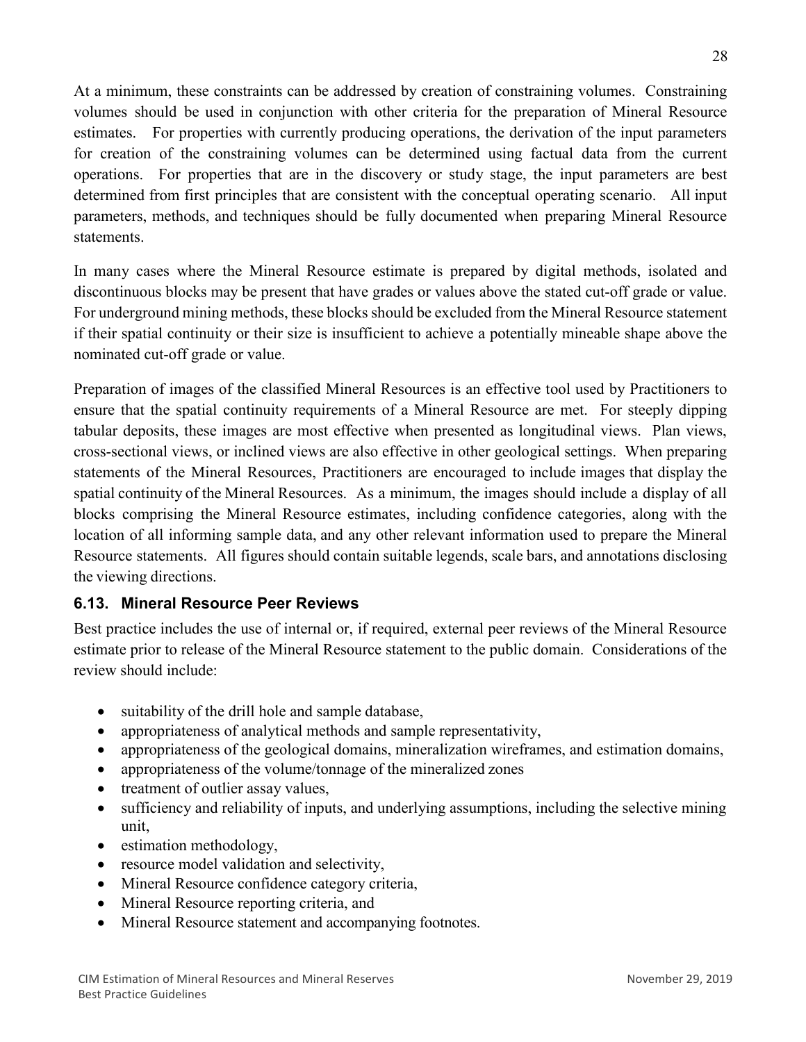At a minimum, these constraints can be addressed by creation of constraining volumes. Constraining volumes should be used in conjunction with other criteria for the preparation of Mineral Resource estimates. For properties with currently producing operations, the derivation of the input parameters for creation of the constraining volumes can be determined using factual data from the current operations. For properties that are in the discovery or study stage, the input parameters are best determined from first principles that are consistent with the conceptual operating scenario. All input parameters, methods, and techniques should be fully documented when preparing Mineral Resource statements.

In many cases where the Mineral Resource estimate is prepared by digital methods, isolated and discontinuous blocks may be present that have grades or values above the stated cut-off grade or value. For underground mining methods, these blocks should be excluded from the Mineral Resource statement if their spatial continuity or their size is insufficient to achieve a potentially mineable shape above the nominated cut-off grade or value.

Preparation of images of the classified Mineral Resources is an effective tool used by Practitioners to ensure that the spatial continuity requirements of a Mineral Resource are met. For steeply dipping tabular deposits, these images are most effective when presented as longitudinal views. Plan views, cross-sectional views, or inclined views are also effective in other geological settings. When preparing statements of the Mineral Resources, Practitioners are encouraged to include images that display the spatial continuity of the Mineral Resources. As a minimum, the images should include a display of all blocks comprising the Mineral Resource estimates, including confidence categories, along with the location of all informing sample data, and any other relevant information used to prepare the Mineral Resource statements. All figures should contain suitable legends, scale bars, and annotations disclosing the viewing directions.

### 6.13. Mineral Resource Peer Reviews

Best practice includes the use of internal or, if required, external peer reviews of the Mineral Resource estimate prior to release of the Mineral Resource statement to the public domain. Considerations of the review should include:

- suitability of the drill hole and sample database,
- appropriateness of analytical methods and sample representativity,
- appropriateness of the geological domains, mineralization wireframes, and estimation domains,
- appropriateness of the volume/tonnage of the mineralized zones
- treatment of outlier assay values,
- sufficiency and reliability of inputs, and underlying assumptions, including the selective mining unit,
- estimation methodology,
- resource model validation and selectivity,
- Mineral Resource confidence category criteria,
- Mineral Resource reporting criteria, and
- Mineral Resource statement and accompanying footnotes.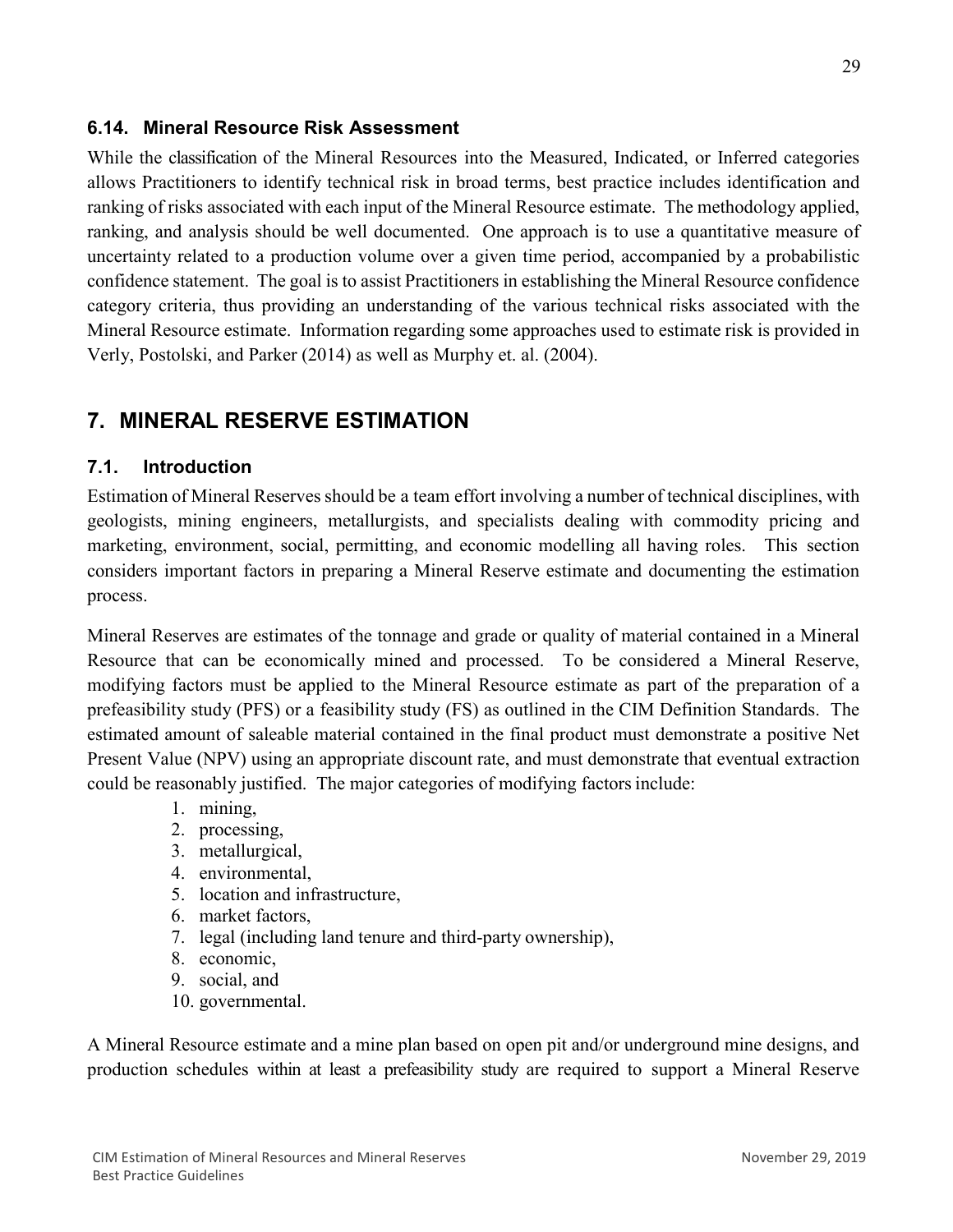### 6.14. Mineral Resource Risk Assessment

While the classification of the Mineral Resources into the Measured, Indicated, or Inferred categories allows Practitioners to identify technical risk in broad terms, best practice includes identification and ranking of risks associated with each input of the Mineral Resource estimate. The methodology applied, ranking, and analysis should be well documented. One approach is to use a quantitative measure of uncertainty related to a production volume over a given time period, accompanied by a probabilistic confidence statement. The goal is to assist Practitioners in establishing the Mineral Resource confidence category criteria, thus providing an understanding of the various technical risks associated with the Mineral Resource estimate. Information regarding some approaches used to estimate risk is provided in Verly, Postolski, and Parker (2014) as well as Murphy et. al. (2004).

## 7. MINERAL RESERVE ESTIMATION

### 7.1. Introduction

Estimation of Mineral Reserves should be a team effort involving a number of technical disciplines, with geologists, mining engineers, metallurgists, and specialists dealing with commodity pricing and marketing, environment, social, permitting, and economic modelling all having roles. This section considers important factors in preparing a Mineral Reserve estimate and documenting the estimation process.

Mineral Reserves are estimates of the tonnage and grade or quality of material contained in a Mineral Resource that can be economically mined and processed. To be considered a Mineral Reserve, modifying factors must be applied to the Mineral Resource estimate as part of the preparation of a prefeasibility study (PFS) or a feasibility study (FS) as outlined in the CIM Definition Standards. The estimated amount of saleable material contained in the final product must demonstrate a positive Net Present Value (NPV) using an appropriate discount rate, and must demonstrate that eventual extraction could be reasonably justified. The major categories of modifying factors include:

1. mining,
2. processing,
3. metallurgical,
4. environmental,
5. location and infrastructure,
6. market factors,
7. legal (including land tenure and third-party ownership),
8. economic,
9. social, and
10. governmental.

A Mineral Resource estimate and a mine plan based on open pit and/or underground mine designs, and production schedules within at least a prefeasibility study are required to support a Mineral Reserve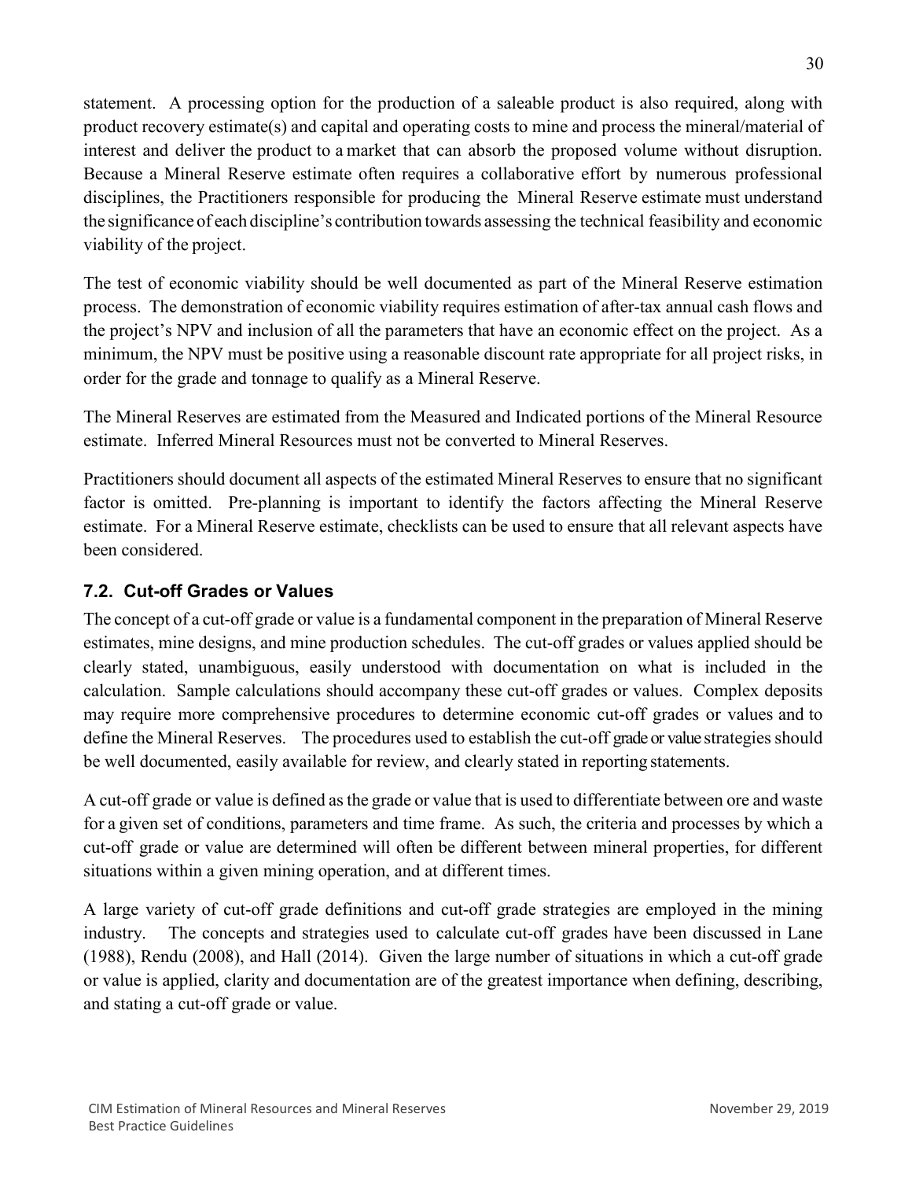statement. A processing option for the production of a saleable product is also required, along with product recovery estimate(s) and capital and operating costs to mine and process the mineral/material of interest and deliver the product to a market that can absorb the proposed volume without disruption. Because a Mineral Reserve estimate often requires a collaborative effort by numerous professional disciplines, the Practitioners responsible for producing the Mineral Reserve estimate must understand the significance of each discipline's contribution towards assessing the technical feasibility and economic viability of the project.

The test of economic viability should be well documented as part of the Mineral Reserve estimation process. The demonstration of economic viability requires estimation of after-tax annual cash flows and the project's NPV and inclusion of all the parameters that have an economic effect on the project. As a minimum, the NPV must be positive using a reasonable discount rate appropriate for all project risks, in order for the grade and tonnage to qualify as a Mineral Reserve.

The Mineral Reserves are estimated from the Measured and Indicated portions of the Mineral Resource estimate. Inferred Mineral Resources must not be converted to Mineral Reserves.

Practitioners should document all aspects of the estimated Mineral Reserves to ensure that no significant factor is omitted. Pre-planning is important to identify the factors affecting the Mineral Reserve estimate. For a Mineral Reserve estimate, checklists can be used to ensure that all relevant aspects have been considered.

### 7.2. Cut-off Grades or Values

The concept of a cut-off grade or value is a fundamental component in the preparation of Mineral Reserve estimates, mine designs, and mine production schedules. The cut-off grades or values applied should be clearly stated, unambiguous, easily understood with documentation on what is included in the calculation. Sample calculations should accompany these cut-off grades or values. Complex deposits may require more comprehensive procedures to determine economic cut-off grades or values and to define the Mineral Reserves. The procedures used to establish the cut-off grade or value strategies should be well documented, easily available for review, and clearly stated in reporting statements.

A cut-off grade or value is defined as the grade or value that is used to differentiate between ore and waste for a given set of conditions, parameters and time frame. As such, the criteria and processes by which a cut-off grade or value are determined will often be different between mineral properties, for different situations within a given mining operation, and at different times.

A large variety of cut-off grade definitions and cut-off grade strategies are employed in the mining industry. The concepts and strategies used to calculate cut-off grades have been discussed in Lane (1988), Rendu (2008), and Hall (2014). Given the large number of situations in which a cut-off grade or value is applied, clarity and documentation are of the greatest importance when defining, describing, and stating a cut-off grade or value.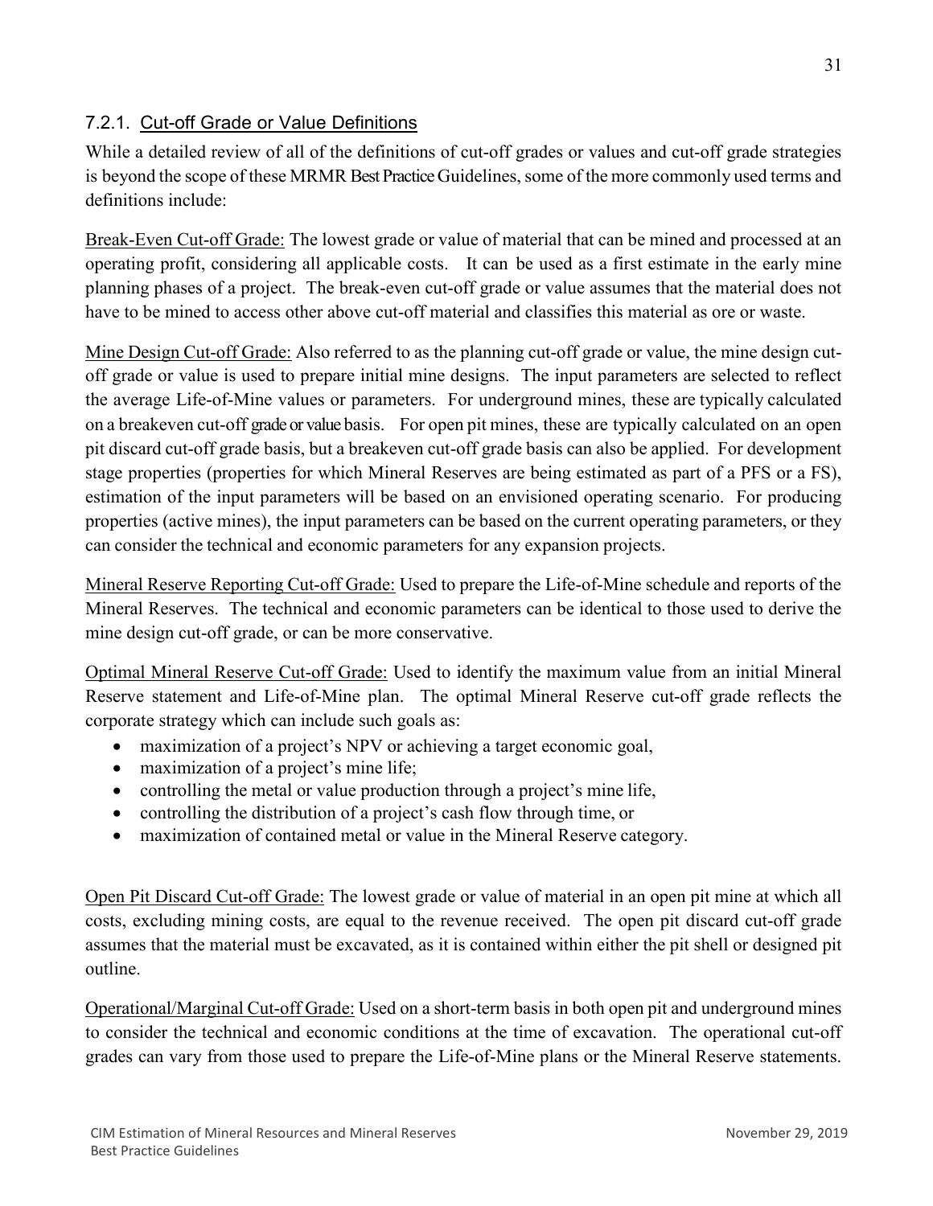### 7.2.1. Cut-off Grade or Value Definitions

While a detailed review of all of the definitions of cut-off grades or values and cut-off grade strategies is beyond the scope of these MRMR Best Practice Guidelines, some of the more commonly used terms and definitions include:

Break-Even Cut-off Grade: The lowest grade or value of material that can be mined and processed at an operating profit, considering all applicable costs. It can be used as a first estimate in the early mine planning phases of a project. The break-even cut-off grade or value assumes that the material does not have to be mined to access other above cut-off material and classifies this material as ore or waste.

Mine Design Cut-off Grade: Also referred to as the planning cut-off grade or value, the mine design cut-off grade or value is used to prepare initial mine designs. The input parameters are selected to reflect the average Life-of-Mine values or parameters. For underground mines, these are typically calculated on a breakeven cut-off grade or value basis. For open pit mines, these are typically calculated on an open pit discard cut-off grade basis, but a breakeven cut-off grade basis can also be applied. For development stage properties (properties for which Mineral Reserves are being estimated as part of a PFS or a FS), estimation of the input parameters will be based on an envisioned operating scenario. For producing properties (active mines), the input parameters can be based on the current operating parameters, or they can consider the technical and economic parameters for any expansion projects.

Mineral Reserve Reporting Cut-off Grade: Used to prepare the Life-of-Mine schedule and reports of the Mineral Reserves. The technical and economic parameters can be identical to those used to derive the mine design cut-off grade, or can be more conservative.

Optimal Mineral Reserve Cut-off Grade: Used to identify the maximum value from an initial Mineral Reserve statement and Life-of-Mine plan. The optimal Mineral Reserve cut-off grade reflects the corporate strategy which can include such goals as:

- maximization of a project's NPV or achieving a target economic goal,
- maximization of a project's mine life;
- controlling the metal or value production through a project's mine life,
- controlling the distribution of a project's cash flow through time, or
- maximization of contained metal or value in the Mineral Reserve category.

Open Pit Discard Cut-off Grade: The lowest grade or value of material in an open pit mine at which all costs, excluding mining costs, are equal to the revenue received. The open pit discard cut-off grade assumes that the material must be excavated, as it is contained within either the pit shell or designed pit outline.

Operational/Marginal Cut-off Grade: Used on a short-term basis in both open pit and underground mines to consider the technical and economic conditions at the time of excavation. The operational cut-off grades can vary from those used to prepare the Life-of-Mine plans or the Mineral Reserve statements.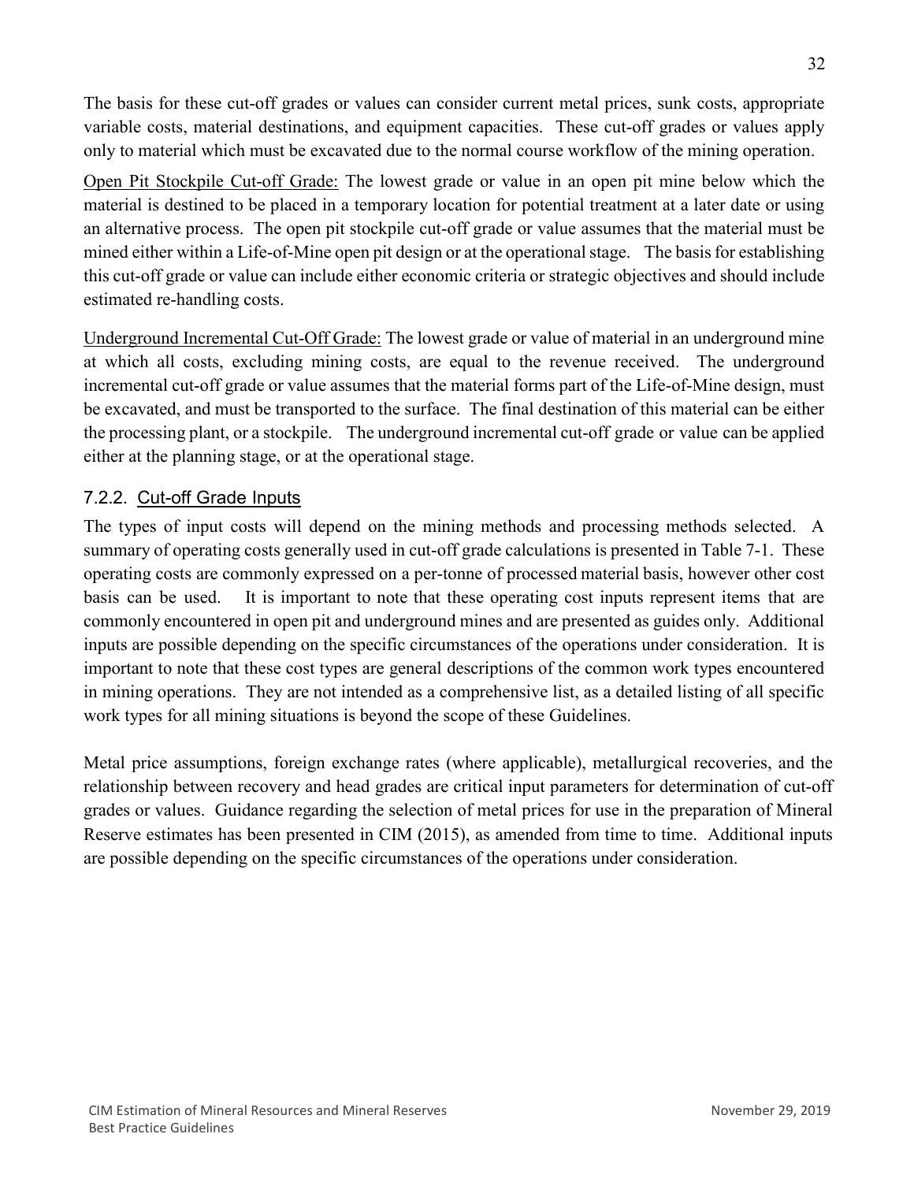The basis for these cut-off grades or values can consider current metal prices, sunk costs, appropriate variable costs, material destinations, and equipment capacities. These cut-off grades or values apply only to material which must be excavated due to the normal course workflow of the mining operation.

Open Pit Stockpile Cut-off Grade: The lowest grade or value in an open pit mine below which the material is destined to be placed in a temporary location for potential treatment at a later date or using an alternative process. The open pit stockpile cut-off grade or value assumes that the material must be mined either within a Life-of-Mine open pit design or at the operational stage. The basis for establishing this cut-off grade or value can include either economic criteria or strategic objectives and should include estimated re-handling costs.

Underground Incremental Cut-Off Grade: The lowest grade or value of material in an underground mine at which all costs, excluding mining costs, are equal to the revenue received. The underground incremental cut-off grade or value assumes that the material forms part of the Life-of-Mine design, must be excavated, and must be transported to the surface. The final destination of this material can be either the processing plant, or a stockpile. The underground incremental cut-off grade or value can be applied either at the planning stage, or at the operational stage.

### 7.2.2. Cut-off Grade Inputs

The types of input costs will depend on the mining methods and processing methods selected. A summary of operating costs generally used in cut-off grade calculations is presented in Table 7-1. These operating costs are commonly expressed on a per-tonne of processed material basis, however other cost basis can be used. It is important to note that these operating cost inputs represent items that are commonly encountered in open pit and underground mines and are presented as guides only. Additional inputs are possible depending on the specific circumstances of the operations under consideration. It is important to note that these cost types are general descriptions of the common work types encountered in mining operations. They are not intended as a comprehensive list, as a detailed listing of all specific work types for all mining situations is beyond the scope of these Guidelines.

Metal price assumptions, foreign exchange rates (where applicable), metallurgical recoveries, and the relationship between recovery and head grades are critical input parameters for determination of cut-off grades or values. Guidance regarding the selection of metal prices for use in the preparation of Mineral Reserve estimates has been presented in CIM (2015), as amended from time to time. Additional inputs are possible depending on the specific circumstances of the operations under consideration.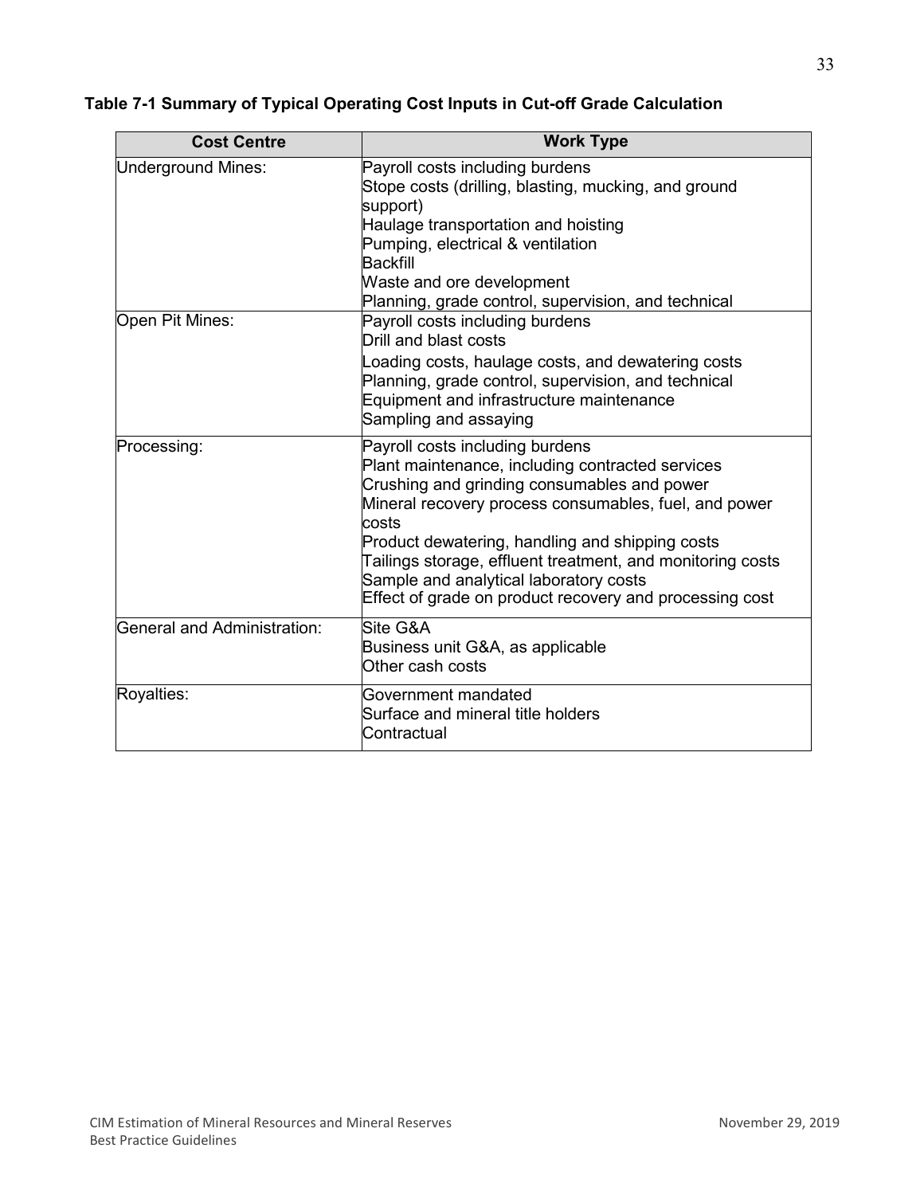**Table 7-1 Summary of Typical Operating Cost Inputs in Cut-off Grade Calculation**

| Cost Centre | Work Type |
|---|---|
| Underground Mines: | Payroll costs including burdens<br>Stope costs (drilling, blasting, mucking, and ground support)<br>Haulage transportation and hoisting<br>Pumping, electrical & ventilation<br>Backfill<br>Waste and ore development<br>Planning, grade control, supervision, and technical |
| Open Pit Mines: | Payroll costs including burdens<br>Drill and blast costs<br>Loading costs, haulage costs, and dewatering costs<br>Planning, grade control, supervision, and technical<br>Equipment and infrastructure maintenance<br>Sampling and assaying |
| Processing: | Payroll costs including burdens<br>Plant maintenance, including contracted services<br>Crushing and grinding consumables and power<br>Mineral recovery process consumables, fuel, and power costs<br>Product dewatering, handling and shipping costs<br>Tailings storage, effluent treatment, and monitoring costs<br>Sample and analytical laboratory costs<br>Effect of grade on product recovery and processing cost |
| General and Administration: | Site G&A<br>Business unit G&A, as applicable<br>Other cash costs |
| Royalties: | Government mandated<br>Surface and mineral title holders<br>Contractual |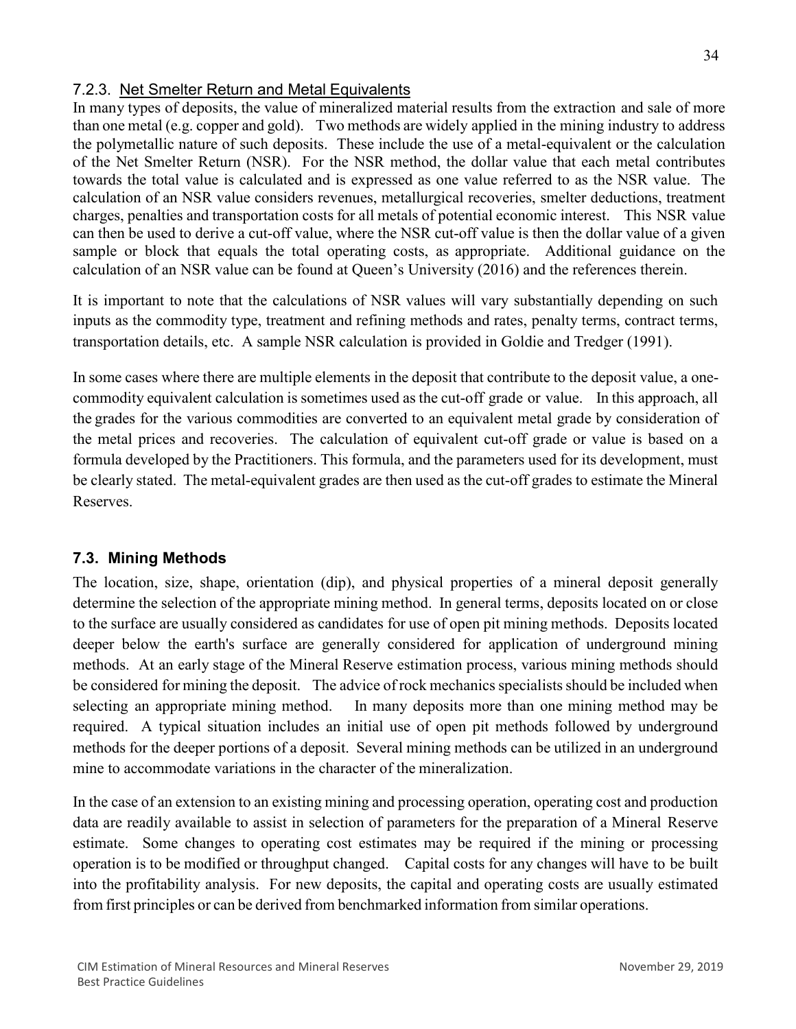#### 7.2.3. Net Smelter Return and Metal Equivalents

In many types of deposits, the value of mineralized material results from the extraction and sale of more than one metal (e.g. copper and gold). Two methods are widely applied in the mining industry to address the polymetallic nature of such deposits. These include the use of a metal-equivalent or the calculation of the Net Smelter Return (NSR). For the NSR method, the dollar value that each metal contributes towards the total value is calculated and is expressed as one value referred to as the NSR value. The calculation of an NSR value considers revenues, metallurgical recoveries, smelter deductions, treatment charges, penalties and transportation costs for all metals of potential economic interest. This NSR value can then be used to derive a cut-off value, where the NSR cut-off value is then the dollar value of a given sample or block that equals the total operating costs, as appropriate. Additional guidance on the calculation of an NSR value can be found at Queen's University (2016) and the references therein.

It is important to note that the calculations of NSR values will vary substantially depending on such inputs as the commodity type, treatment and refining methods and rates, penalty terms, contract terms, transportation details, etc. A sample NSR calculation is provided in Goldie and Tredger (1991).

In some cases where there are multiple elements in the deposit that contribute to the deposit value, a one-commodity equivalent calculation is sometimes used as the cut-off grade or value. In this approach, all the grades for the various commodities are converted to an equivalent metal grade by consideration of the metal prices and recoveries. The calculation of equivalent cut-off grade or value is based on a formula developed by the Practitioners. This formula, and the parameters used for its development, must be clearly stated. The metal-equivalent grades are then used as the cut-off grades to estimate the Mineral Reserves.

### 7.3. Mining Methods

The location, size, shape, orientation (dip), and physical properties of a mineral deposit generally determine the selection of the appropriate mining method. In general terms, deposits located on or close to the surface are usually considered as candidates for use of open pit mining methods. Deposits located deeper below the earth's surface are generally considered for application of underground mining methods. At an early stage of the Mineral Reserve estimation process, various mining methods should be considered for mining the deposit. The advice of rock mechanics specialists should be included when selecting an appropriate mining method. In many deposits more than one mining method may be required. A typical situation includes an initial use of open pit methods followed by underground methods for the deeper portions of a deposit. Several mining methods can be utilized in an underground mine to accommodate variations in the character of the mineralization.

In the case of an extension to an existing mining and processing operation, operating cost and production data are readily available to assist in selection of parameters for the preparation of a Mineral Reserve estimate. Some changes to operating cost estimates may be required if the mining or processing operation is to be modified or throughput changed. Capital costs for any changes will have to be built into the profitability analysis. For new deposits, the capital and operating costs are usually estimated from first principles or can be derived from benchmarked information from similar operations.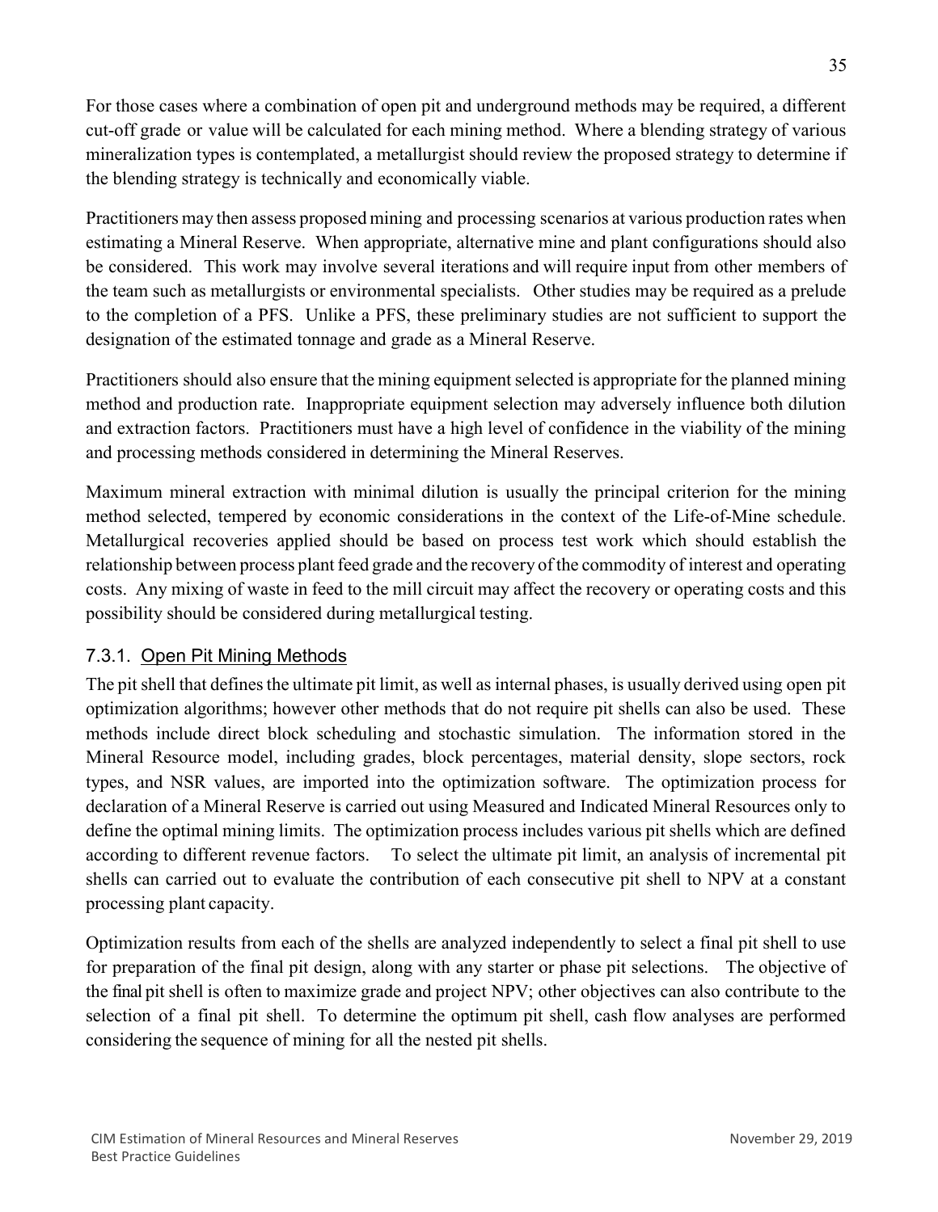For those cases where a combination of open pit and underground methods may be required, a different cut-off grade or value will be calculated for each mining method. Where a blending strategy of various mineralization types is contemplated, a metallurgist should review the proposed strategy to determine if the blending strategy is technically and economically viable.

Practitioners may then assess proposed mining and processing scenarios at various production rates when estimating a Mineral Reserve. When appropriate, alternative mine and plant configurations should also be considered. This work may involve several iterations and will require input from other members of the team such as metallurgists or environmental specialists. Other studies may be required as a prelude to the completion of a PFS. Unlike a PFS, these preliminary studies are not sufficient to support the designation of the estimated tonnage and grade as a Mineral Reserve.

Practitioners should also ensure that the mining equipment selected is appropriate for the planned mining method and production rate. Inappropriate equipment selection may adversely influence both dilution and extraction factors. Practitioners must have a high level of confidence in the viability of the mining and processing methods considered in determining the Mineral Reserves.

Maximum mineral extraction with minimal dilution is usually the principal criterion for the mining method selected, tempered by economic considerations in the context of the Life-of-Mine schedule. Metallurgical recoveries applied should be based on process test work which should establish the relationship between process plant feed grade and the recovery of the commodity of interest and operating costs. Any mixing of waste in feed to the mill circuit may affect the recovery or operating costs and this possibility should be considered during metallurgical testing.

### 7.3.1. Open Pit Mining Methods

The pit shell that defines the ultimate pit limit, as well as internal phases, is usually derived using open pit optimization algorithms; however other methods that do not require pit shells can also be used. These methods include direct block scheduling and stochastic simulation. The information stored in the Mineral Resource model, including grades, block percentages, material density, slope sectors, rock types, and NSR values, are imported into the optimization software. The optimization process for declaration of a Mineral Reserve is carried out using Measured and Indicated Mineral Resources only to define the optimal mining limits. The optimization process includes various pit shells which are defined according to different revenue factors. To select the ultimate pit limit, an analysis of incremental pit shells can carried out to evaluate the contribution of each consecutive pit shell to NPV at a constant processing plant capacity.

Optimization results from each of the shells are analyzed independently to select a final pit shell to use for preparation of the final pit design, along with any starter or phase pit selections. The objective of the final pit shell is often to maximize grade and project NPV; other objectives can also contribute to the selection of a final pit shell. To determine the optimum pit shell, cash flow analyses are performed considering the sequence of mining for all the nested pit shells.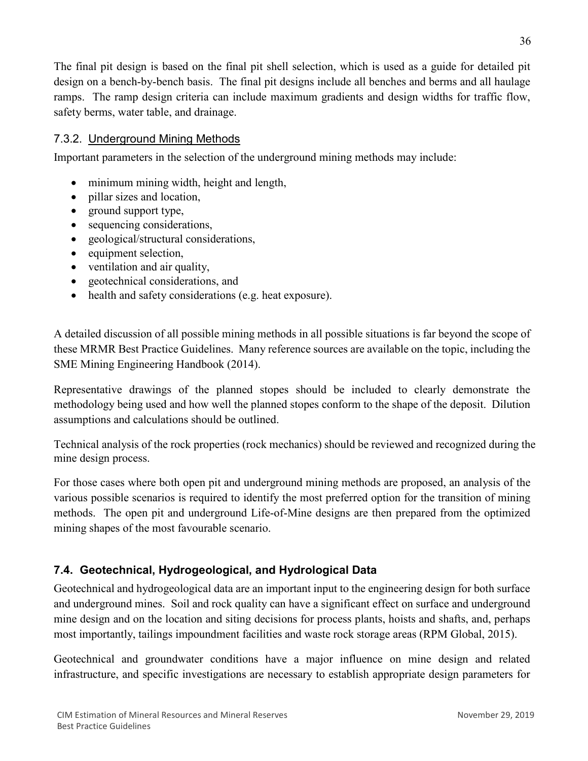The final pit design is based on the final pit shell selection, which is used as a guide for detailed pit design on a bench-by-bench basis. The final pit designs include all benches and berms and all haulage ramps. The ramp design criteria can include maximum gradients and design widths for traffic flow, safety berms, water table, and drainage.

### 7.3.2. Underground Mining Methods

Important parameters in the selection of the underground mining methods may include:

- minimum mining width, height and length,
- pillar sizes and location,
- ground support type,
- sequencing considerations,
- geological/structural considerations,
- equipment selection,
- ventilation and air quality,
- geotechnical considerations, and
- health and safety considerations (e.g. heat exposure).

A detailed discussion of all possible mining methods in all possible situations is far beyond the scope of these MRMR Best Practice Guidelines. Many reference sources are available on the topic, including the SME Mining Engineering Handbook (2014).

Representative drawings of the planned stopes should be included to clearly demonstrate the methodology being used and how well the planned stopes conform to the shape of the deposit. Dilution assumptions and calculations should be outlined.

Technical analysis of the rock properties (rock mechanics) should be reviewed and recognized during the mine design process.

For those cases where both open pit and underground mining methods are proposed, an analysis of the various possible scenarios is required to identify the most preferred option for the transition of mining methods. The open pit and underground Life-of-Mine designs are then prepared from the optimized mining shapes of the most favourable scenario.

## 7.4. Geotechnical, Hydrogeological, and Hydrological Data

Geotechnical and hydrogeological data are an important input to the engineering design for both surface and underground mines. Soil and rock quality can have a significant effect on surface and underground mine design and on the location and siting decisions for process plants, hoists and shafts, and, perhaps most importantly, tailings impoundment facilities and waste rock storage areas (RPM Global, 2015).

Geotechnical and groundwater conditions have a major influence on mine design and related infrastructure, and specific investigations are necessary to establish appropriate design parameters for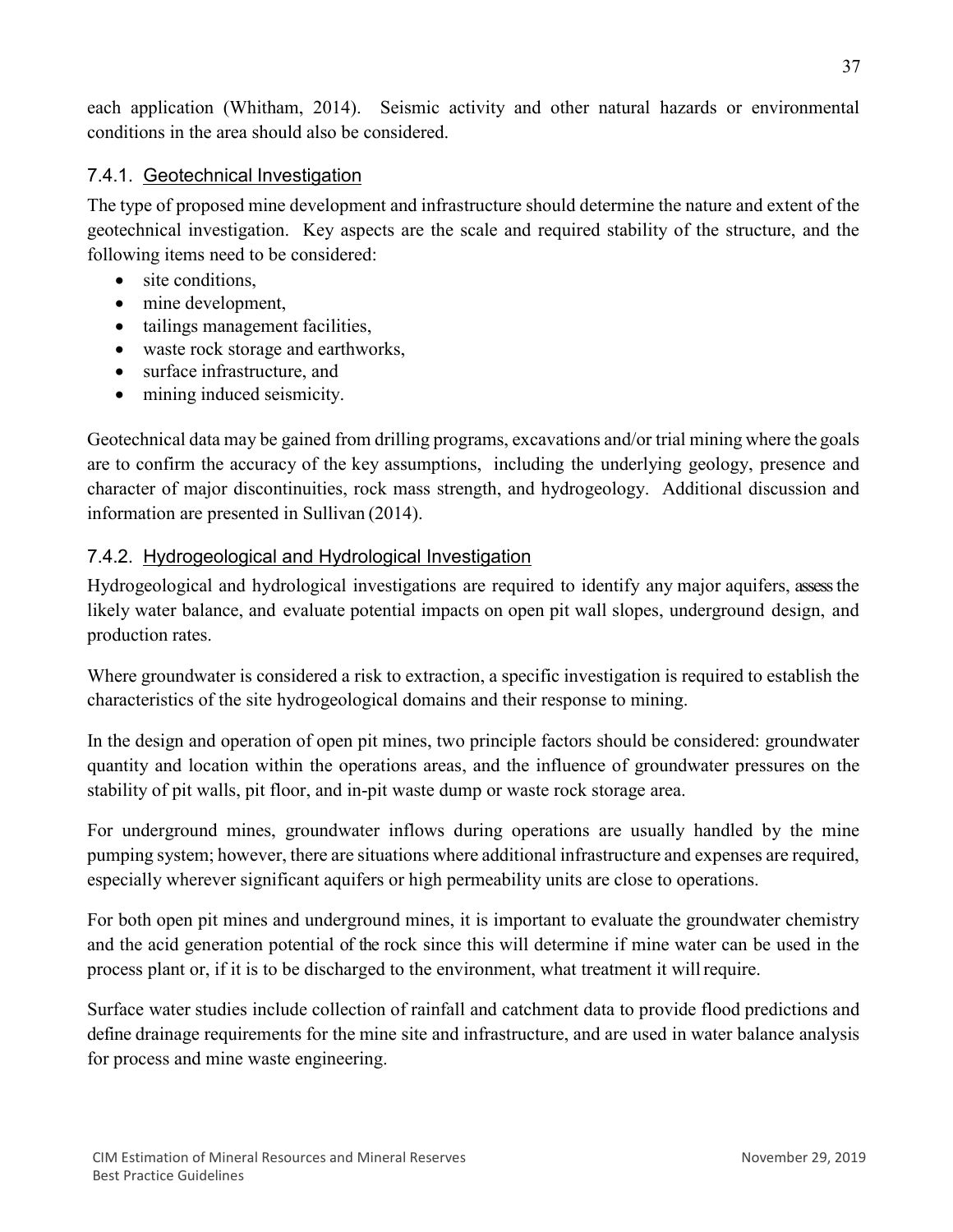each application (Whitham, 2014). Seismic activity and other natural hazards or environmental conditions in the area should also be considered.

### 7.4.1. Geotechnical Investigation

The type of proposed mine development and infrastructure should determine the nature and extent of the geotechnical investigation. Key aspects are the scale and required stability of the structure, and the following items need to be considered:

- site conditions,
- mine development,
- tailings management facilities,
- waste rock storage and earthworks,
- surface infrastructure, and
- mining induced seismicity.

Geotechnical data may be gained from drilling programs, excavations and/or trial mining where the goals are to confirm the accuracy of the key assumptions, including the underlying geology, presence and character of major discontinuities, rock mass strength, and hydrogeology. Additional discussion and information are presented in Sullivan (2014).

### 7.4.2. Hydrogeological and Hydrological Investigation

Hydrogeological and hydrological investigations are required to identify any major aquifers, assess the likely water balance, and evaluate potential impacts on open pit wall slopes, underground design, and production rates.

Where groundwater is considered a risk to extraction, a specific investigation is required to establish the characteristics of the site hydrogeological domains and their response to mining.

In the design and operation of open pit mines, two principle factors should be considered: groundwater quantity and location within the operations areas, and the influence of groundwater pressures on the stability of pit walls, pit floor, and in-pit waste dump or waste rock storage area.

For underground mines, groundwater inflows during operations are usually handled by the mine pumping system; however, there are situations where additional infrastructure and expenses are required, especially wherever significant aquifers or high permeability units are close to operations.

For both open pit mines and underground mines, it is important to evaluate the groundwater chemistry and the acid generation potential of the rock since this will determine if mine water can be used in the process plant or, if it is to be discharged to the environment, what treatment it will require.

Surface water studies include collection of rainfall and catchment data to provide flood predictions and define drainage requirements for the mine site and infrastructure, and are used in water balance analysis for process and mine waste engineering.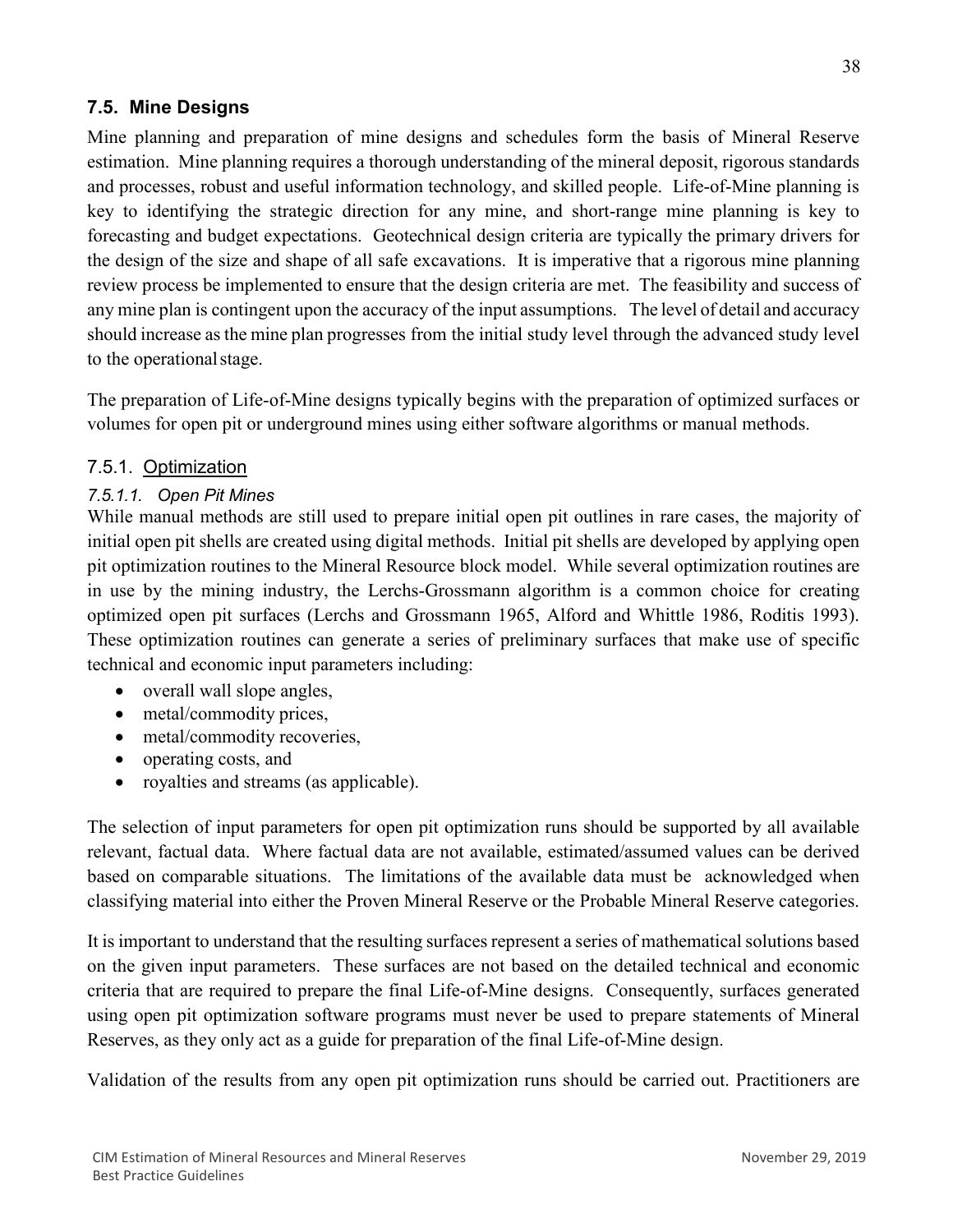## 7.5. Mine Designs

Mine planning and preparation of mine designs and schedules form the basis of Mineral Reserve estimation. Mine planning requires a thorough understanding of the mineral deposit, rigorous standards and processes, robust and useful information technology, and skilled people. Life-of-Mine planning is key to identifying the strategic direction for any mine, and short-range mine planning is key to forecasting and budget expectations. Geotechnical design criteria are typically the primary drivers for the design of the size and shape of all safe excavations. It is imperative that a rigorous mine planning review process be implemented to ensure that the design criteria are met. The feasibility and success of any mine plan is contingent upon the accuracy of the input assumptions. The level of detail and accuracy should increase as the mine plan progresses from the initial study level through the advanced study level to the operational stage.

The preparation of Life-of-Mine designs typically begins with the preparation of optimized surfaces or volumes for open pit or underground mines using either software algorithms or manual methods.

### 7.5.1. Optimization

#### *7.5.1.1. Open Pit Mines*

While manual methods are still used to prepare initial open pit outlines in rare cases, the majority of initial open pit shells are created using digital methods. Initial pit shells are developed by applying open pit optimization routines to the Mineral Resource block model. While several optimization routines are in use by the mining industry, the Lerchs-Grossmann algorithm is a common choice for creating optimized open pit surfaces (Lerchs and Grossmann 1965, Alford and Whittle 1986, Roditis 1993). These optimization routines can generate a series of preliminary surfaces that make use of specific technical and economic input parameters including:

- overall wall slope angles,
- metal/commodity prices,
- metal/commodity recoveries,
- operating costs, and
- royalties and streams (as applicable).

The selection of input parameters for open pit optimization runs should be supported by all available relevant, factual data. Where factual data are not available, estimated/assumed values can be derived based on comparable situations. The limitations of the available data must be acknowledged when classifying material into either the Proven Mineral Reserve or the Probable Mineral Reserve categories.

It is important to understand that the resulting surfaces represent a series of mathematical solutions based on the given input parameters. These surfaces are not based on the detailed technical and economic criteria that are required to prepare the final Life-of-Mine designs. Consequently, surfaces generated using open pit optimization software programs must never be used to prepare statements of Mineral Reserves, as they only act as a guide for preparation of the final Life-of-Mine design.

Validation of the results from any open pit optimization runs should be carried out. Practitioners are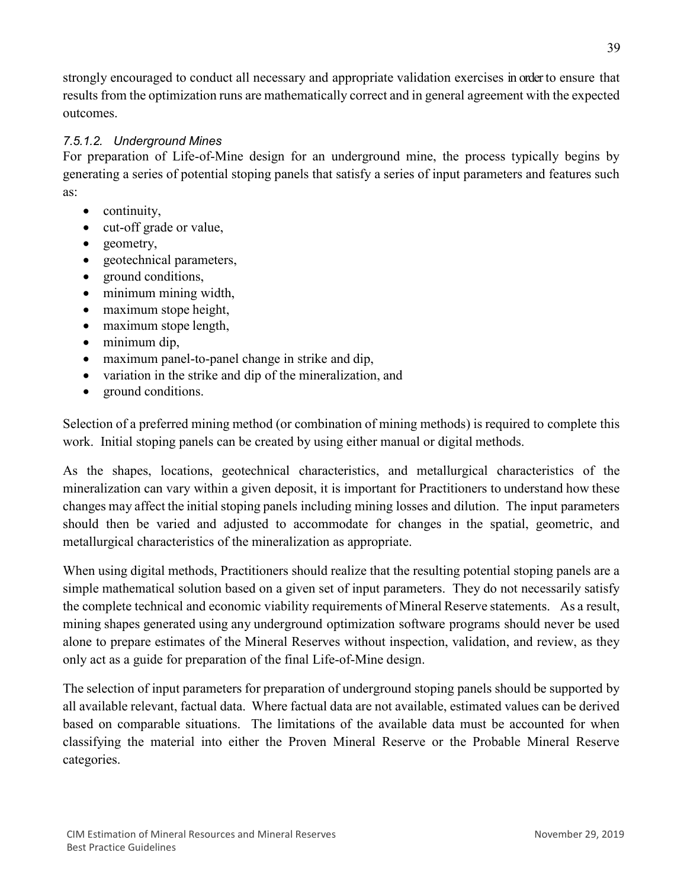strongly encouraged to conduct all necessary and appropriate validation exercises in order to ensure that results from the optimization runs are mathematically correct and in general agreement with the expected outcomes.

#### *7.5.1.2. Underground Mines*

For preparation of Life-of-Mine design for an underground mine, the process typically begins by generating a series of potential stoping panels that satisfy a series of input parameters and features such as:

- continuity,
- cut-off grade or value,
- geometry,
- geotechnical parameters,
- ground conditions,
- minimum mining width,
- maximum stope height,
- maximum stope length,
- minimum dip,
- maximum panel-to-panel change in strike and dip,
- variation in the strike and dip of the mineralization, and
- ground conditions.

Selection of a preferred mining method (or combination of mining methods) is required to complete this work. Initial stoping panels can be created by using either manual or digital methods.

As the shapes, locations, geotechnical characteristics, and metallurgical characteristics of the mineralization can vary within a given deposit, it is important for Practitioners to understand how these changes may affect the initial stoping panels including mining losses and dilution. The input parameters should then be varied and adjusted to accommodate for changes in the spatial, geometric, and metallurgical characteristics of the mineralization as appropriate.

When using digital methods, Practitioners should realize that the resulting potential stoping panels are a simple mathematical solution based on a given set of input parameters. They do not necessarily satisfy the complete technical and economic viability requirements of Mineral Reserve statements. As a result, mining shapes generated using any underground optimization software programs should never be used alone to prepare estimates of the Mineral Reserves without inspection, validation, and review, as they only act as a guide for preparation of the final Life-of-Mine design.

The selection of input parameters for preparation of underground stoping panels should be supported by all available relevant, factual data. Where factual data are not available, estimated values can be derived based on comparable situations. The limitations of the available data must be accounted for when classifying the material into either the Proven Mineral Reserve or the Probable Mineral Reserve categories.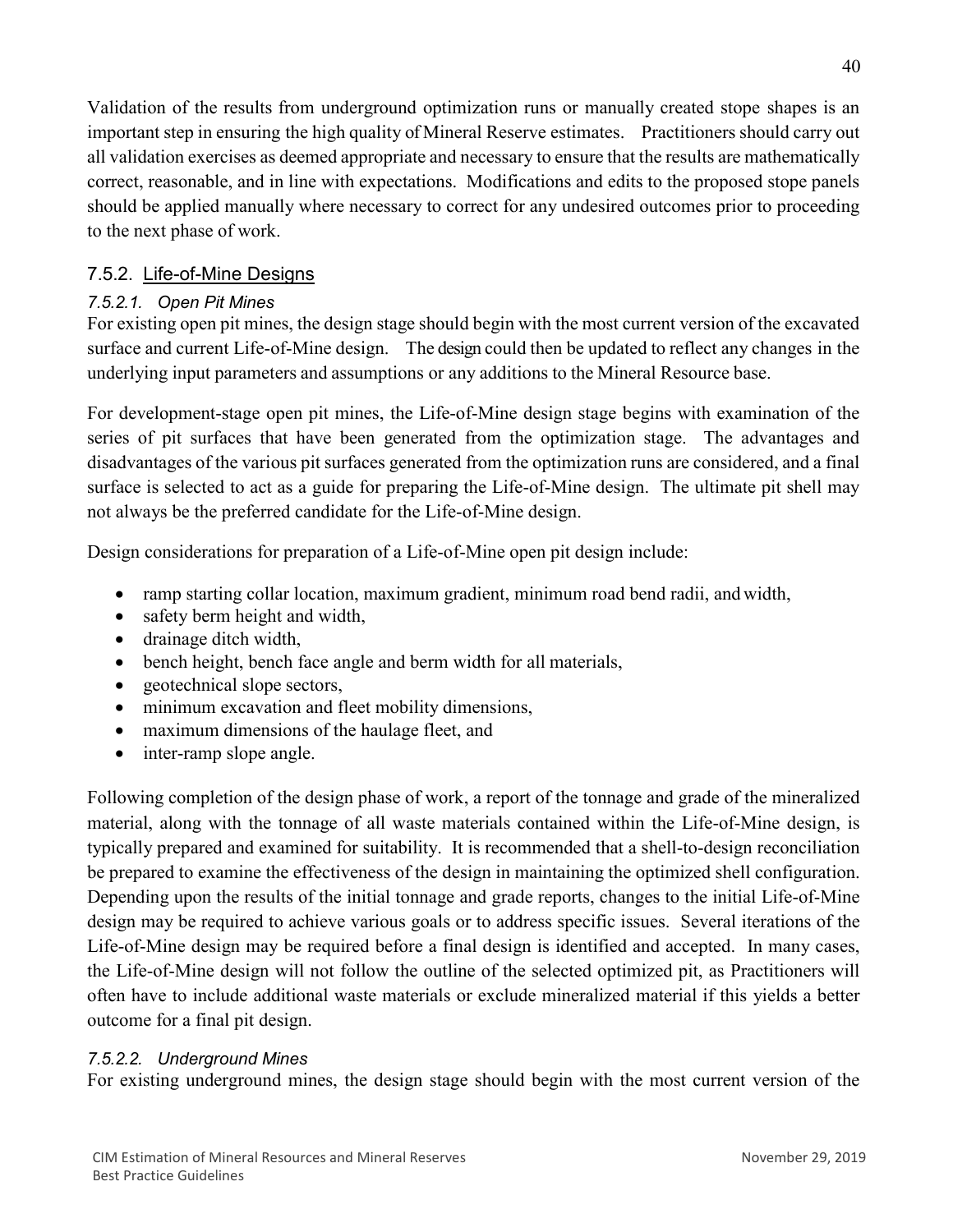Validation of the results from underground optimization runs or manually created stope shapes is an important step in ensuring the high quality of Mineral Reserve estimates. Practitioners should carry out all validation exercises as deemed appropriate and necessary to ensure that the results are mathematically correct, reasonable, and in line with expectations. Modifications and edits to the proposed stope panels should be applied manually where necessary to correct for any undesired outcomes prior to proceeding to the next phase of work.

## 7.5.2. Life-of-Mine Designs

### *7.5.2.1. Open Pit Mines*

For existing open pit mines, the design stage should begin with the most current version of the excavated surface and current Life-of-Mine design. The design could then be updated to reflect any changes in the underlying input parameters and assumptions or any additions to the Mineral Resource base.

For development-stage open pit mines, the Life-of-Mine design stage begins with examination of the series of pit surfaces that have been generated from the optimization stage. The advantages and disadvantages of the various pit surfaces generated from the optimization runs are considered, and a final surface is selected to act as a guide for preparing the Life-of-Mine design. The ultimate pit shell may not always be the preferred candidate for the Life-of-Mine design.

Design considerations for preparation of a Life-of-Mine open pit design include:

- ramp starting collar location, maximum gradient, minimum road bend radii, and width,
- safety berm height and width,
- drainage ditch width,
- bench height, bench face angle and berm width for all materials,
- geotechnical slope sectors,
- minimum excavation and fleet mobility dimensions,
- maximum dimensions of the haulage fleet, and
- inter-ramp slope angle.

Following completion of the design phase of work, a report of the tonnage and grade of the mineralized material, along with the tonnage of all waste materials contained within the Life-of-Mine design, is typically prepared and examined for suitability. It is recommended that a shell-to-design reconciliation be prepared to examine the effectiveness of the design in maintaining the optimized shell configuration. Depending upon the results of the initial tonnage and grade reports, changes to the initial Life-of-Mine design may be required to achieve various goals or to address specific issues. Several iterations of the Life-of-Mine design may be required before a final design is identified and accepted. In many cases, the Life-of-Mine design will not follow the outline of the selected optimized pit, as Practitioners will often have to include additional waste materials or exclude mineralized material if this yields a better outcome for a final pit design.

### *7.5.2.2. Underground Mines*

For existing underground mines, the design stage should begin with the most current version of the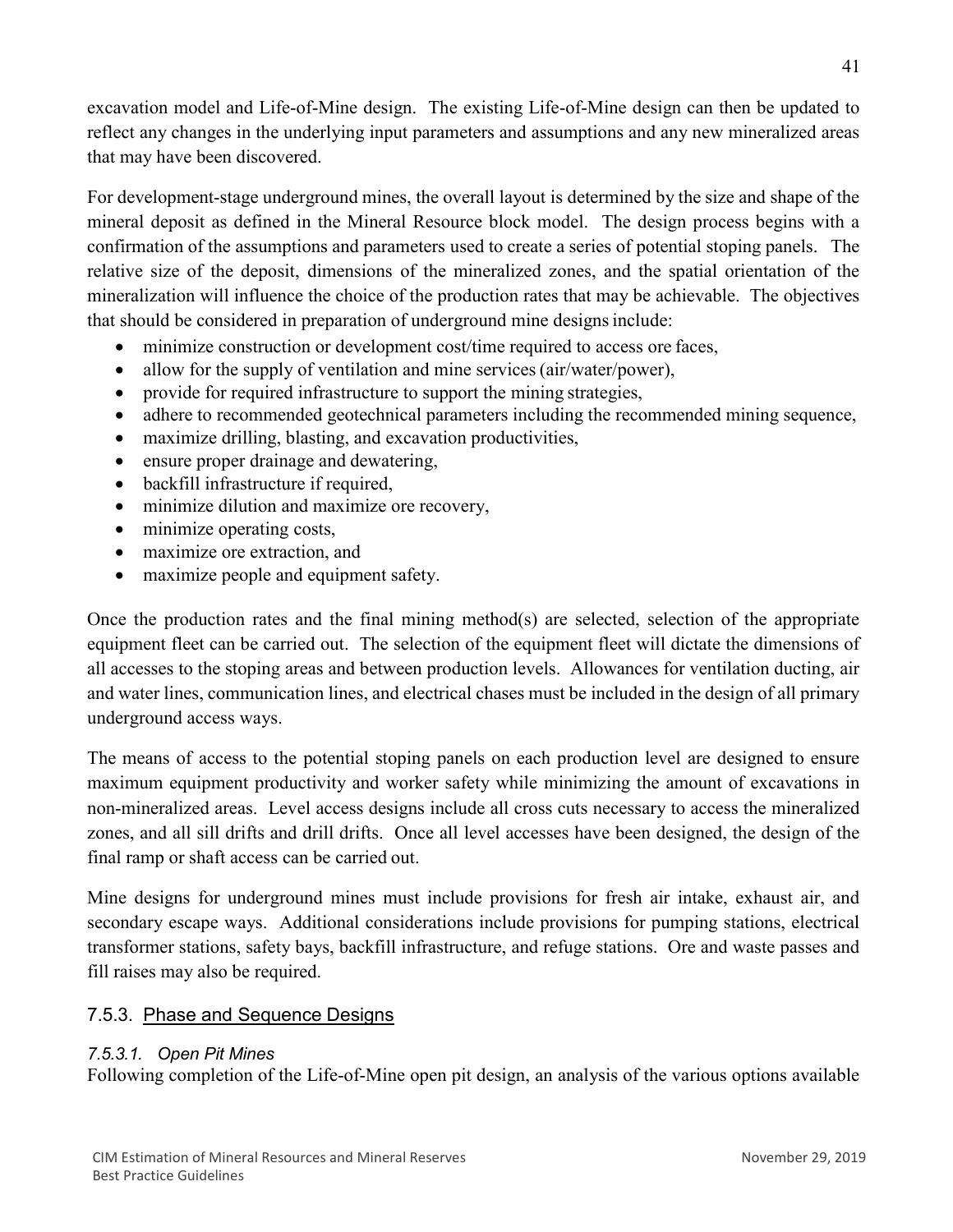excavation model and Life-of-Mine design. The existing Life-of-Mine design can then be updated to reflect any changes in the underlying input parameters and assumptions and any new mineralized areas that may have been discovered.

For development-stage underground mines, the overall layout is determined by the size and shape of the mineral deposit as defined in the Mineral Resource block model. The design process begins with a confirmation of the assumptions and parameters used to create a series of potential stoping panels. The relative size of the deposit, dimensions of the mineralized zones, and the spatial orientation of the mineralization will influence the choice of the production rates that may be achievable. The objectives that should be considered in preparation of underground mine designs include:

- minimize construction or development cost/time required to access ore faces,
- allow for the supply of ventilation and mine services (air/water/power),
- provide for required infrastructure to support the mining strategies,
- adhere to recommended geotechnical parameters including the recommended mining sequence,
- maximize drilling, blasting, and excavation productivities,
- ensure proper drainage and dewatering,
- backfill infrastructure if required,
- minimize dilution and maximize ore recovery,
- minimize operating costs,
- maximize ore extraction, and
- maximize people and equipment safety.

Once the production rates and the final mining method(s) are selected, selection of the appropriate equipment fleet can be carried out. The selection of the equipment fleet will dictate the dimensions of all accesses to the stoping areas and between production levels. Allowances for ventilation ducting, air and water lines, communication lines, and electrical chases must be included in the design of all primary underground access ways.

The means of access to the potential stoping panels on each production level are designed to ensure maximum equipment productivity and worker safety while minimizing the amount of excavations in non-mineralized areas. Level access designs include all cross cuts necessary to access the mineralized zones, and all sill drifts and drill drifts. Once all level accesses have been designed, the design of the final ramp or shaft access can be carried out.

Mine designs for underground mines must include provisions for fresh air intake, exhaust air, and secondary escape ways. Additional considerations include provisions for pumping stations, electrical transformer stations, safety bays, backfill infrastructure, and refuge stations. Ore and waste passes and fill raises may also be required.

### 7.5.3. Phase and Sequence Designs

#### *7.5.3.1. Open Pit Mines*

Following completion of the Life-of-Mine open pit design, an analysis of the various options available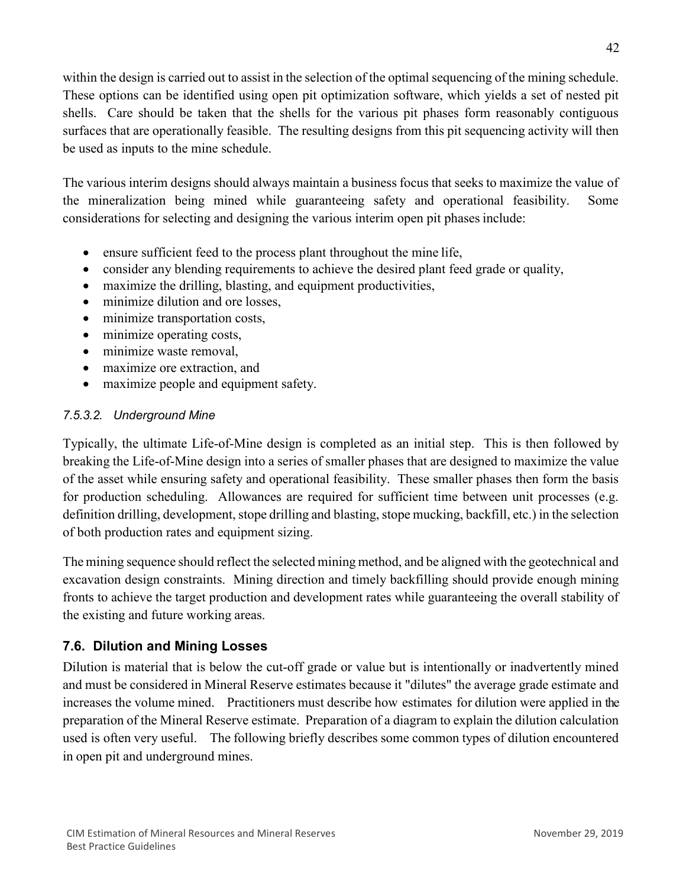within the design is carried out to assist in the selection of the optimal sequencing of the mining schedule. These options can be identified using open pit optimization software, which yields a set of nested pit shells. Care should be taken that the shells for the various pit phases form reasonably contiguous surfaces that are operationally feasible. The resulting designs from this pit sequencing activity will then be used as inputs to the mine schedule.

The various interim designs should always maintain a business focus that seeks to maximize the value of the mineralization being mined while guaranteeing safety and operational feasibility. Some considerations for selecting and designing the various interim open pit phases include:

- ensure sufficient feed to the process plant throughout the mine life,
- consider any blending requirements to achieve the desired plant feed grade or quality,
- maximize the drilling, blasting, and equipment productivities,
- minimize dilution and ore losses,
- minimize transportation costs,
- minimize operating costs,
- minimize waste removal,
- maximize ore extraction, and
- maximize people and equipment safety.

#### *7.5.3.2. Underground Mine*

Typically, the ultimate Life-of-Mine design is completed as an initial step. This is then followed by breaking the Life-of-Mine design into a series of smaller phases that are designed to maximize the value of the asset while ensuring safety and operational feasibility. These smaller phases then form the basis for production scheduling. Allowances are required for sufficient time between unit processes (e.g. definition drilling, development, stope drilling and blasting, stope mucking, backfill, etc.) in the selection of both production rates and equipment sizing.

The mining sequence should reflect the selected mining method, and be aligned with the geotechnical and excavation design constraints. Mining direction and timely backfilling should provide enough mining fronts to achieve the target production and development rates while guaranteeing the overall stability of the existing and future working areas.

## 7.6. Dilution and Mining Losses

Dilution is material that is below the cut-off grade or value but is intentionally or inadvertently mined and must be considered in Mineral Reserve estimates because it "dilutes" the average grade estimate and increases the volume mined. Practitioners must describe how estimates for dilution were applied in the preparation of the Mineral Reserve estimate. Preparation of a diagram to explain the dilution calculation used is often very useful. The following briefly describes some common types of dilution encountered in open pit and underground mines.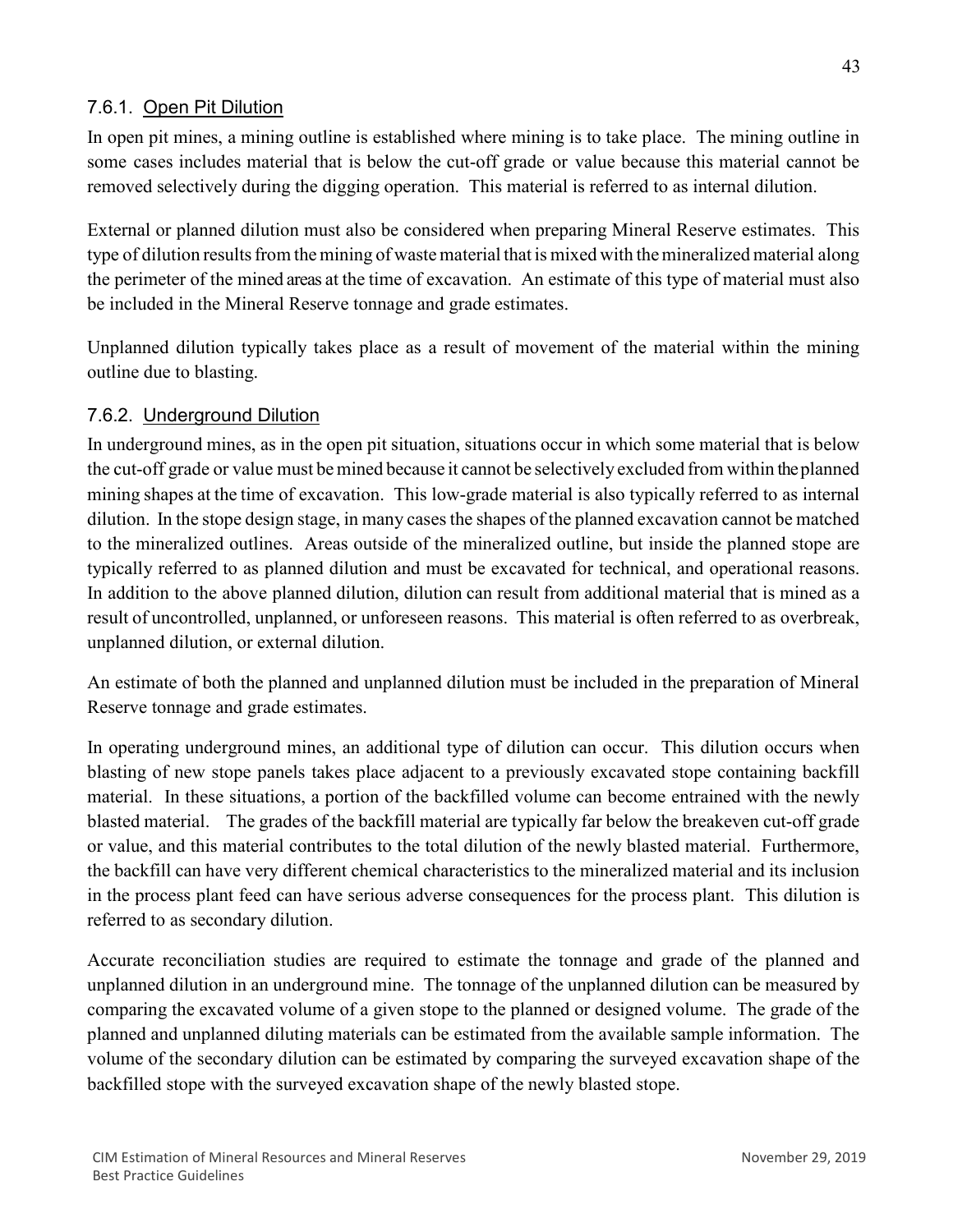### 7.6.1. Open Pit Dilution

In open pit mines, a mining outline is established where mining is to take place. The mining outline in some cases includes material that is below the cut-off grade or value because this material cannot be removed selectively during the digging operation. This material is referred to as internal dilution.

External or planned dilution must also be considered when preparing Mineral Reserve estimates. This type of dilution results from the mining of waste material that is mixed with the mineralized material along the perimeter of the mined areas at the time of excavation. An estimate of this type of material must also be included in the Mineral Reserve tonnage and grade estimates.

Unplanned dilution typically takes place as a result of movement of the material within the mining outline due to blasting.

### 7.6.2. Underground Dilution

In underground mines, as in the open pit situation, situations occur in which some material that is below the cut-off grade or value must be mined because it cannot be selectively excluded from within the planned mining shapes at the time of excavation. This low-grade material is also typically referred to as internal dilution. In the stope design stage, in many cases the shapes of the planned excavation cannot be matched to the mineralized outlines. Areas outside of the mineralized outline, but inside the planned stope are typically referred to as planned dilution and must be excavated for technical, and operational reasons. In addition to the above planned dilution, dilution can result from additional material that is mined as a result of uncontrolled, unplanned, or unforeseen reasons. This material is often referred to as overbreak, unplanned dilution, or external dilution.

An estimate of both the planned and unplanned dilution must be included in the preparation of Mineral Reserve tonnage and grade estimates.

In operating underground mines, an additional type of dilution can occur. This dilution occurs when blasting of new stope panels takes place adjacent to a previously excavated stope containing backfill material. In these situations, a portion of the backfilled volume can become entrained with the newly blasted material. The grades of the backfill material are typically far below the breakeven cut-off grade or value, and this material contributes to the total dilution of the newly blasted material. Furthermore, the backfill can have very different chemical characteristics to the mineralized material and its inclusion in the process plant feed can have serious adverse consequences for the process plant. This dilution is referred to as secondary dilution.

Accurate reconciliation studies are required to estimate the tonnage and grade of the planned and unplanned dilution in an underground mine. The tonnage of the unplanned dilution can be measured by comparing the excavated volume of a given stope to the planned or designed volume. The grade of the planned and unplanned diluting materials can be estimated from the available sample information. The volume of the secondary dilution can be estimated by comparing the surveyed excavation shape of the backfilled stope with the surveyed excavation shape of the newly blasted stope.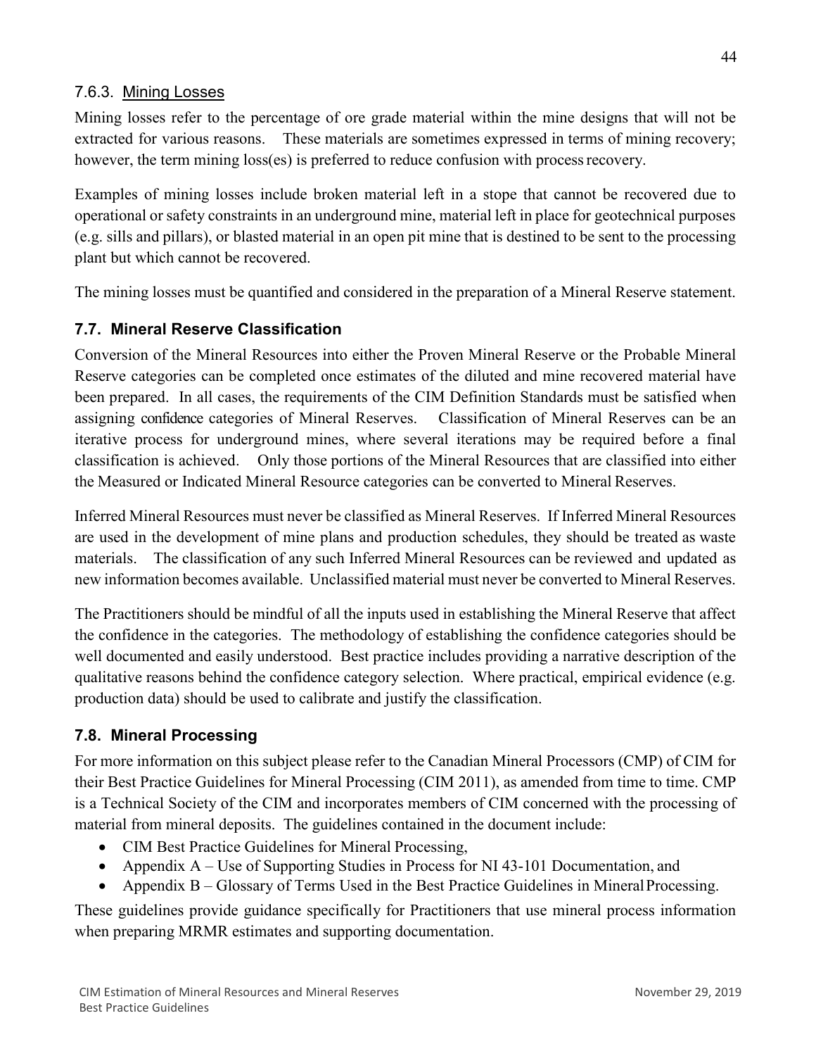#### 7.6.3. Mining Losses

Mining losses refer to the percentage of ore grade material within the mine designs that will not be extracted for various reasons. These materials are sometimes expressed in terms of mining recovery; however, the term mining loss(es) is preferred to reduce confusion with process recovery.

Examples of mining losses include broken material left in a stope that cannot be recovered due to operational or safety constraints in an underground mine, material left in place for geotechnical purposes (e.g. sills and pillars), or blasted material in an open pit mine that is destined to be sent to the processing plant but which cannot be recovered.

The mining losses must be quantified and considered in the preparation of a Mineral Reserve statement.

### 7.7. Mineral Reserve Classification

Conversion of the Mineral Resources into either the Proven Mineral Reserve or the Probable Mineral Reserve categories can be completed once estimates of the diluted and mine recovered material have been prepared. In all cases, the requirements of the CIM Definition Standards must be satisfied when assigning confidence categories of Mineral Reserves. Classification of Mineral Reserves can be an iterative process for underground mines, where several iterations may be required before a final classification is achieved. Only those portions of the Mineral Resources that are classified into either the Measured or Indicated Mineral Resource categories can be converted to Mineral Reserves.

Inferred Mineral Resources must never be classified as Mineral Reserves. If Inferred Mineral Resources are used in the development of mine plans and production schedules, they should be treated as waste materials. The classification of any such Inferred Mineral Resources can be reviewed and updated as new information becomes available. Unclassified material must never be converted to Mineral Reserves.

The Practitioners should be mindful of all the inputs used in establishing the Mineral Reserve that affect the confidence in the categories. The methodology of establishing the confidence categories should be well documented and easily understood. Best practice includes providing a narrative description of the qualitative reasons behind the confidence category selection. Where practical, empirical evidence (e.g. production data) should be used to calibrate and justify the classification.

### 7.8. Mineral Processing

For more information on this subject please refer to the Canadian Mineral Processors (CMP) of CIM for their Best Practice Guidelines for Mineral Processing (CIM 2011), as amended from time to time. CMP is a Technical Society of the CIM and incorporates members of CIM concerned with the processing of material from mineral deposits. The guidelines contained in the document include:

- CIM Best Practice Guidelines for Mineral Processing,
- Appendix A – Use of Supporting Studies in Process for NI 43-101 Documentation, and
- Appendix B – Glossary of Terms Used in the Best Practice Guidelines in Mineral Processing.

These guidelines provide guidance specifically for Practitioners that use mineral process information when preparing MRMR estimates and supporting documentation.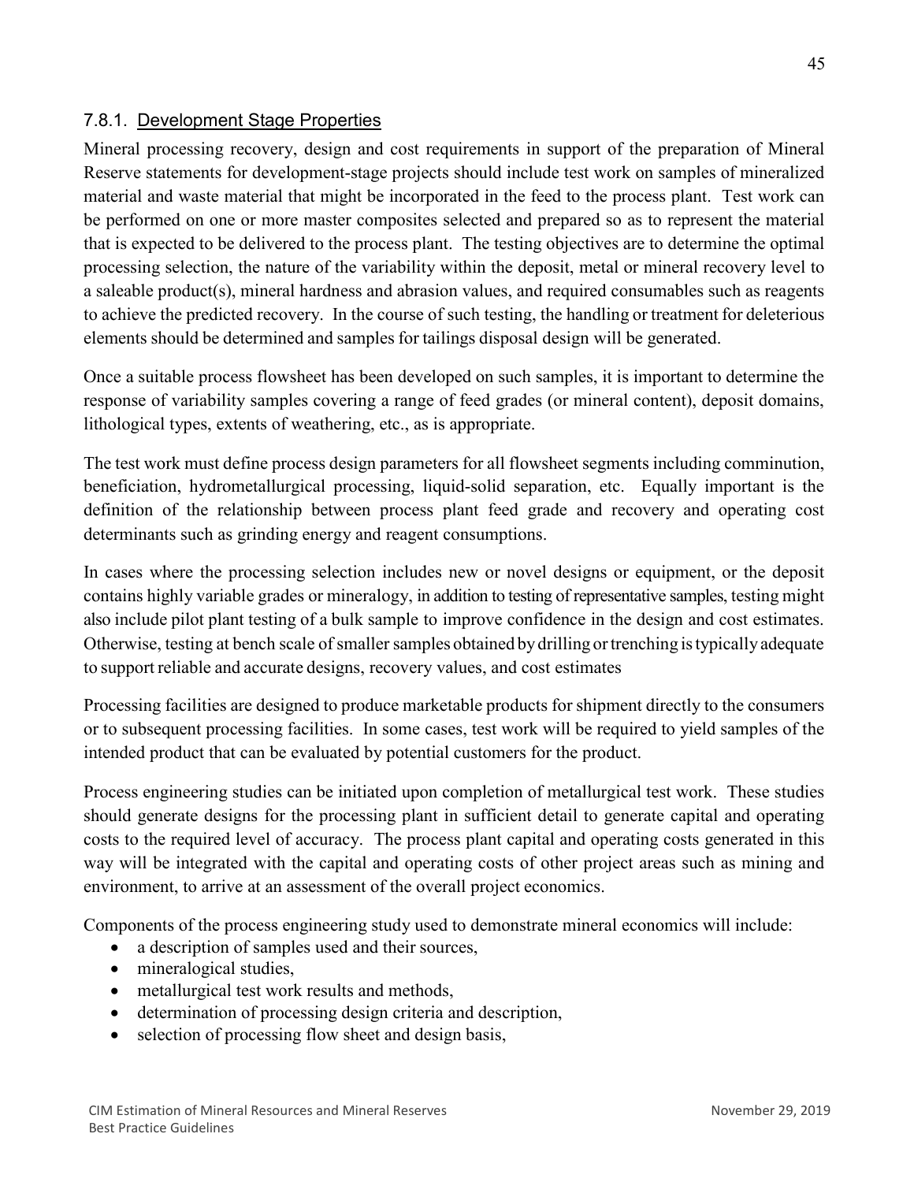### 7.8.1. Development Stage Properties

Mineral processing recovery, design and cost requirements in support of the preparation of Mineral Reserve statements for development-stage projects should include test work on samples of mineralized material and waste material that might be incorporated in the feed to the process plant. Test work can be performed on one or more master composites selected and prepared so as to represent the material that is expected to be delivered to the process plant. The testing objectives are to determine the optimal processing selection, the nature of the variability within the deposit, metal or mineral recovery level to a saleable product(s), mineral hardness and abrasion values, and required consumables such as reagents to achieve the predicted recovery. In the course of such testing, the handling or treatment for deleterious elements should be determined and samples for tailings disposal design will be generated.

Once a suitable process flowsheet has been developed on such samples, it is important to determine the response of variability samples covering a range of feed grades (or mineral content), deposit domains, lithological types, extents of weathering, etc., as is appropriate.

The test work must define process design parameters for all flowsheet segments including comminution, beneficiation, hydrometallurgical processing, liquid-solid separation, etc. Equally important is the definition of the relationship between process plant feed grade and recovery and operating cost determinants such as grinding energy and reagent consumptions.

In cases where the processing selection includes new or novel designs or equipment, or the deposit contains highly variable grades or mineralogy, in addition to testing of representative samples, testing might also include pilot plant testing of a bulk sample to improve confidence in the design and cost estimates. Otherwise, testing at bench scale of smaller samples obtained by drilling or trenching is typically adequate to support reliable and accurate designs, recovery values, and cost estimates

Processing facilities are designed to produce marketable products for shipment directly to the consumers or to subsequent processing facilities. In some cases, test work will be required to yield samples of the intended product that can be evaluated by potential customers for the product.

Process engineering studies can be initiated upon completion of metallurgical test work. These studies should generate designs for the processing plant in sufficient detail to generate capital and operating costs to the required level of accuracy. The process plant capital and operating costs generated in this way will be integrated with the capital and operating costs of other project areas such as mining and environment, to arrive at an assessment of the overall project economics.

Components of the process engineering study used to demonstrate mineral economics will include:

- a description of samples used and their sources,
- mineralogical studies,
- metallurgical test work results and methods,
- determination of processing design criteria and description,
- selection of processing flow sheet and design basis,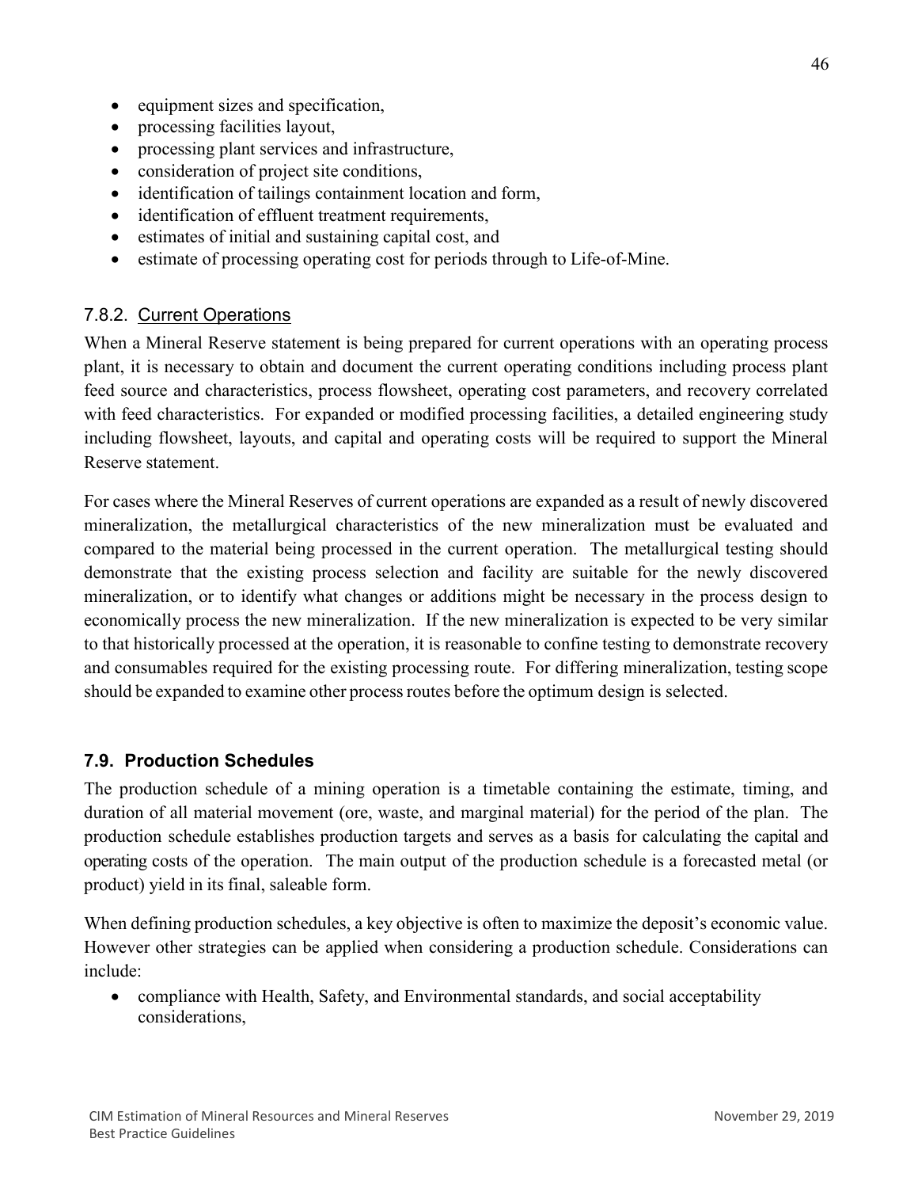- equipment sizes and specification,
- processing facilities layout,
- processing plant services and infrastructure,
- consideration of project site conditions,
- identification of tailings containment location and form,
- identification of effluent treatment requirements,
- estimates of initial and sustaining capital cost, and
- estimate of processing operating cost for periods through to Life-of-Mine.

#### 7.8.2. Current Operations

When a Mineral Reserve statement is being prepared for current operations with an operating process plant, it is necessary to obtain and document the current operating conditions including process plant feed source and characteristics, process flowsheet, operating cost parameters, and recovery correlated with feed characteristics. For expanded or modified processing facilities, a detailed engineering study including flowsheet, layouts, and capital and operating costs will be required to support the Mineral Reserve statement.

For cases where the Mineral Reserves of current operations are expanded as a result of newly discovered mineralization, the metallurgical characteristics of the new mineralization must be evaluated and compared to the material being processed in the current operation. The metallurgical testing should demonstrate that the existing process selection and facility are suitable for the newly discovered mineralization, or to identify what changes or additions might be necessary in the process design to economically process the new mineralization. If the new mineralization is expected to be very similar to that historically processed at the operation, it is reasonable to confine testing to demonstrate recovery and consumables required for the existing processing route. For differing mineralization, testing scope should be expanded to examine other process routes before the optimum design is selected.

### 7.9. Production Schedules

The production schedule of a mining operation is a timetable containing the estimate, timing, and duration of all material movement (ore, waste, and marginal material) for the period of the plan. The production schedule establishes production targets and serves as a basis for calculating the capital and operating costs of the operation. The main output of the production schedule is a forecasted metal (or product) yield in its final, saleable form.

When defining production schedules, a key objective is often to maximize the deposit's economic value. However other strategies can be applied when considering a production schedule. Considerations can include:

- compliance with Health, Safety, and Environmental standards, and social acceptability considerations,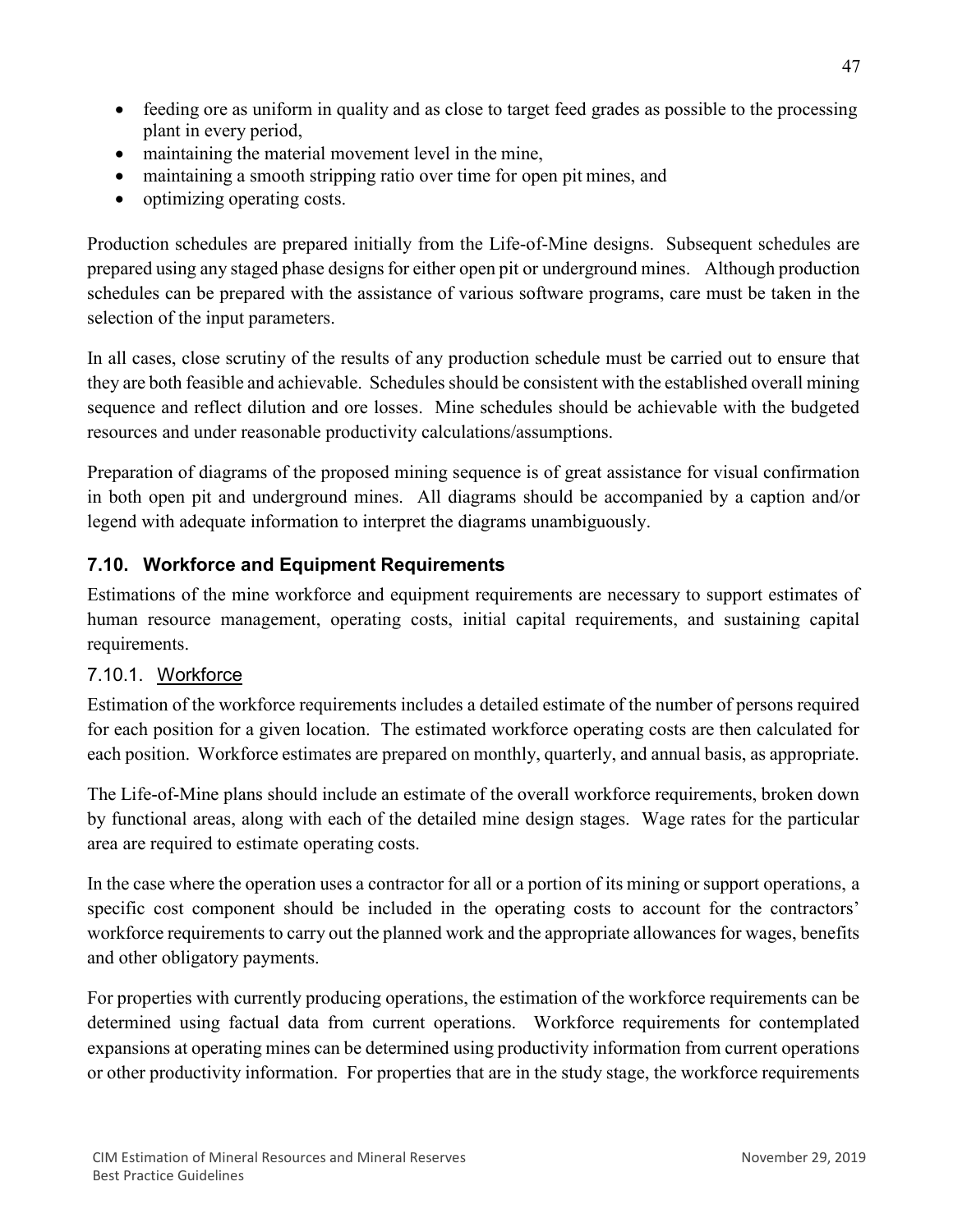- feeding ore as uniform in quality and as close to target feed grades as possible to the processing plant in every period,
- maintaining the material movement level in the mine,
- maintaining a smooth stripping ratio over time for open pit mines, and
- optimizing operating costs.

Production schedules are prepared initially from the Life-of-Mine designs. Subsequent schedules are prepared using any staged phase designs for either open pit or underground mines. Although production schedules can be prepared with the assistance of various software programs, care must be taken in the selection of the input parameters.

In all cases, close scrutiny of the results of any production schedule must be carried out to ensure that they are both feasible and achievable. Schedules should be consistent with the established overall mining sequence and reflect dilution and ore losses. Mine schedules should be achievable with the budgeted resources and under reasonable productivity calculations/assumptions.

Preparation of diagrams of the proposed mining sequence is of great assistance for visual confirmation in both open pit and underground mines. All diagrams should be accompanied by a caption and/or legend with adequate information to interpret the diagrams unambiguously.

## 7.10. Workforce and Equipment Requirements

Estimations of the mine workforce and equipment requirements are necessary to support estimates of human resource management, operating costs, initial capital requirements, and sustaining capital requirements.

### 7.10.1. Workforce

Estimation of the workforce requirements includes a detailed estimate of the number of persons required for each position for a given location. The estimated workforce operating costs are then calculated for each position. Workforce estimates are prepared on monthly, quarterly, and annual basis, as appropriate.

The Life-of-Mine plans should include an estimate of the overall workforce requirements, broken down by functional areas, along with each of the detailed mine design stages. Wage rates for the particular area are required to estimate operating costs.

In the case where the operation uses a contractor for all or a portion of its mining or support operations, a specific cost component should be included in the operating costs to account for the contractors' workforce requirements to carry out the planned work and the appropriate allowances for wages, benefits and other obligatory payments.

For properties with currently producing operations, the estimation of the workforce requirements can be determined using factual data from current operations. Workforce requirements for contemplated expansions at operating mines can be determined using productivity information from current operations or other productivity information. For properties that are in the study stage, the workforce requirements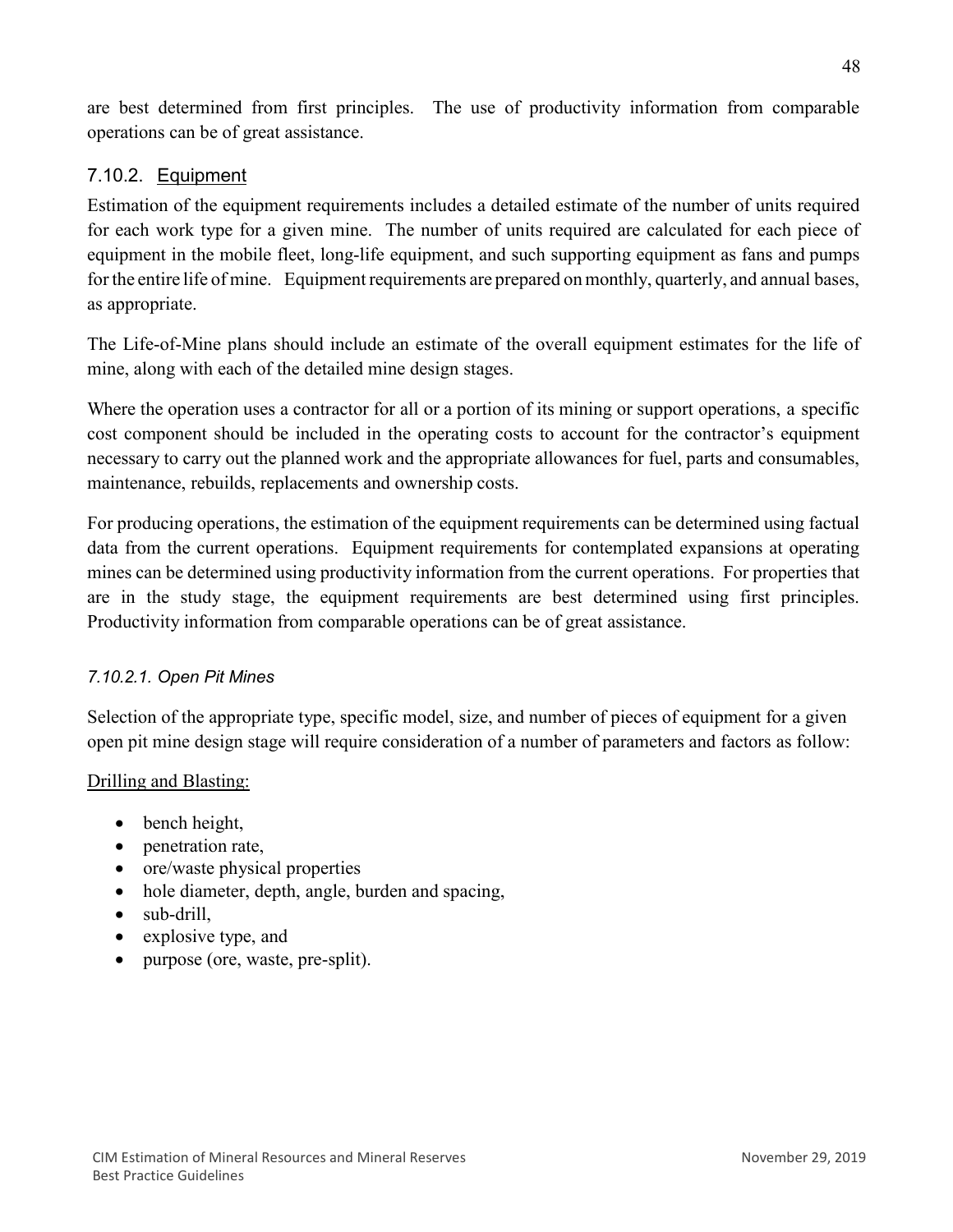are best determined from first principles. The use of productivity information from comparable operations can be of great assistance.

### 7.10.2. Equipment

Estimation of the equipment requirements includes a detailed estimate of the number of units required for each work type for a given mine. The number of units required are calculated for each piece of equipment in the mobile fleet, long-life equipment, and such supporting equipment as fans and pumps for the entire life of mine. Equipment requirements are prepared on monthly, quarterly, and annual bases, as appropriate.

The Life-of-Mine plans should include an estimate of the overall equipment estimates for the life of mine, along with each of the detailed mine design stages.

Where the operation uses a contractor for all or a portion of its mining or support operations, a specific cost component should be included in the operating costs to account for the contractor's equipment necessary to carry out the planned work and the appropriate allowances for fuel, parts and consumables, maintenance, rebuilds, replacements and ownership costs.

For producing operations, the estimation of the equipment requirements can be determined using factual data from the current operations. Equipment requirements for contemplated expansions at operating mines can be determined using productivity information from the current operations. For properties that are in the study stage, the equipment requirements are best determined using first principles. Productivity information from comparable operations can be of great assistance.

#### *7.10.2.1. Open Pit Mines*

Selection of the appropriate type, specific model, size, and number of pieces of equipment for a given open pit mine design stage will require consideration of a number of parameters and factors as follow:

Drilling and Blasting:

- bench height,
- penetration rate,
- ore/waste physical properties
- hole diameter, depth, angle, burden and spacing,
- sub-drill,
- explosive type, and
- purpose (ore, waste, pre-split).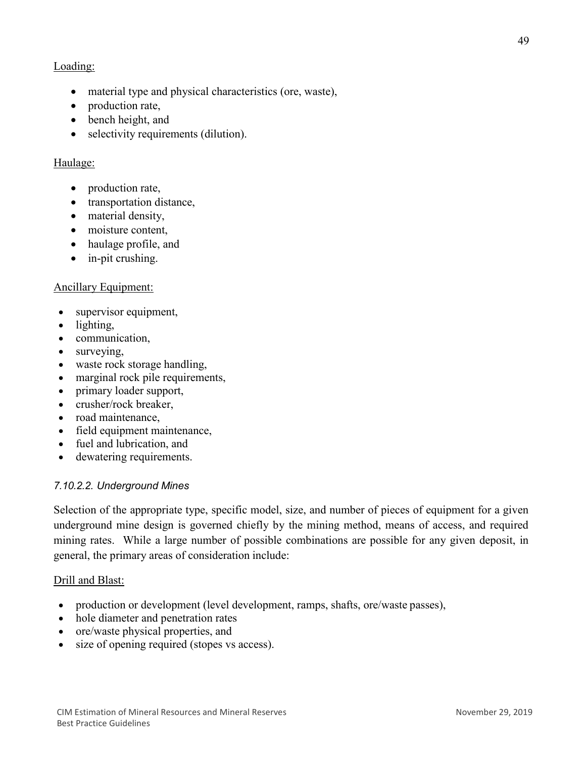Loading:

- material type and physical characteristics (ore, waste),
- production rate,
- bench height, and
- selectivity requirements (dilution).

Haulage:

- production rate,
- transportation distance,
- material density,
- moisture content,
- haulage profile, and
- in-pit crushing.

Ancillary Equipment:

- supervisor equipment,
- lighting,
- communication,
- surveying,
- waste rock storage handling,
- marginal rock pile requirements,
- primary loader support,
- crusher/rock breaker,
- road maintenance,
- field equipment maintenance,
- fuel and lubrication, and
- dewatering requirements.

#### *7.10.2.2. Underground Mines*

Selection of the appropriate type, specific model, size, and number of pieces of equipment for a given underground mine design is governed chiefly by the mining method, means of access, and required mining rates. While a large number of possible combinations are possible for any given deposit, in general, the primary areas of consideration include:

Drill and Blast:

- production or development (level development, ramps, shafts, ore/waste passes),
- hole diameter and penetration rates
- ore/waste physical properties, and
- size of opening required (stopes vs access).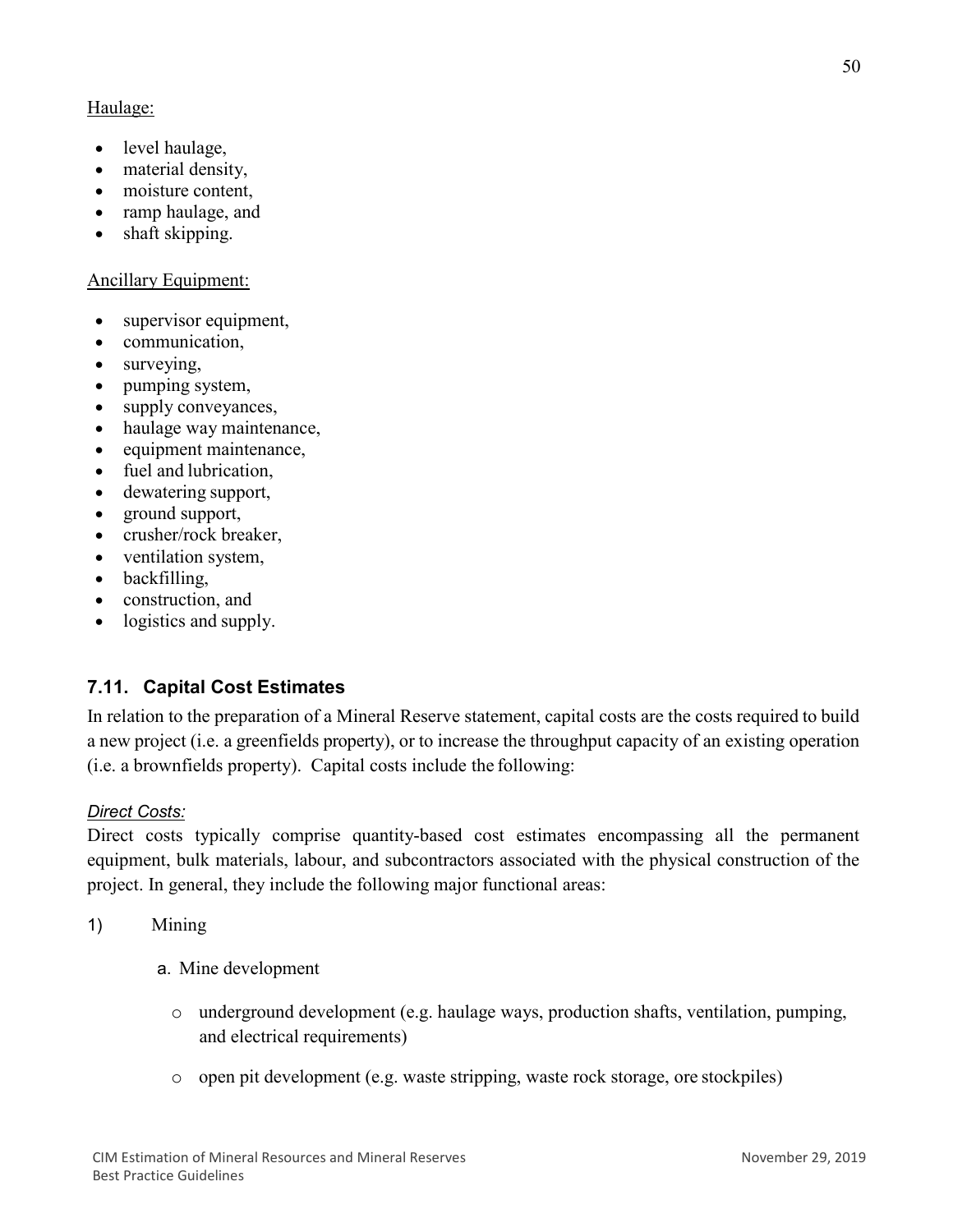Haulage:

- level haulage,
- material density,
- moisture content,
- ramp haulage, and
- shaft skipping.

Ancillary Equipment:

- supervisor equipment,
- communication,
- surveying,
- pumping system,
- supply conveyances,
- haulage way maintenance,
- equipment maintenance,
- fuel and lubrication,
- dewatering support,
- ground support,
- crusher/rock breaker,
- ventilation system,
- backfilling,
- construction, and
- logistics and supply.

## 7.11. Capital Cost Estimates

In relation to the preparation of a Mineral Reserve statement, capital costs are the costs required to build a new project (i.e. a greenfields property), or to increase the throughput capacity of an existing operation (i.e. a brownfields property). Capital costs include the following:

*Direct Costs:*

Direct costs typically comprise quantity-based cost estimates encompassing all the permanent equipment, bulk materials, labour, and subcontractors associated with the physical construction of the project. In general, they include the following major functional areas:

1) Mining

   a. Mine development

      - underground development (e.g. haulage ways, production shafts, ventilation, pumping, and electrical requirements)
      - open pit development (e.g. waste stripping, waste rock storage, ore stockpiles)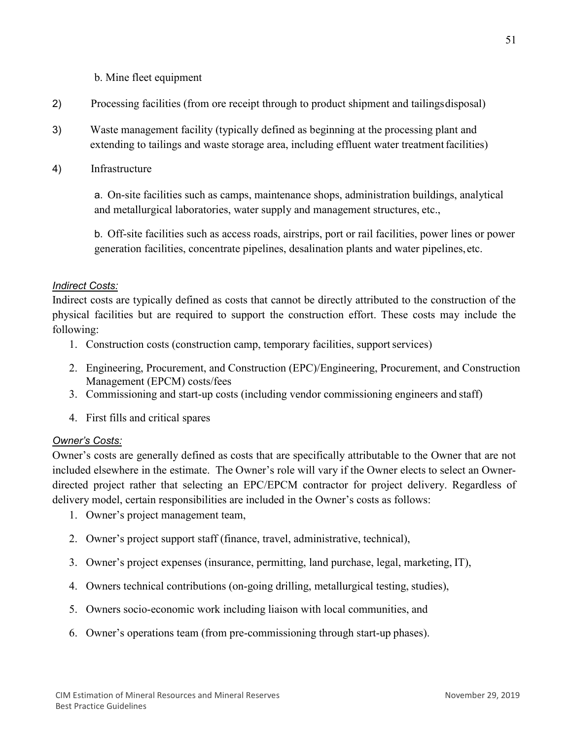b. Mine fleet equipment

2) Processing facilities (from ore receipt through to product shipment and tailings disposal)

3) Waste management facility (typically defined as beginning at the processing plant and extending to tailings and waste storage area, including effluent water treatment facilities)

4) Infrastructure

   a. On-site facilities such as camps, maintenance shops, administration buildings, analytical and metallurgical laboratories, water supply and management structures, etc.,

   b. Off-site facilities such as access roads, airstrips, port or rail facilities, power lines or power generation facilities, concentrate pipelines, desalination plants and water pipelines, etc.

*<u>Indirect Costs:</u>*

Indirect costs are typically defined as costs that cannot be directly attributed to the construction of the physical facilities but are required to support the construction effort. These costs may include the following:

1. Construction costs (construction camp, temporary facilities, support services)
2. Engineering, Procurement, and Construction (EPC)/Engineering, Procurement, and Construction Management (EPCM) costs/fees
3. Commissioning and start-up costs (including vendor commissioning engineers and staff)
4. First fills and critical spares

*<u>Owner's Costs:</u>*

Owner's costs are generally defined as costs that are specifically attributable to the Owner that are not included elsewhere in the estimate. The Owner's role will vary if the Owner elects to select an Owner-directed project rather that selecting an EPC/EPCM contractor for project delivery. Regardless of delivery model, certain responsibilities are included in the Owner's costs as follows:

1. Owner's project management team,
2. Owner's project support staff (finance, travel, administrative, technical),
3. Owner's project expenses (insurance, permitting, land purchase, legal, marketing, IT),
4. Owners technical contributions (on-going drilling, metallurgical testing, studies),
5. Owners socio-economic work including liaison with local communities, and
6. Owner's operations team (from pre-commissioning through start-up phases).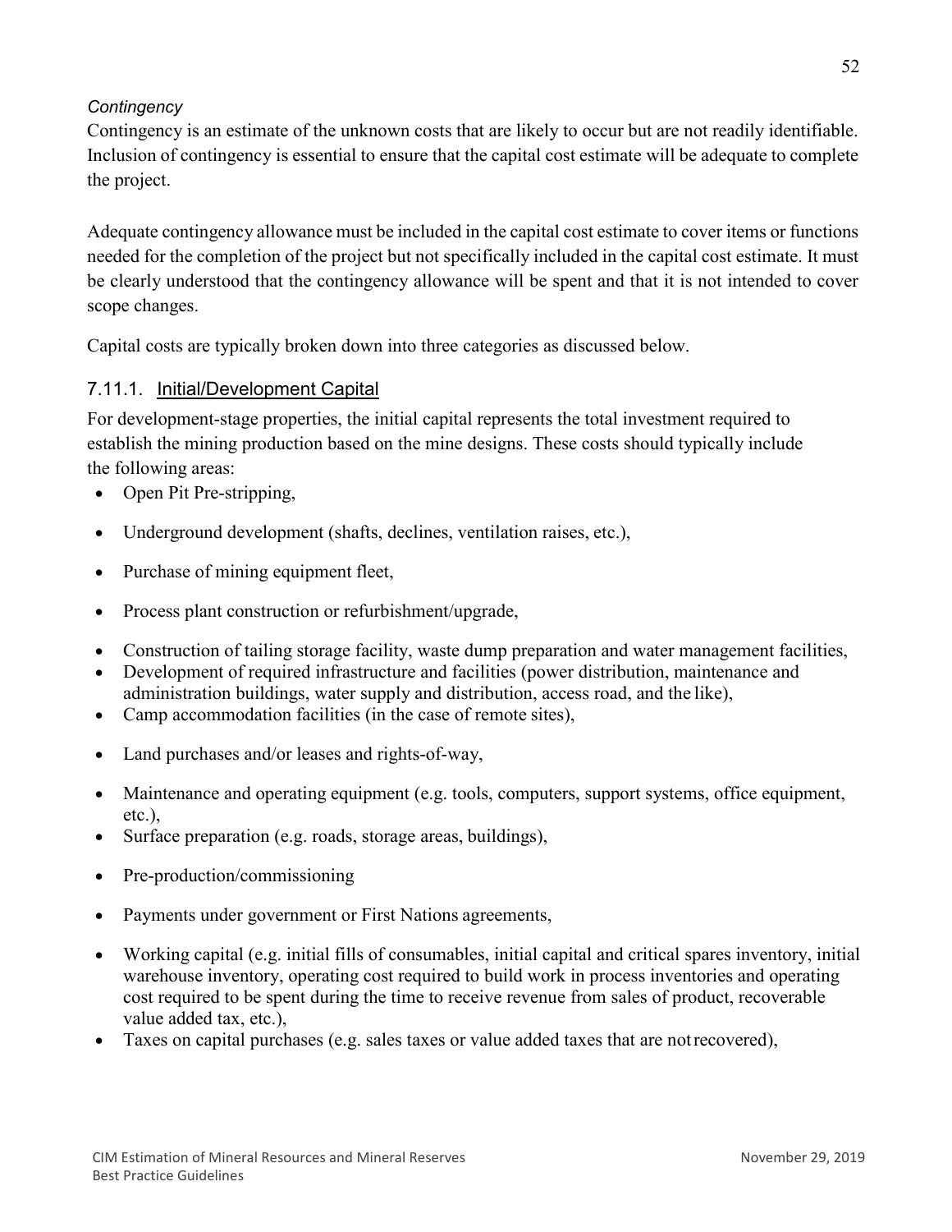*Contingency*

Contingency is an estimate of the unknown costs that are likely to occur but are not readily identifiable. Inclusion of contingency is essential to ensure that the capital cost estimate will be adequate to complete the project.

Adequate contingency allowance must be included in the capital cost estimate to cover items or functions needed for the completion of the project but not specifically included in the capital cost estimate. It must be clearly understood that the contingency allowance will be spent and that it is not intended to cover scope changes.

Capital costs are typically broken down into three categories as discussed below.

### 7.11.1. Initial/Development Capital

For development-stage properties, the initial capital represents the total investment required to establish the mining production based on the mine designs. These costs should typically include the following areas:

- Open Pit Pre-stripping,
- Underground development (shafts, declines, ventilation raises, etc.),
- Purchase of mining equipment fleet,
- Process plant construction or refurbishment/upgrade,
- Construction of tailing storage facility, waste dump preparation and water management facilities,
- Development of required infrastructure and facilities (power distribution, maintenance and administration buildings, water supply and distribution, access road, and the like),
- Camp accommodation facilities (in the case of remote sites),
- Land purchases and/or leases and rights-of-way,
- Maintenance and operating equipment (e.g. tools, computers, support systems, office equipment, etc.),
- Surface preparation (e.g. roads, storage areas, buildings),
- Pre-production/commissioning
- Payments under government or First Nations agreements,
- Working capital (e.g. initial fills of consumables, initial capital and critical spares inventory, initial warehouse inventory, operating cost required to build work in process inventories and operating cost required to be spent during the time to receive revenue from sales of product, recoverable value added tax, etc.),
- Taxes on capital purchases (e.g. sales taxes or value added taxes that are not recovered),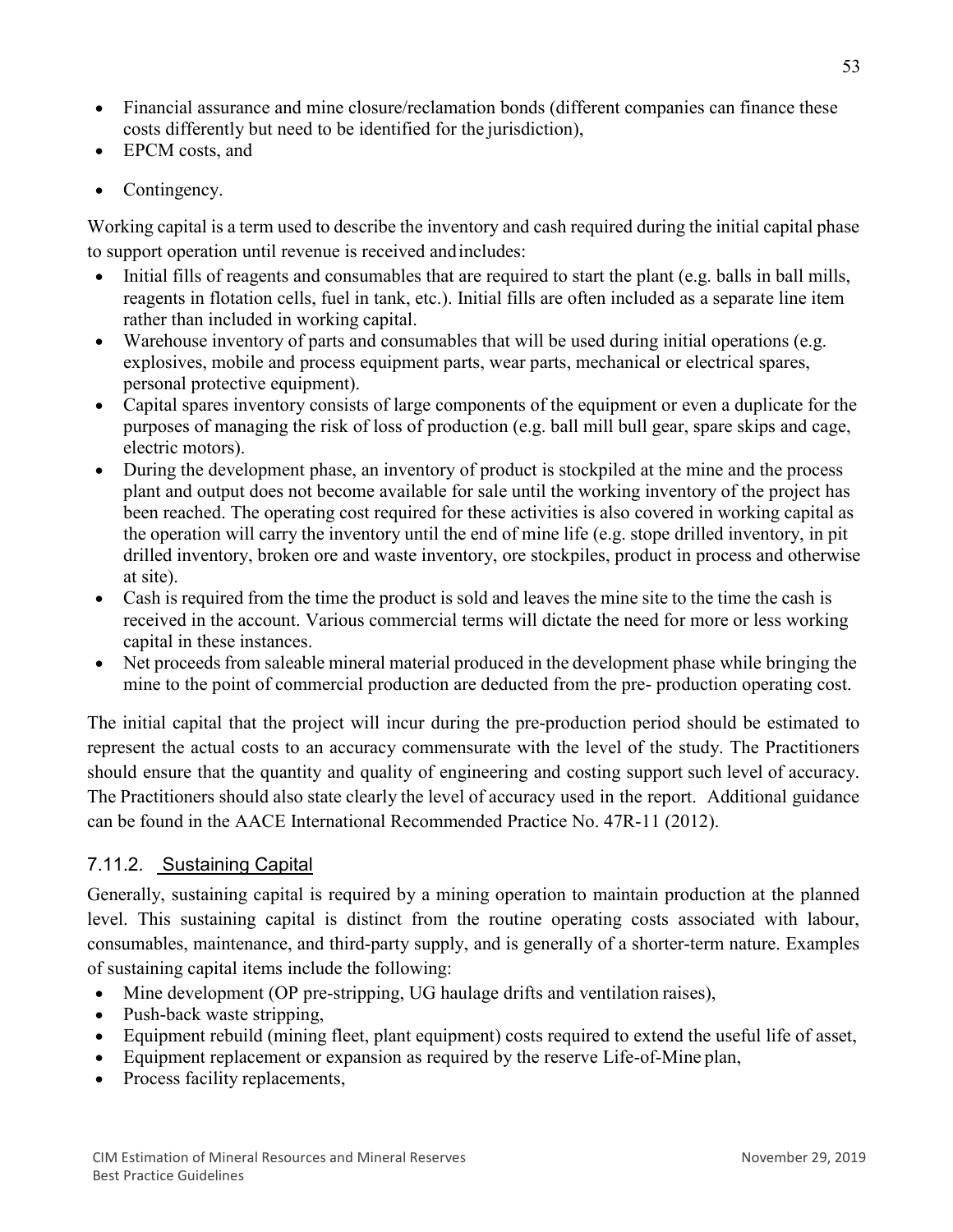- Financial assurance and mine closure/reclamation bonds (different companies can finance these costs differently but need to be identified for the jurisdiction),
- EPCM costs, and
- Contingency.

Working capital is a term used to describe the inventory and cash required during the initial capital phase to support operation until revenue is received and includes:

- Initial fills of reagents and consumables that are required to start the plant (e.g. balls in ball mills, reagents in flotation cells, fuel in tank, etc.). Initial fills are often included as a separate line item rather than included in working capital.
- Warehouse inventory of parts and consumables that will be used during initial operations (e.g. explosives, mobile and process equipment parts, wear parts, mechanical or electrical spares, personal protective equipment).
- Capital spares inventory consists of large components of the equipment or even a duplicate for the purposes of managing the risk of loss of production (e.g. ball mill bull gear, spare skips and cage, electric motors).
- During the development phase, an inventory of product is stockpiled at the mine and the process plant and output does not become available for sale until the working inventory of the project has been reached. The operating cost required for these activities is also covered in working capital as the operation will carry the inventory until the end of mine life (e.g. stope drilled inventory, in pit drilled inventory, broken ore and waste inventory, ore stockpiles, product in process and otherwise at site).
- Cash is required from the time the product is sold and leaves the mine site to the time the cash is received in the account. Various commercial terms will dictate the need for more or less working capital in these instances.
- Net proceeds from saleable mineral material produced in the development phase while bringing the mine to the point of commercial production are deducted from the pre- production operating cost.

The initial capital that the project will incur during the pre-production period should be estimated to represent the actual costs to an accuracy commensurate with the level of the study. The Practitioners should ensure that the quantity and quality of engineering and costing support such level of accuracy. The Practitioners should also state clearly the level of accuracy used in the report. Additional guidance can be found in the AACE International Recommended Practice No. 47R-11 (2012).

### 7.11.2. Sustaining Capital

Generally, sustaining capital is required by a mining operation to maintain production at the planned level. This sustaining capital is distinct from the routine operating costs associated with labour, consumables, maintenance, and third-party supply, and is generally of a shorter-term nature. Examples of sustaining capital items include the following:

- Mine development (OP pre-stripping, UG haulage drifts and ventilation raises),
- Push-back waste stripping,
- Equipment rebuild (mining fleet, plant equipment) costs required to extend the useful life of asset,
- Equipment replacement or expansion as required by the reserve Life-of-Mine plan,
- Process facility replacements,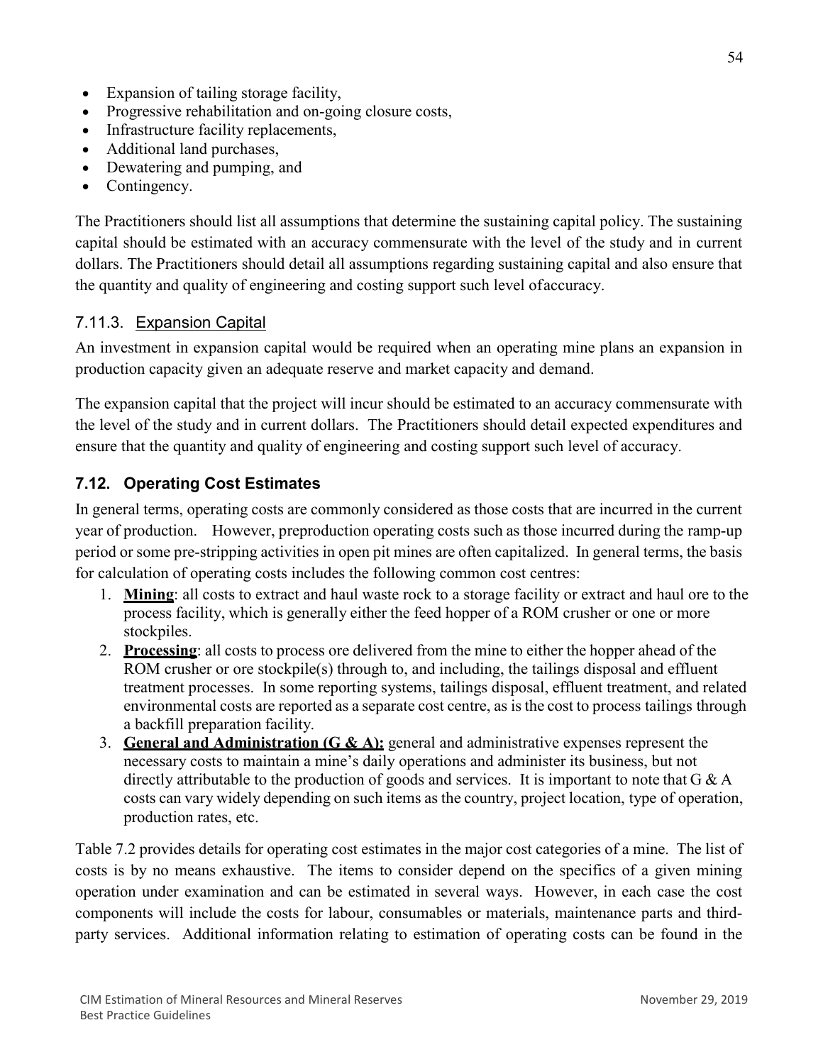- Expansion of tailing storage facility,
- Progressive rehabilitation and on-going closure costs,
- Infrastructure facility replacements,
- Additional land purchases,
- Dewatering and pumping, and
- Contingency.

The Practitioners should list all assumptions that determine the sustaining capital policy. The sustaining capital should be estimated with an accuracy commensurate with the level of the study and in current dollars. The Practitioners should detail all assumptions regarding sustaining capital and also ensure that the quantity and quality of engineering and costing support such level ofaccuracy.

### 7.11.3. Expansion Capital

An investment in expansion capital would be required when an operating mine plans an expansion in production capacity given an adequate reserve and market capacity and demand.

The expansion capital that the project will incur should be estimated to an accuracy commensurate with the level of the study and in current dollars. The Practitioners should detail expected expenditures and ensure that the quantity and quality of engineering and costing support such level of accuracy.

## 7.12. Operating Cost Estimates

In general terms, operating costs are commonly considered as those costs that are incurred in the current year of production. However, preproduction operating costs such as those incurred during the ramp-up period or some pre-stripping activities in open pit mines are often capitalized. In general terms, the basis for calculation of operating costs includes the following common cost centres:

1. **Mining**: all costs to extract and haul waste rock to a storage facility or extract and haul ore to the process facility, which is generally either the feed hopper of a ROM crusher or one or more stockpiles.
2. **Processing**: all costs to process ore delivered from the mine to either the hopper ahead of the ROM crusher or ore stockpile(s) through to, and including, the tailings disposal and effluent treatment processes. In some reporting systems, tailings disposal, effluent treatment, and related environmental costs are reported as a separate cost centre, as is the cost to process tailings through a backfill preparation facility.
3. **General and Administration (G & A):** general and administrative expenses represent the necessary costs to maintain a mine's daily operations and administer its business, but not directly attributable to the production of goods and services. It is important to note that G & A costs can vary widely depending on such items as the country, project location, type of operation, production rates, etc.

Table 7.2 provides details for operating cost estimates in the major cost categories of a mine. The list of costs is by no means exhaustive. The items to consider depend on the specifics of a given mining operation under examination and can be estimated in several ways. However, in each case the cost components will include the costs for labour, consumables or materials, maintenance parts and third-party services. Additional information relating to estimation of operating costs can be found in the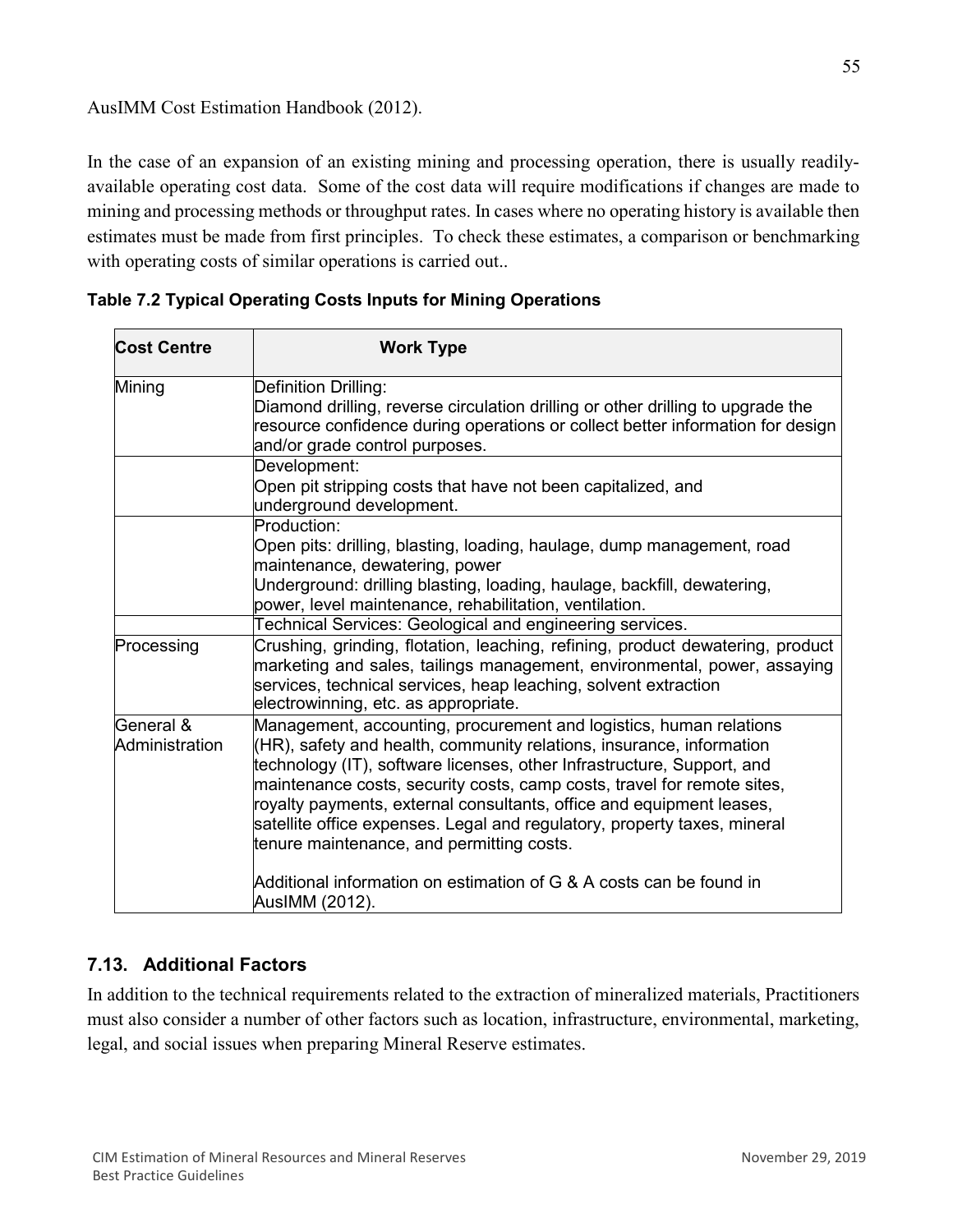AusIMM Cost Estimation Handbook (2012).

In the case of an expansion of an existing mining and processing operation, there is usually readily-available operating cost data. Some of the cost data will require modifications if changes are made to mining and processing methods or throughput rates. In cases where no operating history is available then estimates must be made from first principles. To check these estimates, a comparison or benchmarking with operating costs of similar operations is carried out..

**Table 7.2 Typical Operating Costs Inputs for Mining Operations**

| Cost Centre | Work Type |
|---|---|
| Mining | Definition Drilling:<br>Diamond drilling, reverse circulation drilling or other drilling to upgrade the resource confidence during operations or collect better information for design and/or grade control purposes. |
| | Development:<br>Open pit stripping costs that have not been capitalized, and underground development. |
| | Production:<br>Open pits: drilling, blasting, loading, haulage, dump management, road maintenance, dewatering, power<br>Underground: drilling blasting, loading, haulage, backfill, dewatering, power, level maintenance, rehabilitation, ventilation. |
| | Technical Services: Geological and engineering services. |
| Processing | Crushing, grinding, flotation, leaching, refining, product dewatering, product marketing and sales, tailings management, environmental, power, assaying services, technical services, heap leaching, solvent extraction electrowinning, etc. as appropriate. |
| General & Administration | Management, accounting, procurement and logistics, human relations (HR), safety and health, community relations, insurance, information technology (IT), software licenses, other Infrastructure, Support, and maintenance costs, security costs, camp costs, travel for remote sites, royalty payments, external consultants, office and equipment leases, satellite office expenses. Legal and regulatory, property taxes, mineral tenure maintenance, and permitting costs.<br><br>Additional information on estimation of G & A costs can be found in AusIMM (2012). |

## 7.13. Additional Factors

In addition to the technical requirements related to the extraction of mineralized materials, Practitioners must also consider a number of other factors such as location, infrastructure, environmental, marketing, legal, and social issues when preparing Mineral Reserve estimates.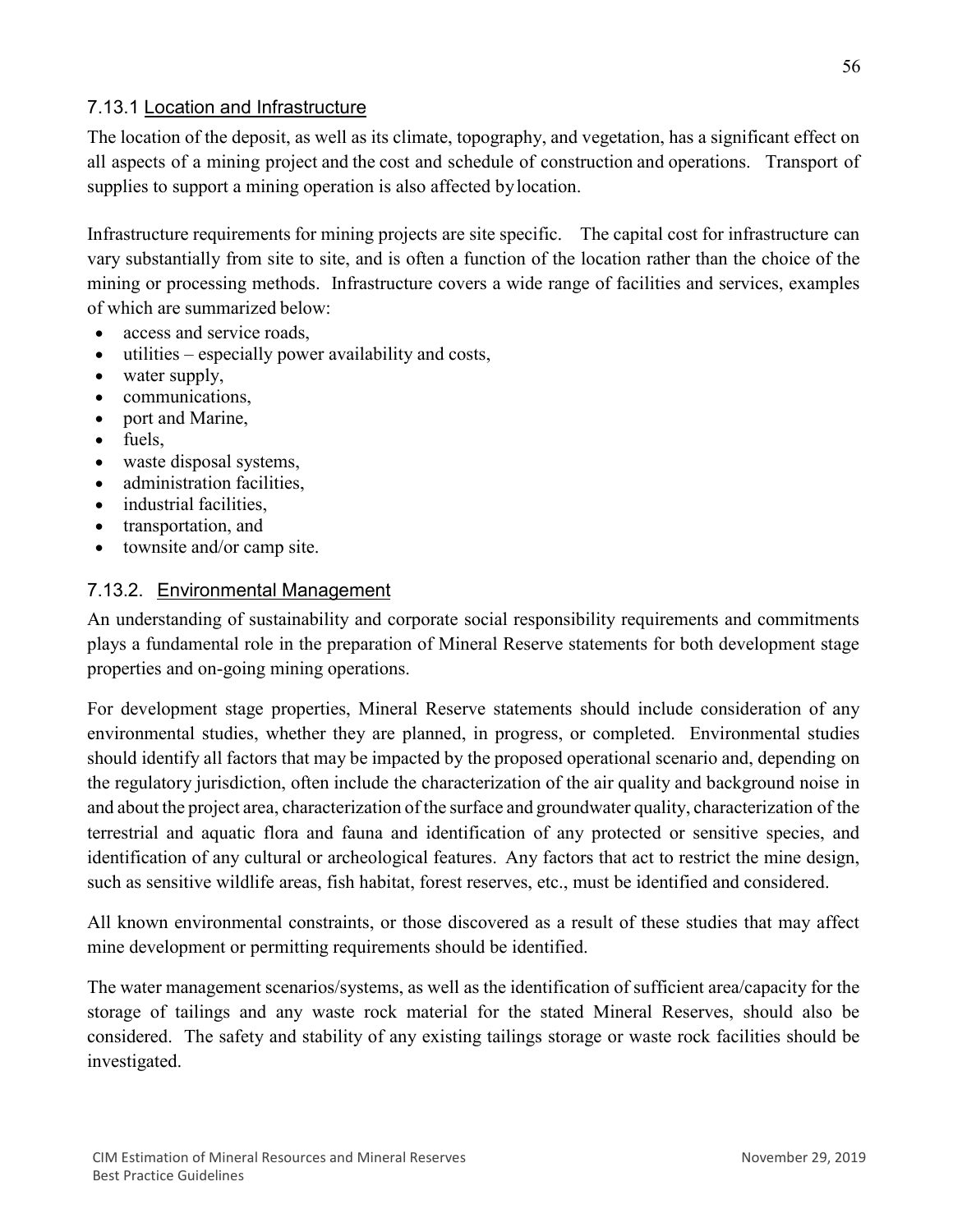### 7.13.1 Location and Infrastructure

The location of the deposit, as well as its climate, topography, and vegetation, has a significant effect on all aspects of a mining project and the cost and schedule of construction and operations. Transport of supplies to support a mining operation is also affected by location.

Infrastructure requirements for mining projects are site specific. The capital cost for infrastructure can vary substantially from site to site, and is often a function of the location rather than the choice of the mining or processing methods. Infrastructure covers a wide range of facilities and services, examples of which are summarized below:

- access and service roads,
- utilities – especially power availability and costs,
- water supply,
- communications,
- port and Marine,
- fuels,
- waste disposal systems,
- administration facilities,
- industrial facilities,
- transportation, and
- townsite and/or camp site.

### 7.13.2. Environmental Management

An understanding of sustainability and corporate social responsibility requirements and commitments plays a fundamental role in the preparation of Mineral Reserve statements for both development stage properties and on-going mining operations.

For development stage properties, Mineral Reserve statements should include consideration of any environmental studies, whether they are planned, in progress, or completed. Environmental studies should identify all factors that may be impacted by the proposed operational scenario and, depending on the regulatory jurisdiction, often include the characterization of the air quality and background noise in and about the project area, characterization of the surface and groundwater quality, characterization of the terrestrial and aquatic flora and fauna and identification of any protected or sensitive species, and identification of any cultural or archeological features. Any factors that act to restrict the mine design, such as sensitive wildlife areas, fish habitat, forest reserves, etc., must be identified and considered.

All known environmental constraints, or those discovered as a result of these studies that may affect mine development or permitting requirements should be identified.

The water management scenarios/systems, as well as the identification of sufficient area/capacity for the storage of tailings and any waste rock material for the stated Mineral Reserves, should also be considered. The safety and stability of any existing tailings storage or waste rock facilities should be investigated.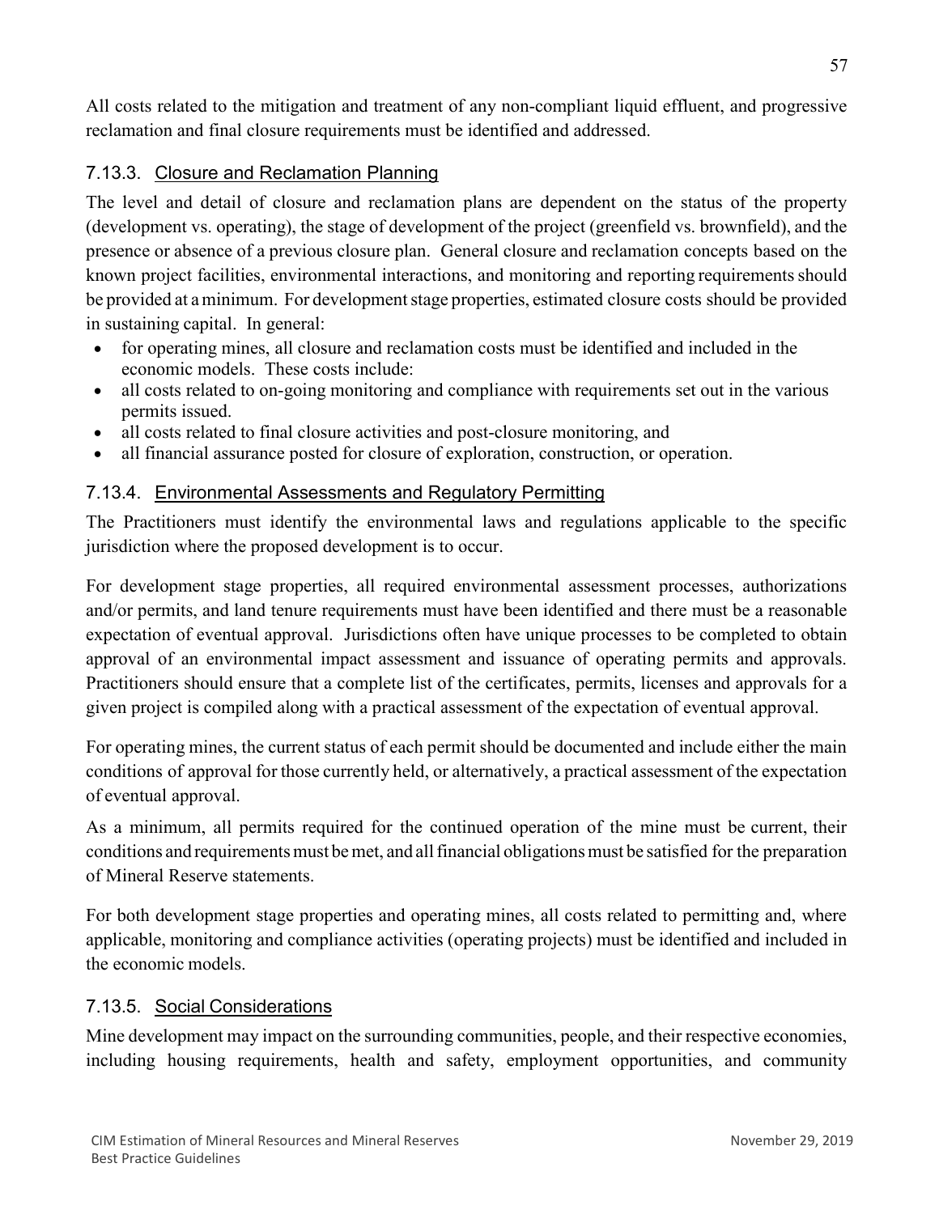All costs related to the mitigation and treatment of any non-compliant liquid effluent, and progressive reclamation and final closure requirements must be identified and addressed.

### 7.13.3. Closure and Reclamation Planning

The level and detail of closure and reclamation plans are dependent on the status of the property (development vs. operating), the stage of development of the project (greenfield vs. brownfield), and the presence or absence of a previous closure plan. General closure and reclamation concepts based on the known project facilities, environmental interactions, and monitoring and reporting requirements should be provided at a minimum. For development stage properties, estimated closure costs should be provided in sustaining capital. In general:

- for operating mines, all closure and reclamation costs must be identified and included in the economic models. These costs include:
- all costs related to on-going monitoring and compliance with requirements set out in the various permits issued.
- all costs related to final closure activities and post-closure monitoring, and
- all financial assurance posted for closure of exploration, construction, or operation.

### 7.13.4. Environmental Assessments and Regulatory Permitting

The Practitioners must identify the environmental laws and regulations applicable to the specific jurisdiction where the proposed development is to occur.

For development stage properties, all required environmental assessment processes, authorizations and/or permits, and land tenure requirements must have been identified and there must be a reasonable expectation of eventual approval. Jurisdictions often have unique processes to be completed to obtain approval of an environmental impact assessment and issuance of operating permits and approvals. Practitioners should ensure that a complete list of the certificates, permits, licenses and approvals for a given project is compiled along with a practical assessment of the expectation of eventual approval.

For operating mines, the current status of each permit should be documented and include either the main conditions of approval for those currently held, or alternatively, a practical assessment of the expectation of eventual approval.

As a minimum, all permits required for the continued operation of the mine must be current, their conditions and requirements must be met, and all financial obligations must be satisfied for the preparation of Mineral Reserve statements.

For both development stage properties and operating mines, all costs related to permitting and, where applicable, monitoring and compliance activities (operating projects) must be identified and included in the economic models.

### 7.13.5. Social Considerations

Mine development may impact on the surrounding communities, people, and their respective economies, including housing requirements, health and safety, employment opportunities, and community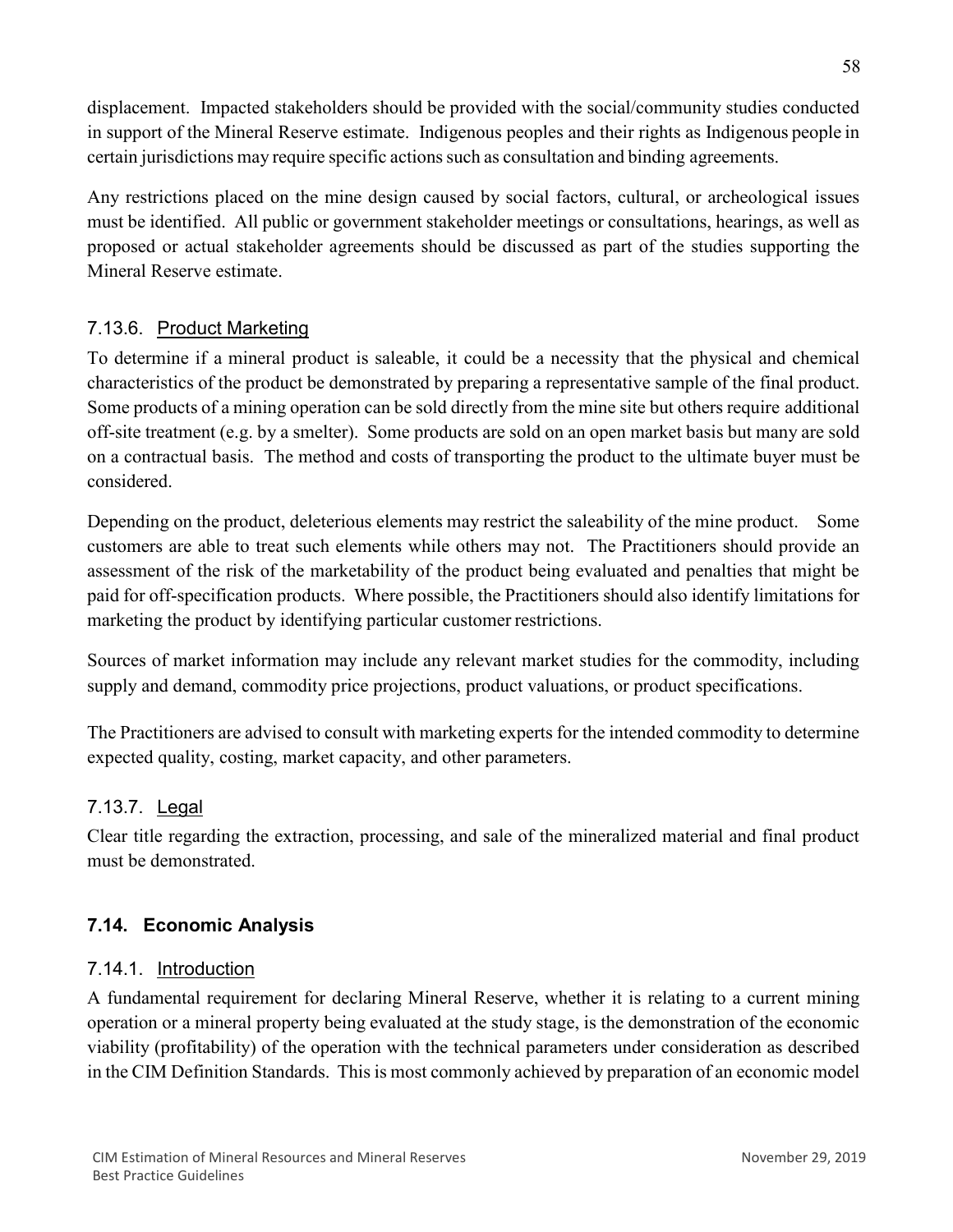displacement. Impacted stakeholders should be provided with the social/community studies conducted in support of the Mineral Reserve estimate. Indigenous peoples and their rights as Indigenous people in certain jurisdictions may require specific actions such as consultation and binding agreements.

Any restrictions placed on the mine design caused by social factors, cultural, or archeological issues must be identified. All public or government stakeholder meetings or consultations, hearings, as well as proposed or actual stakeholder agreements should be discussed as part of the studies supporting the Mineral Reserve estimate.

### 7.13.6. Product Marketing

To determine if a mineral product is saleable, it could be a necessity that the physical and chemical characteristics of the product be demonstrated by preparing a representative sample of the final product. Some products of a mining operation can be sold directly from the mine site but others require additional off-site treatment (e.g. by a smelter). Some products are sold on an open market basis but many are sold on a contractual basis. The method and costs of transporting the product to the ultimate buyer must be considered.

Depending on the product, deleterious elements may restrict the saleability of the mine product. Some customers are able to treat such elements while others may not. The Practitioners should provide an assessment of the risk of the marketability of the product being evaluated and penalties that might be paid for off-specification products. Where possible, the Practitioners should also identify limitations for marketing the product by identifying particular customer restrictions.

Sources of market information may include any relevant market studies for the commodity, including supply and demand, commodity price projections, product valuations, or product specifications.

The Practitioners are advised to consult with marketing experts for the intended commodity to determine expected quality, costing, market capacity, and other parameters.

### 7.13.7. Legal

Clear title regarding the extraction, processing, and sale of the mineralized material and final product must be demonstrated.

## 7.14. Economic Analysis

### 7.14.1. Introduction

A fundamental requirement for declaring Mineral Reserve, whether it is relating to a current mining operation or a mineral property being evaluated at the study stage, is the demonstration of the economic viability (profitability) of the operation with the technical parameters under consideration as described in the CIM Definition Standards. This is most commonly achieved by preparation of an economic model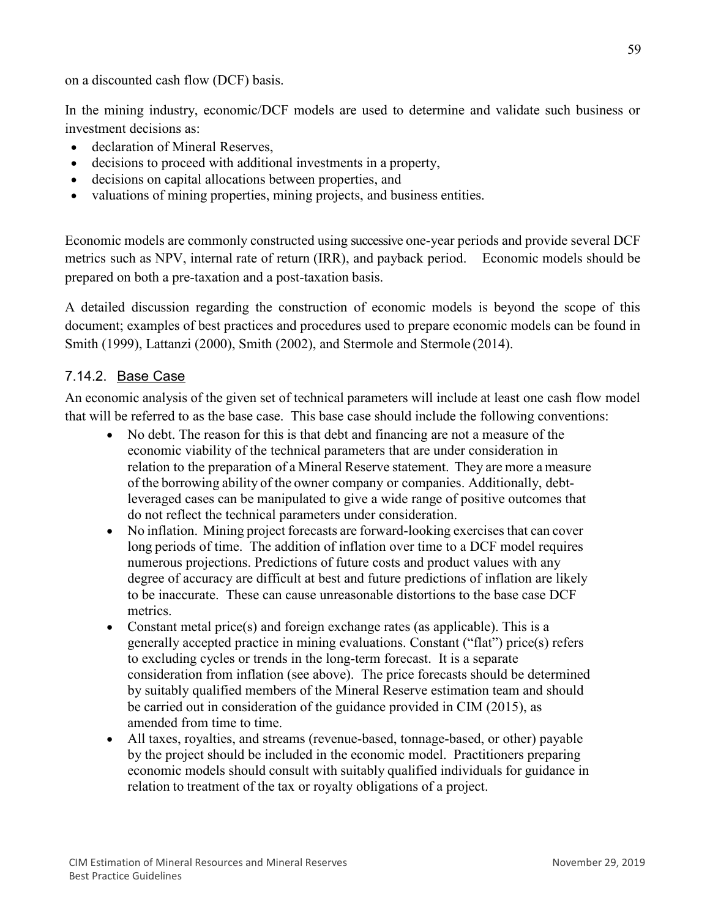on a discounted cash flow (DCF) basis.

In the mining industry, economic/DCF models are used to determine and validate such business or investment decisions as:

- declaration of Mineral Reserves,
- decisions to proceed with additional investments in a property,
- decisions on capital allocations between properties, and
- valuations of mining properties, mining projects, and business entities.

Economic models are commonly constructed using successive one-year periods and provide several DCF metrics such as NPV, internal rate of return (IRR), and payback period. Economic models should be prepared on both a pre-taxation and a post-taxation basis.

A detailed discussion regarding the construction of economic models is beyond the scope of this document; examples of best practices and procedures used to prepare economic models can be found in Smith (1999), Lattanzi (2000), Smith (2002), and Stermole and Stermole (2014).

### 7.14.2. Base Case

An economic analysis of the given set of technical parameters will include at least one cash flow model that will be referred to as the base case. This base case should include the following conventions:

- No debt. The reason for this is that debt and financing are not a measure of the economic viability of the technical parameters that are under consideration in relation to the preparation of a Mineral Reserve statement. They are more a measure of the borrowing ability of the owner company or companies. Additionally, debt-leveraged cases can be manipulated to give a wide range of positive outcomes that do not reflect the technical parameters under consideration.
- No inflation. Mining project forecasts are forward-looking exercises that can cover long periods of time. The addition of inflation over time to a DCF model requires numerous projections. Predictions of future costs and product values with any degree of accuracy are difficult at best and future predictions of inflation are likely to be inaccurate. These can cause unreasonable distortions to the base case DCF metrics.
- Constant metal price(s) and foreign exchange rates (as applicable). This is a generally accepted practice in mining evaluations. Constant ("flat") price(s) refers to excluding cycles or trends in the long-term forecast. It is a separate consideration from inflation (see above). The price forecasts should be determined by suitably qualified members of the Mineral Reserve estimation team and should be carried out in consideration of the guidance provided in CIM (2015), as amended from time to time.
- All taxes, royalties, and streams (revenue-based, tonnage-based, or other) payable by the project should be included in the economic model. Practitioners preparing economic models should consult with suitably qualified individuals for guidance in relation to treatment of the tax or royalty obligations of a project.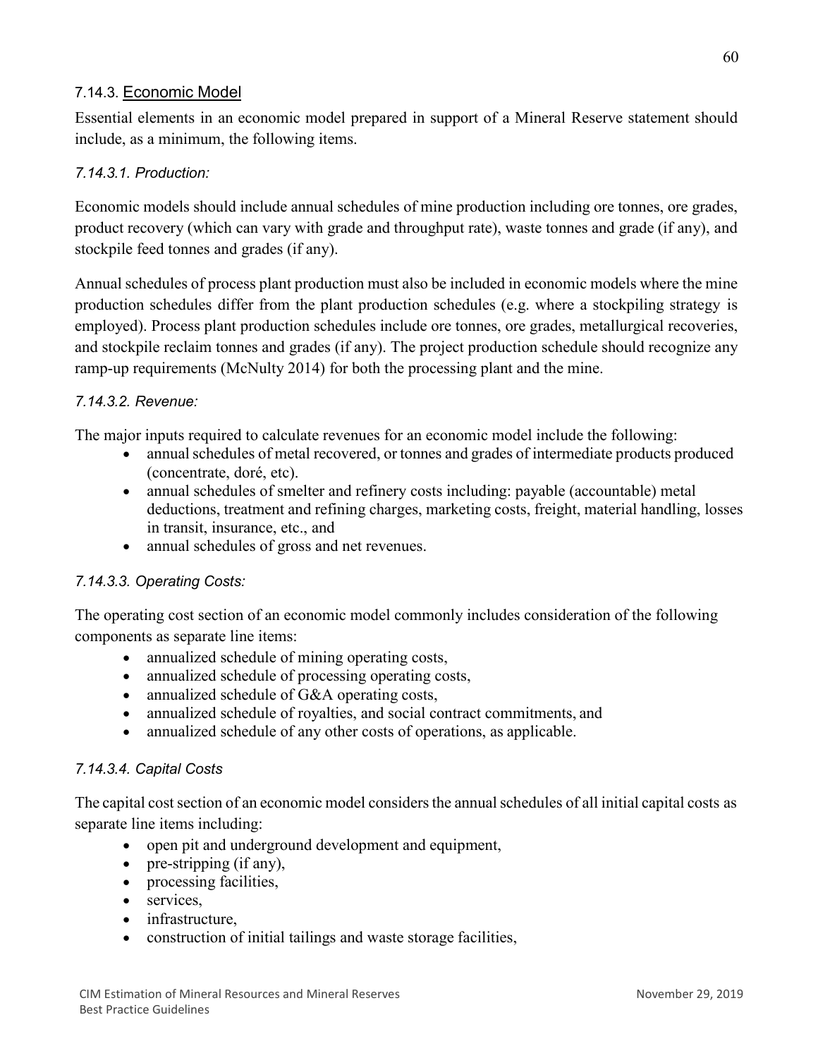### 7.14.3. Economic Model

Essential elements in an economic model prepared in support of a Mineral Reserve statement should include, as a minimum, the following items.

#### *7.14.3.1. Production:*

Economic models should include annual schedules of mine production including ore tonnes, ore grades, product recovery (which can vary with grade and throughput rate), waste tonnes and grade (if any), and stockpile feed tonnes and grades (if any).

Annual schedules of process plant production must also be included in economic models where the mine production schedules differ from the plant production schedules (e.g. where a stockpiling strategy is employed). Process plant production schedules include ore tonnes, ore grades, metallurgical recoveries, and stockpile reclaim tonnes and grades (if any). The project production schedule should recognize any ramp-up requirements (McNulty 2014) for both the processing plant and the mine.

#### *7.14.3.2. Revenue:*

The major inputs required to calculate revenues for an economic model include the following:

- annual schedules of metal recovered, or tonnes and grades of intermediate products produced (concentrate, doré, etc).
- annual schedules of smelter and refinery costs including: payable (accountable) metal deductions, treatment and refining charges, marketing costs, freight, material handling, losses in transit, insurance, etc., and
- annual schedules of gross and net revenues.

#### *7.14.3.3. Operating Costs:*

The operating cost section of an economic model commonly includes consideration of the following components as separate line items:

- annualized schedule of mining operating costs,
- annualized schedule of processing operating costs,
- annualized schedule of G&A operating costs,
- annualized schedule of royalties, and social contract commitments, and
- annualized schedule of any other costs of operations, as applicable.

#### *7.14.3.4. Capital Costs*

The capital cost section of an economic model considers the annual schedules of all initial capital costs as separate line items including:

- open pit and underground development and equipment,
- pre-stripping (if any),
- processing facilities,
- services,
- infrastructure,
- construction of initial tailings and waste storage facilities,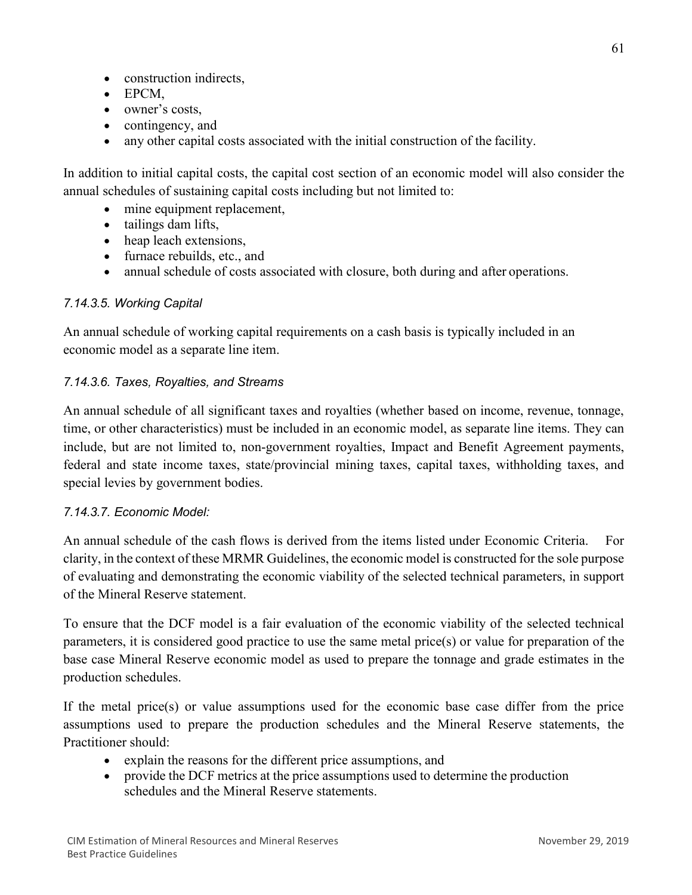- construction indirects,
- EPCM,
- owner's costs,
- contingency, and
- any other capital costs associated with the initial construction of the facility.

In addition to initial capital costs, the capital cost section of an economic model will also consider the annual schedules of sustaining capital costs including but not limited to:

- mine equipment replacement,
- tailings dam lifts,
- heap leach extensions,
- furnace rebuilds, etc., and
- annual schedule of costs associated with closure, both during and after operations.

*7.14.3.5. Working Capital*

An annual schedule of working capital requirements on a cash basis is typically included in an economic model as a separate line item.

*7.14.3.6. Taxes, Royalties, and Streams*

An annual schedule of all significant taxes and royalties (whether based on income, revenue, tonnage, time, or other characteristics) must be included in an economic model, as separate line items. They can include, but are not limited to, non-government royalties, Impact and Benefit Agreement payments, federal and state income taxes, state/provincial mining taxes, capital taxes, withholding taxes, and special levies by government bodies.

*7.14.3.7. Economic Model:*

An annual schedule of the cash flows is derived from the items listed under Economic Criteria. For clarity, in the context of these MRMR Guidelines, the economic model is constructed for the sole purpose of evaluating and demonstrating the economic viability of the selected technical parameters, in support of the Mineral Reserve statement.

To ensure that the DCF model is a fair evaluation of the economic viability of the selected technical parameters, it is considered good practice to use the same metal price(s) or value for preparation of the base case Mineral Reserve economic model as used to prepare the tonnage and grade estimates in the production schedules.

If the metal price(s) or value assumptions used for the economic base case differ from the price assumptions used to prepare the production schedules and the Mineral Reserve statements, the Practitioner should:

- explain the reasons for the different price assumptions, and
- provide the DCF metrics at the price assumptions used to determine the production schedules and the Mineral Reserve statements.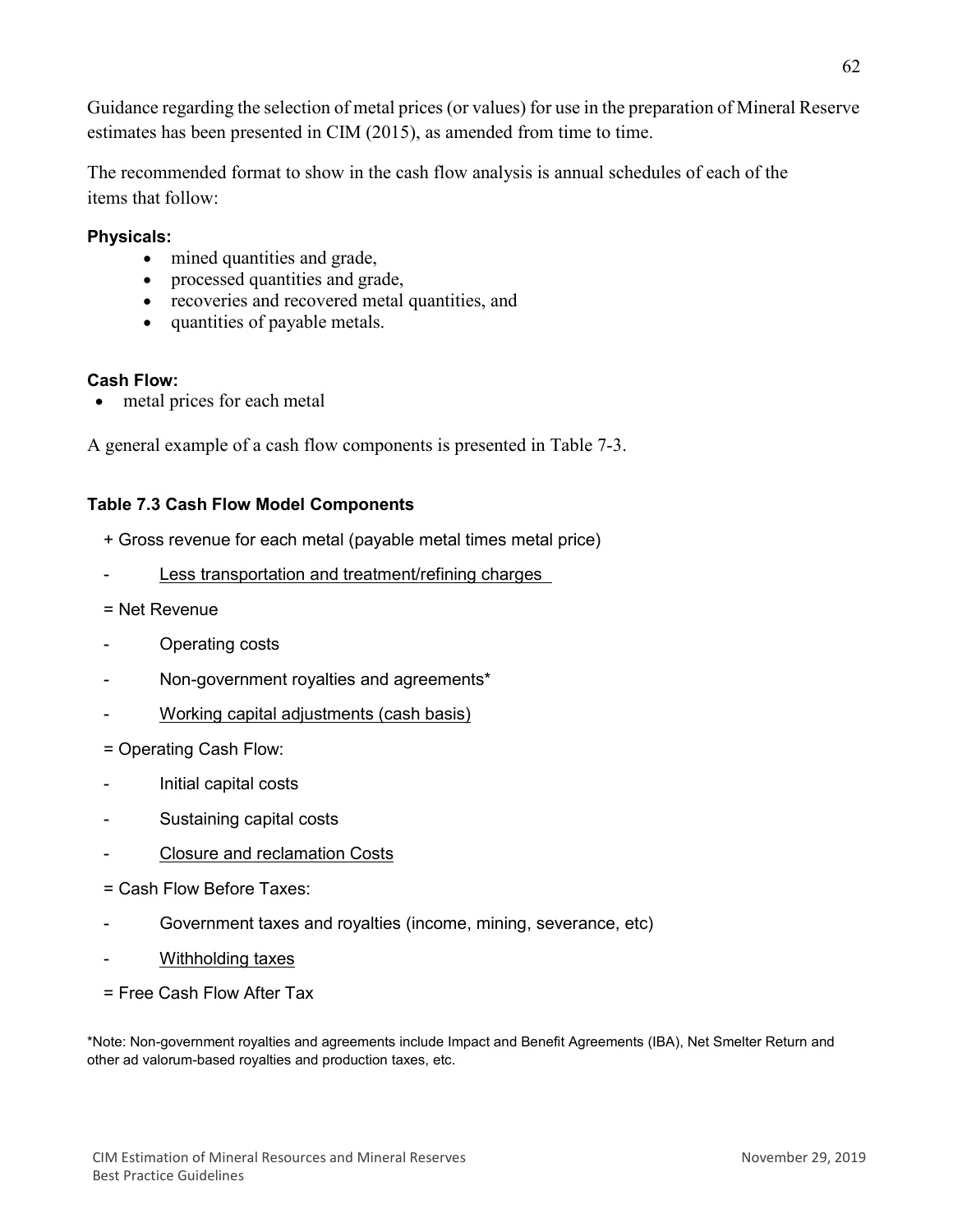Guidance regarding the selection of metal prices (or values) for use in the preparation of Mineral Reserve estimates has been presented in CIM (2015), as amended from time to time.

The recommended format to show in the cash flow analysis is annual schedules of each of the items that follow:

**Physicals:**

- mined quantities and grade,
- processed quantities and grade,
- recoveries and recovered metal quantities, and
- quantities of payable metals.

**Cash Flow:**

- metal prices for each metal

A general example of a cash flow components is presented in Table 7-3.

**Table 7.3 Cash Flow Model Components**

+ Gross revenue for each metal (payable metal times metal price)

- Less transportation and treatment/refining charges

= Net Revenue

- Operating costs
- Non-government royalties and agreements*
- Working capital adjustments (cash basis)

= Operating Cash Flow:

- Initial capital costs
- Sustaining capital costs
- Closure and reclamation Costs

= Cash Flow Before Taxes:

- Government taxes and royalties (income, mining, severance, etc)
- Withholding taxes

= Free Cash Flow After Tax

*Note: Non-government royalties and agreements include Impact and Benefit Agreements (IBA), Net Smelter Return and other ad valorum-based royalties and production taxes, etc.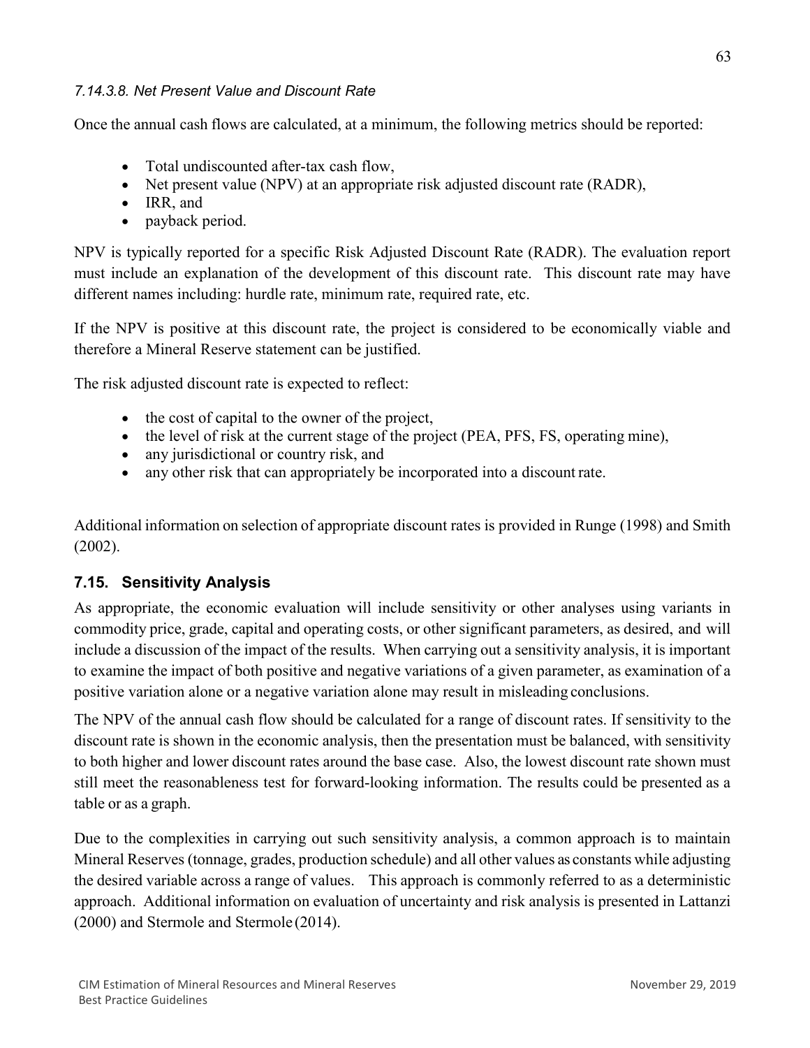*7.14.3.8. Net Present Value and Discount Rate*

Once the annual cash flows are calculated, at a minimum, the following metrics should be reported:

- Total undiscounted after-tax cash flow,
- Net present value (NPV) at an appropriate risk adjusted discount rate (RADR),
- IRR, and
- payback period.

NPV is typically reported for a specific Risk Adjusted Discount Rate (RADR). The evaluation report must include an explanation of the development of this discount rate. This discount rate may have different names including: hurdle rate, minimum rate, required rate, etc.

If the NPV is positive at this discount rate, the project is considered to be economically viable and therefore a Mineral Reserve statement can be justified.

The risk adjusted discount rate is expected to reflect:

- the cost of capital to the owner of the project,
- the level of risk at the current stage of the project (PEA, PFS, FS, operating mine),
- any jurisdictional or country risk, and
- any other risk that can appropriately be incorporated into a discount rate.

Additional information on selection of appropriate discount rates is provided in Runge (1998) and Smith (2002).

## 7.15. Sensitivity Analysis

As appropriate, the economic evaluation will include sensitivity or other analyses using variants in commodity price, grade, capital and operating costs, or other significant parameters, as desired, and will include a discussion of the impact of the results. When carrying out a sensitivity analysis, it is important to examine the impact of both positive and negative variations of a given parameter, as examination of a positive variation alone or a negative variation alone may result in misleading conclusions.

The NPV of the annual cash flow should be calculated for a range of discount rates. If sensitivity to the discount rate is shown in the economic analysis, then the presentation must be balanced, with sensitivity to both higher and lower discount rates around the base case. Also, the lowest discount rate shown must still meet the reasonableness test for forward-looking information. The results could be presented as a table or as a graph.

Due to the complexities in carrying out such sensitivity analysis, a common approach is to maintain Mineral Reserves (tonnage, grades, production schedule) and all other values as constants while adjusting the desired variable across a range of values. This approach is commonly referred to as a deterministic approach. Additional information on evaluation of uncertainty and risk analysis is presented in Lattanzi (2000) and Stermole and Stermole (2014).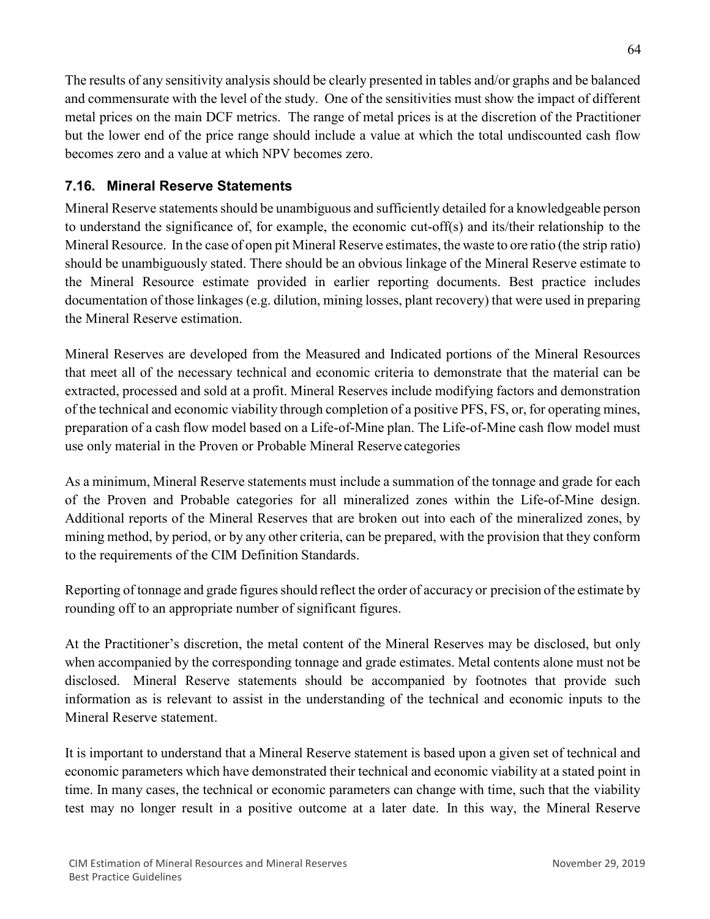The results of any sensitivity analysis should be clearly presented in tables and/or graphs and be balanced and commensurate with the level of the study. One of the sensitivities must show the impact of different metal prices on the main DCF metrics. The range of metal prices is at the discretion of the Practitioner but the lower end of the price range should include a value at which the total undiscounted cash flow becomes zero and a value at which NPV becomes zero.

### 7.16. Mineral Reserve Statements

Mineral Reserve statements should be unambiguous and sufficiently detailed for a knowledgeable person to understand the significance of, for example, the economic cut-off(s) and its/their relationship to the Mineral Resource. In the case of open pit Mineral Reserve estimates, the waste to ore ratio (the strip ratio) should be unambiguously stated. There should be an obvious linkage of the Mineral Reserve estimate to the Mineral Resource estimate provided in earlier reporting documents. Best practice includes documentation of those linkages (e.g. dilution, mining losses, plant recovery) that were used in preparing the Mineral Reserve estimation.

Mineral Reserves are developed from the Measured and Indicated portions of the Mineral Resources that meet all of the necessary technical and economic criteria to demonstrate that the material can be extracted, processed and sold at a profit. Mineral Reserves include modifying factors and demonstration of the technical and economic viability through completion of a positive PFS, FS, or, for operating mines, preparation of a cash flow model based on a Life-of-Mine plan. The Life-of-Mine cash flow model must use only material in the Proven or Probable Mineral Reserve categories

As a minimum, Mineral Reserve statements must include a summation of the tonnage and grade for each of the Proven and Probable categories for all mineralized zones within the Life-of-Mine design. Additional reports of the Mineral Reserves that are broken out into each of the mineralized zones, by mining method, by period, or by any other criteria, can be prepared, with the provision that they conform to the requirements of the CIM Definition Standards.

Reporting of tonnage and grade figures should reflect the order of accuracy or precision of the estimate by rounding off to an appropriate number of significant figures.

At the Practitioner's discretion, the metal content of the Mineral Reserves may be disclosed, but only when accompanied by the corresponding tonnage and grade estimates. Metal contents alone must not be disclosed. Mineral Reserve statements should be accompanied by footnotes that provide such information as is relevant to assist in the understanding of the technical and economic inputs to the Mineral Reserve statement.

It is important to understand that a Mineral Reserve statement is based upon a given set of technical and economic parameters which have demonstrated their technical and economic viability at a stated point in time. In many cases, the technical or economic parameters can change with time, such that the viability test may no longer result in a positive outcome at a later date. In this way, the Mineral Reserve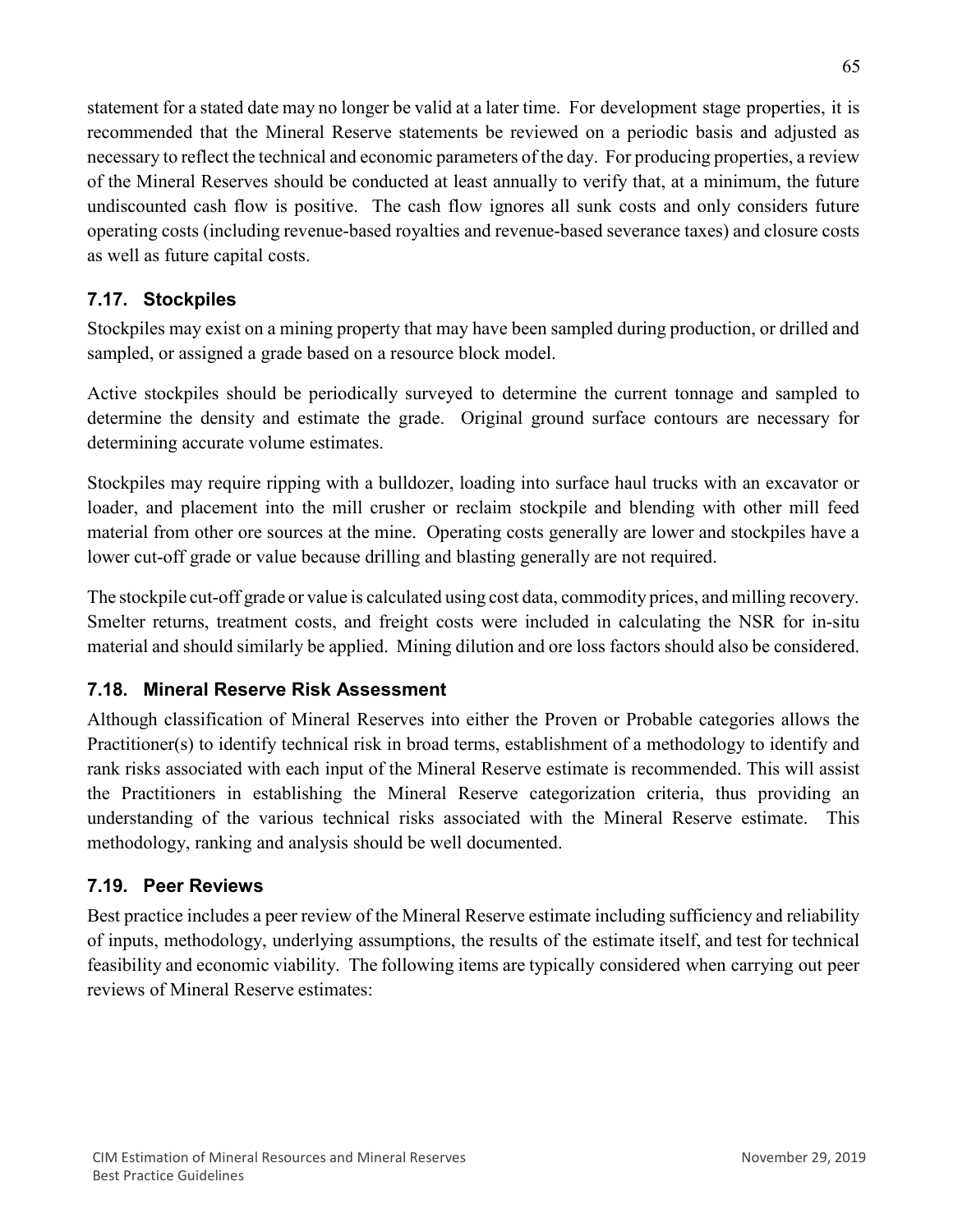statement for a stated date may no longer be valid at a later time. For development stage properties, it is recommended that the Mineral Reserve statements be reviewed on a periodic basis and adjusted as necessary to reflect the technical and economic parameters of the day. For producing properties, a review of the Mineral Reserves should be conducted at least annually to verify that, at a minimum, the future undiscounted cash flow is positive. The cash flow ignores all sunk costs and only considers future operating costs (including revenue-based royalties and revenue-based severance taxes) and closure costs as well as future capital costs.

### 7.17. Stockpiles

Stockpiles may exist on a mining property that may have been sampled during production, or drilled and sampled, or assigned a grade based on a resource block model.

Active stockpiles should be periodically surveyed to determine the current tonnage and sampled to determine the density and estimate the grade. Original ground surface contours are necessary for determining accurate volume estimates.

Stockpiles may require ripping with a bulldozer, loading into surface haul trucks with an excavator or loader, and placement into the mill crusher or reclaim stockpile and blending with other mill feed material from other ore sources at the mine. Operating costs generally are lower and stockpiles have a lower cut-off grade or value because drilling and blasting generally are not required.

The stockpile cut-off grade or value is calculated using cost data, commodity prices, and milling recovery. Smelter returns, treatment costs, and freight costs were included in calculating the NSR for in-situ material and should similarly be applied. Mining dilution and ore loss factors should also be considered.

### 7.18. Mineral Reserve Risk Assessment

Although classification of Mineral Reserves into either the Proven or Probable categories allows the Practitioner(s) to identify technical risk in broad terms, establishment of a methodology to identify and rank risks associated with each input of the Mineral Reserve estimate is recommended. This will assist the Practitioners in establishing the Mineral Reserve categorization criteria, thus providing an understanding of the various technical risks associated with the Mineral Reserve estimate. This methodology, ranking and analysis should be well documented.

### 7.19. Peer Reviews

Best practice includes a peer review of the Mineral Reserve estimate including sufficiency and reliability of inputs, methodology, underlying assumptions, the results of the estimate itself, and test for technical feasibility and economic viability. The following items are typically considered when carrying out peer reviews of Mineral Reserve estimates: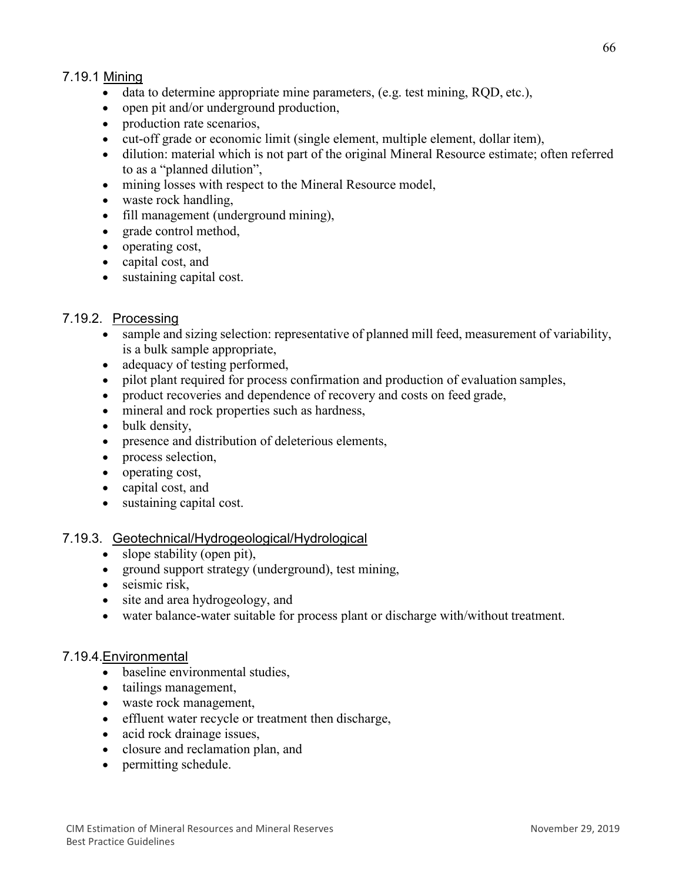### 7.19.1 Mining

- data to determine appropriate mine parameters, (e.g. test mining, RQD, etc.),
- open pit and/or underground production,
- production rate scenarios,
- cut-off grade or economic limit (single element, multiple element, dollar item),
- dilution: material which is not part of the original Mineral Resource estimate; often referred to as a "planned dilution",
- mining losses with respect to the Mineral Resource model,
- waste rock handling,
- fill management (underground mining),
- grade control method,
- operating cost,
- capital cost, and
- sustaining capital cost.

### 7.19.2. Processing

- sample and sizing selection: representative of planned mill feed, measurement of variability, is a bulk sample appropriate,
- adequacy of testing performed,
- pilot plant required for process confirmation and production of evaluation samples,
- product recoveries and dependence of recovery and costs on feed grade,
- mineral and rock properties such as hardness,
- bulk density,
- presence and distribution of deleterious elements,
- process selection,
- operating cost,
- capital cost, and
- sustaining capital cost.

### 7.19.3. Geotechnical/Hydrogeological/Hydrological

- slope stability (open pit),
- ground support strategy (underground), test mining,
- seismic risk,
- site and area hydrogeology, and
- water balance-water suitable for process plant or discharge with/without treatment.

### 7.19.4. Environmental

- baseline environmental studies,
- tailings management,
- waste rock management,
- effluent water recycle or treatment then discharge,
- acid rock drainage issues,
- closure and reclamation plan, and
- permitting schedule.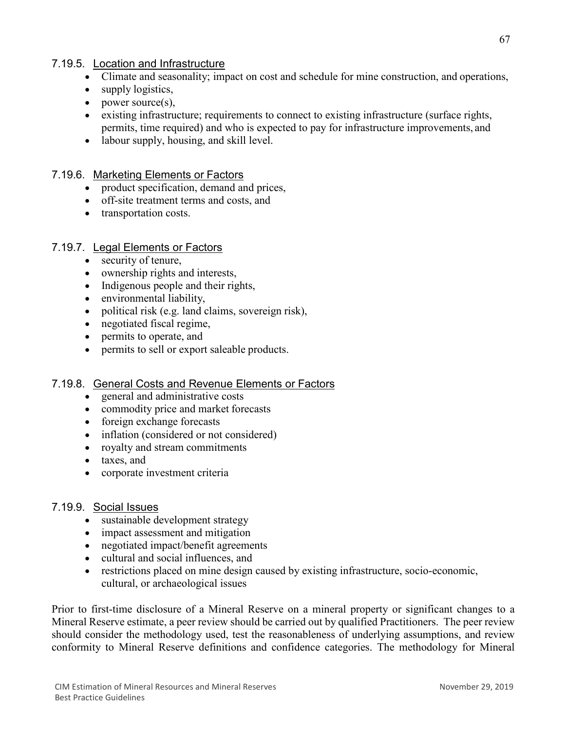#### 7.19.5. Location and Infrastructure

- Climate and seasonality; impact on cost and schedule for mine construction, and operations,
- supply logistics,
- power source(s),
- existing infrastructure; requirements to connect to existing infrastructure (surface rights, permits, time required) and who is expected to pay for infrastructure improvements, and
- labour supply, housing, and skill level.

#### 7.19.6. Marketing Elements or Factors

- product specification, demand and prices,
- off-site treatment terms and costs, and
- transportation costs.

#### 7.19.7. Legal Elements or Factors

- security of tenure,
- ownership rights and interests,
- Indigenous people and their rights,
- environmental liability,
- political risk (e.g. land claims, sovereign risk),
- negotiated fiscal regime,
- permits to operate, and
- permits to sell or export saleable products.

#### 7.19.8. General Costs and Revenue Elements or Factors

- general and administrative costs
- commodity price and market forecasts
- foreign exchange forecasts
- inflation (considered or not considered)
- royalty and stream commitments
- taxes, and
- corporate investment criteria

#### 7.19.9. Social Issues

- sustainable development strategy
- impact assessment and mitigation
- negotiated impact/benefit agreements
- cultural and social influences, and
- restrictions placed on mine design caused by existing infrastructure, socio-economic, cultural, or archaeological issues

Prior to first-time disclosure of a Mineral Reserve on a mineral property or significant changes to a Mineral Reserve estimate, a peer review should be carried out by qualified Practitioners. The peer review should consider the methodology used, test the reasonableness of underlying assumptions, and review conformity to Mineral Reserve definitions and confidence categories. The methodology for Mineral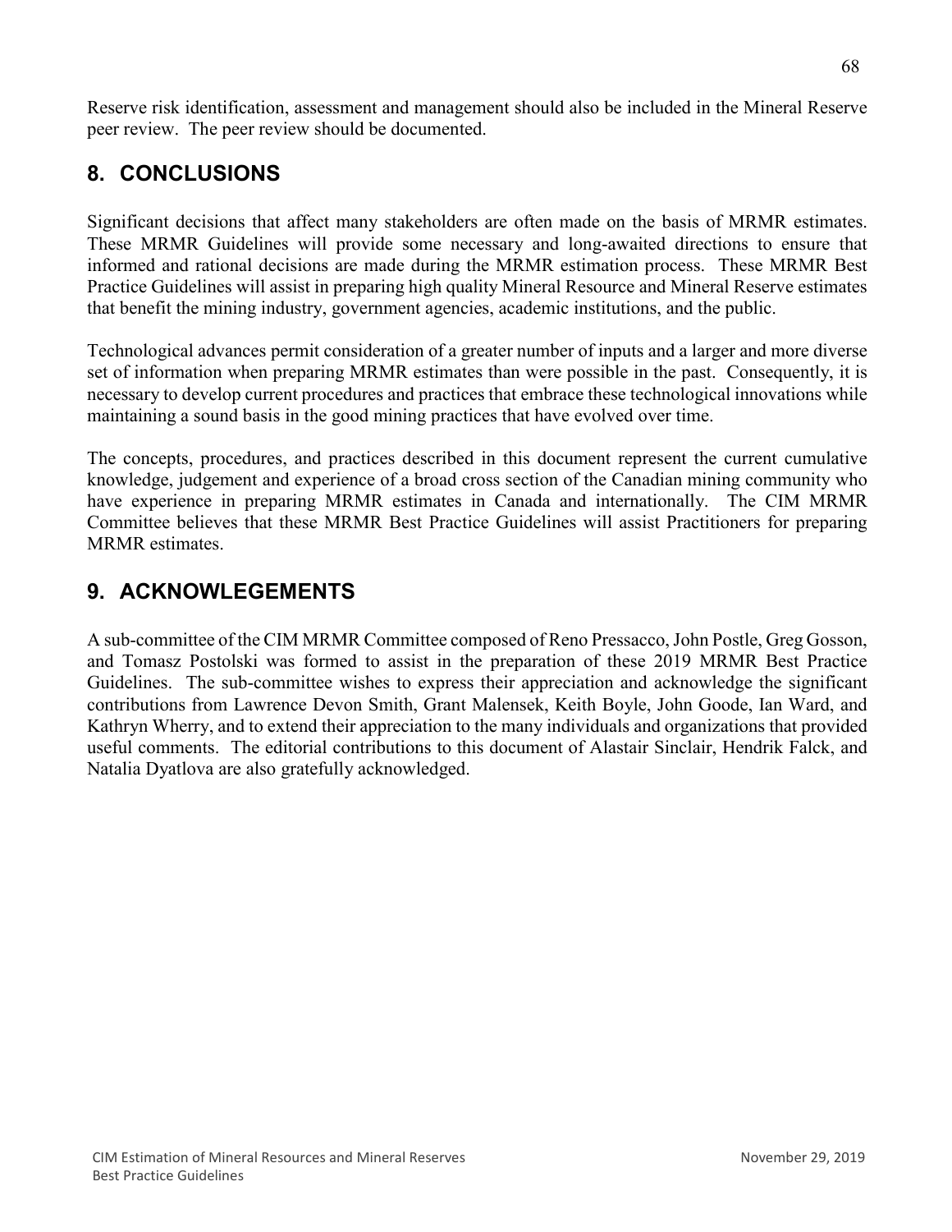Reserve risk identification, assessment and management should also be included in the Mineral Reserve peer review. The peer review should be documented.

## 8. CONCLUSIONS

Significant decisions that affect many stakeholders are often made on the basis of MRMR estimates. These MRMR Guidelines will provide some necessary and long-awaited directions to ensure that informed and rational decisions are made during the MRMR estimation process. These MRMR Best Practice Guidelines will assist in preparing high quality Mineral Resource and Mineral Reserve estimates that benefit the mining industry, government agencies, academic institutions, and the public.

Technological advances permit consideration of a greater number of inputs and a larger and more diverse set of information when preparing MRMR estimates than were possible in the past. Consequently, it is necessary to develop current procedures and practices that embrace these technological innovations while maintaining a sound basis in the good mining practices that have evolved over time.

The concepts, procedures, and practices described in this document represent the current cumulative knowledge, judgement and experience of a broad cross section of the Canadian mining community who have experience in preparing MRMR estimates in Canada and internationally. The CIM MRMR Committee believes that these MRMR Best Practice Guidelines will assist Practitioners for preparing MRMR estimates.

## 9. ACKNOWLEGEMENTS

A sub-committee of the CIM MRMR Committee composed of Reno Pressacco, John Postle, Greg Gosson, and Tomasz Postolski was formed to assist in the preparation of these 2019 MRMR Best Practice Guidelines. The sub-committee wishes to express their appreciation and acknowledge the significant contributions from Lawrence Devon Smith, Grant Malensek, Keith Boyle, John Goode, Ian Ward, and Kathryn Wherry, and to extend their appreciation to the many individuals and organizations that provided useful comments. The editorial contributions to this document of Alastair Sinclair, Hendrik Falck, and Natalia Dyatlova are also gratefully acknowledged.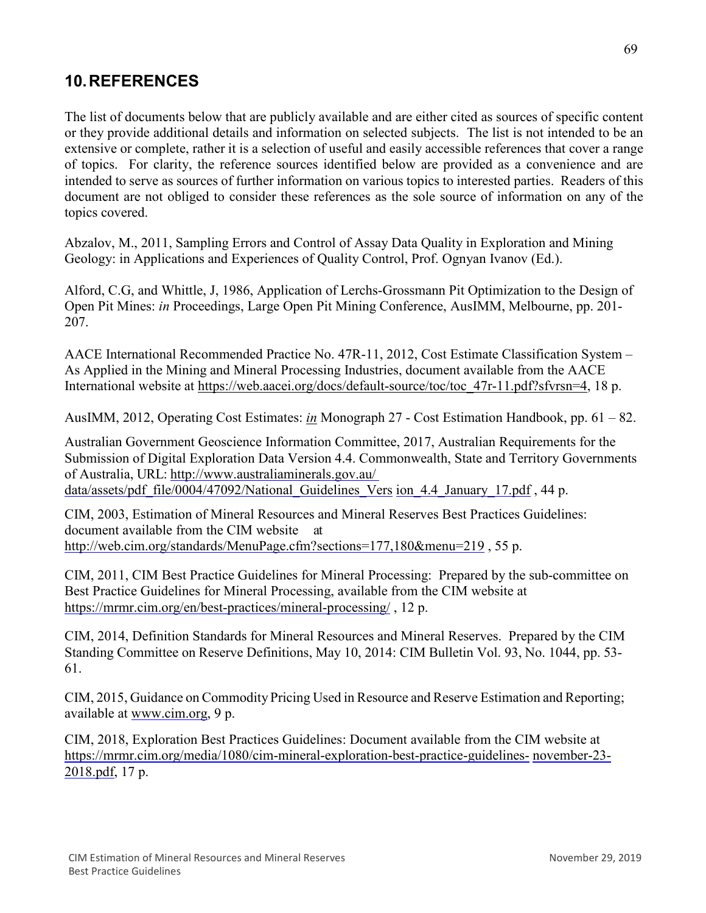# 10. REFERENCES

The list of documents below that are publicly available and are either cited as sources of specific content or they provide additional details and information on selected subjects. The list is not intended to be an extensive or complete, rather it is a selection of useful and easily accessible references that cover a range of topics. For clarity, the reference sources identified below are provided as a convenience and are intended to serve as sources of further information on various topics to interested parties. Readers of this document are not obliged to consider these references as the sole source of information on any of the topics covered.

Abzalov, M., 2011, Sampling Errors and Control of Assay Data Quality in Exploration and Mining Geology: in Applications and Experiences of Quality Control, Prof. Ognyan Ivanov (Ed.).

Alford, C.G, and Whittle, J, 1986, Application of Lerchs-Grossmann Pit Optimization to the Design of Open Pit Mines: *in* Proceedings, Large Open Pit Mining Conference, AusIMM, Melbourne, pp. 201-207.

AACE International Recommended Practice No. 47R-11, 2012, Cost Estimate Classification System – As Applied in the Mining and Mineral Processing Industries, document available from the AACE International website at https://web.aacei.org/docs/default-source/toc/toc_47r-11.pdf?sfvrsn=4, 18 p.

AusIMM, 2012, Operating Cost Estimates: *in* Monograph 27 - Cost Estimation Handbook, pp. 61 – 82.

Australian Government Geoscience Information Committee, 2017, Australian Requirements for the Submission of Digital Exploration Data Version 4.4. Commonwealth, State and Territory Governments of Australia, URL: http://www.australiaminerals.gov.au/data/assets/pdf_file/0004/47092/National_Guidelines_Version_4.4_January_17.pdf , 44 p.

CIM, 2003, Estimation of Mineral Resources and Mineral Reserves Best Practices Guidelines: document available from the CIM website at http://web.cim.org/standards/MenuPage.cfm?sections=177,180&menu=219 , 55 p.

CIM, 2011, CIM Best Practice Guidelines for Mineral Processing: Prepared by the sub-committee on Best Practice Guidelines for Mineral Processing, available from the CIM website at https://mrmr.cim.org/en/best-practices/mineral-processing/ , 12 p.

CIM, 2014, Definition Standards for Mineral Resources and Mineral Reserves. Prepared by the CIM Standing Committee on Reserve Definitions, May 10, 2014: CIM Bulletin Vol. 93, No. 1044, pp. 53-61.

CIM, 2015, Guidance on Commodity Pricing Used in Resource and Reserve Estimation and Reporting; available at www.cim.org, 9 p.

CIM, 2018, Exploration Best Practices Guidelines: Document available from the CIM website at https://mrmr.cim.org/media/1080/cim-mineral-exploration-best-practice-guidelines-november-23-2018.pdf, 17 p.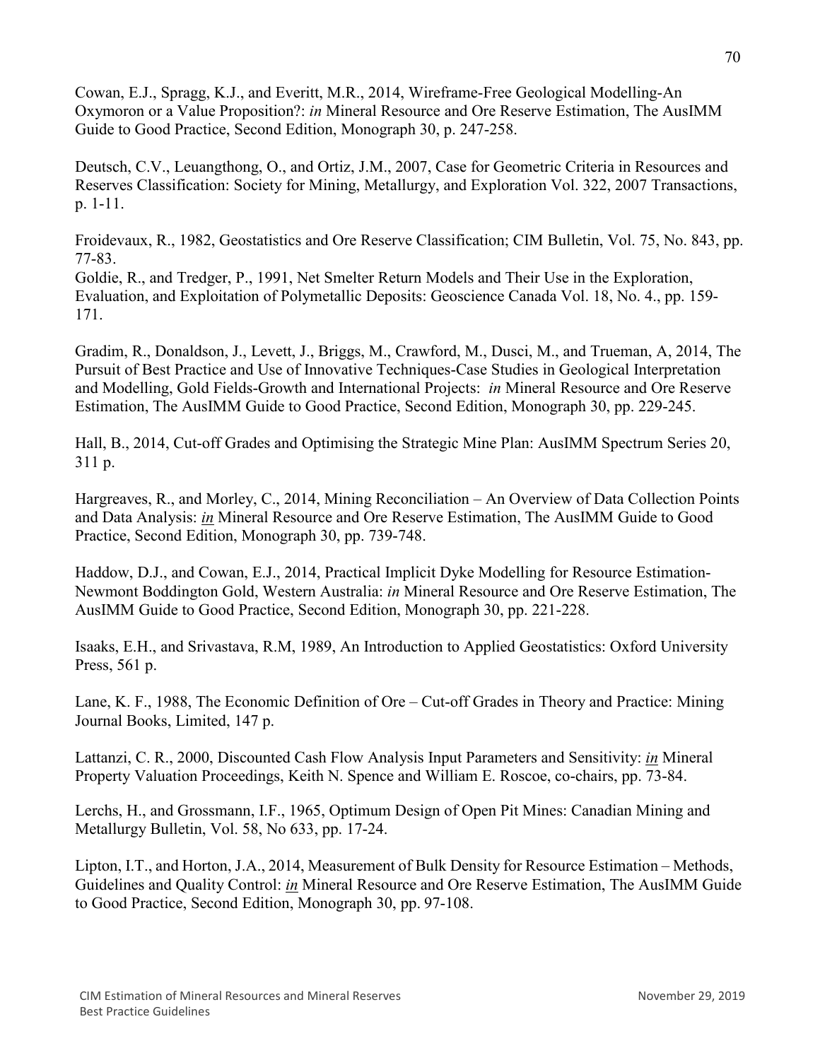Cowan, E.J., Spragg, K.J., and Everitt, M.R., 2014, Wireframe-Free Geological Modelling-An Oxymoron or a Value Proposition?: *in* Mineral Resource and Ore Reserve Estimation, The AusIMM Guide to Good Practice, Second Edition, Monograph 30, p. 247-258.

Deutsch, C.V., Leuangthong, O., and Ortiz, J.M., 2007, Case for Geometric Criteria in Resources and Reserves Classification: Society for Mining, Metallurgy, and Exploration Vol. 322, 2007 Transactions, p. 1-11.

Froidevaux, R., 1982, Geostatistics and Ore Reserve Classification; CIM Bulletin, Vol. 75, No. 843, pp. 77-83.

Goldie, R., and Tredger, P., 1991, Net Smelter Return Models and Their Use in the Exploration, Evaluation, and Exploitation of Polymetallic Deposits: Geoscience Canada Vol. 18, No. 4., pp. 159-171.

Gradim, R., Donaldson, J., Levett, J., Briggs, M., Crawford, M., Dusci, M., and Trueman, A, 2014, The Pursuit of Best Practice and Use of Innovative Techniques-Case Studies in Geological Interpretation and Modelling, Gold Fields-Growth and International Projects: *in* Mineral Resource and Ore Reserve Estimation, The AusIMM Guide to Good Practice, Second Edition, Monograph 30, pp. 229-245.

Hall, B., 2014, Cut-off Grades and Optimising the Strategic Mine Plan: AusIMM Spectrum Series 20, 311 p.

Hargreaves, R., and Morley, C., 2014, Mining Reconciliation – An Overview of Data Collection Points and Data Analysis: *in* Mineral Resource and Ore Reserve Estimation, The AusIMM Guide to Good Practice, Second Edition, Monograph 30, pp. 739-748.

Haddow, D.J., and Cowan, E.J., 2014, Practical Implicit Dyke Modelling for Resource Estimation-Newmont Boddington Gold, Western Australia: *in* Mineral Resource and Ore Reserve Estimation, The AusIMM Guide to Good Practice, Second Edition, Monograph 30, pp. 221-228.

Isaaks, E.H., and Srivastava, R.M, 1989, An Introduction to Applied Geostatistics: Oxford University Press, 561 p.

Lane, K. F., 1988, The Economic Definition of Ore – Cut-off Grades in Theory and Practice: Mining Journal Books, Limited, 147 p.

Lattanzi, C. R., 2000, Discounted Cash Flow Analysis Input Parameters and Sensitivity: *in* Mineral Property Valuation Proceedings, Keith N. Spence and William E. Roscoe, co-chairs, pp. 73-84.

Lerchs, H., and Grossmann, I.F., 1965, Optimum Design of Open Pit Mines: Canadian Mining and Metallurgy Bulletin, Vol. 58, No 633, pp. 17-24.

Lipton, I.T., and Horton, J.A., 2014, Measurement of Bulk Density for Resource Estimation – Methods, Guidelines and Quality Control: *in* Mineral Resource and Ore Reserve Estimation, The AusIMM Guide to Good Practice, Second Edition, Monograph 30, pp. 97-108.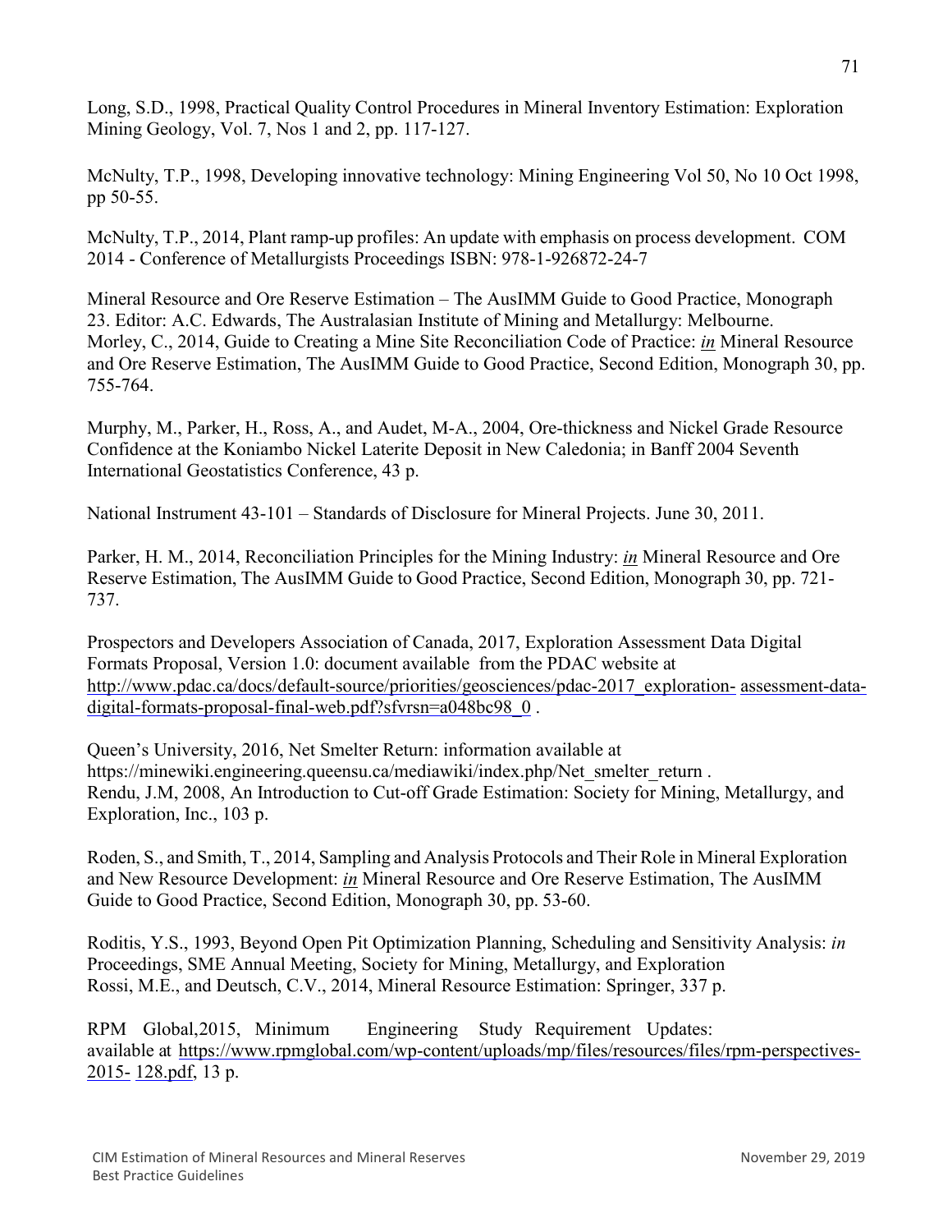Long, S.D., 1998, Practical Quality Control Procedures in Mineral Inventory Estimation: Exploration Mining Geology, Vol. 7, Nos 1 and 2, pp. 117-127.

McNulty, T.P., 1998, Developing innovative technology: Mining Engineering Vol 50, No 10 Oct 1998, pp 50-55.

McNulty, T.P., 2014, Plant ramp-up profiles: An update with emphasis on process development. COM 2014 - Conference of Metallurgists Proceedings ISBN: 978-1-926872-24-7

Mineral Resource and Ore Reserve Estimation – The AusIMM Guide to Good Practice, Monograph 23. Editor: A.C. Edwards, The Australasian Institute of Mining and Metallurgy: Melbourne.
Morley, C., 2014, Guide to Creating a Mine Site Reconciliation Code of Practice: *in* Mineral Resource and Ore Reserve Estimation, The AusIMM Guide to Good Practice, Second Edition, Monograph 30, pp. 755-764.

Murphy, M., Parker, H., Ross, A., and Audet, M-A., 2004, Ore-thickness and Nickel Grade Resource Confidence at the Koniambo Nickel Laterite Deposit in New Caledonia; in Banff 2004 Seventh International Geostatistics Conference, 43 p.

National Instrument 43-101 – Standards of Disclosure for Mineral Projects. June 30, 2011.

Parker, H. M., 2014, Reconciliation Principles for the Mining Industry: *in* Mineral Resource and Ore Reserve Estimation, The AusIMM Guide to Good Practice, Second Edition, Monograph 30, pp. 721-737.

Prospectors and Developers Association of Canada, 2017, Exploration Assessment Data Digital Formats Proposal, Version 1.0: document available from the PDAC website at http://www.pdac.ca/docs/default-source/priorities/geosciences/pdac-2017_exploration- assessment-data-digital-formats-proposal-final-web.pdf?sfvrsn=a048bc98_0 .

Queen's University, 2016, Net Smelter Return: information available at https://minewiki.engineering.queensu.ca/mediawiki/index.php/Net_smelter_return .
Rendu, J.M, 2008, An Introduction to Cut-off Grade Estimation: Society for Mining, Metallurgy, and Exploration, Inc., 103 p.

Roden, S., and Smith, T., 2014, Sampling and Analysis Protocols and Their Role in Mineral Exploration and New Resource Development: *in* Mineral Resource and Ore Reserve Estimation, The AusIMM Guide to Good Practice, Second Edition, Monograph 30, pp. 53-60.

Roditis, Y.S., 1993, Beyond Open Pit Optimization Planning, Scheduling and Sensitivity Analysis: *in* Proceedings, SME Annual Meeting, Society for Mining, Metallurgy, and Exploration
Rossi, M.E., and Deutsch, C.V., 2014, Mineral Resource Estimation: Springer, 337 p.

RPM Global,2015, Minimum Engineering Study Requirement Updates: available at https://www.rpmglobal.com/wp-content/uploads/mp/files/resources/files/rpm-perspectives-2015- 128.pdf, 13 p.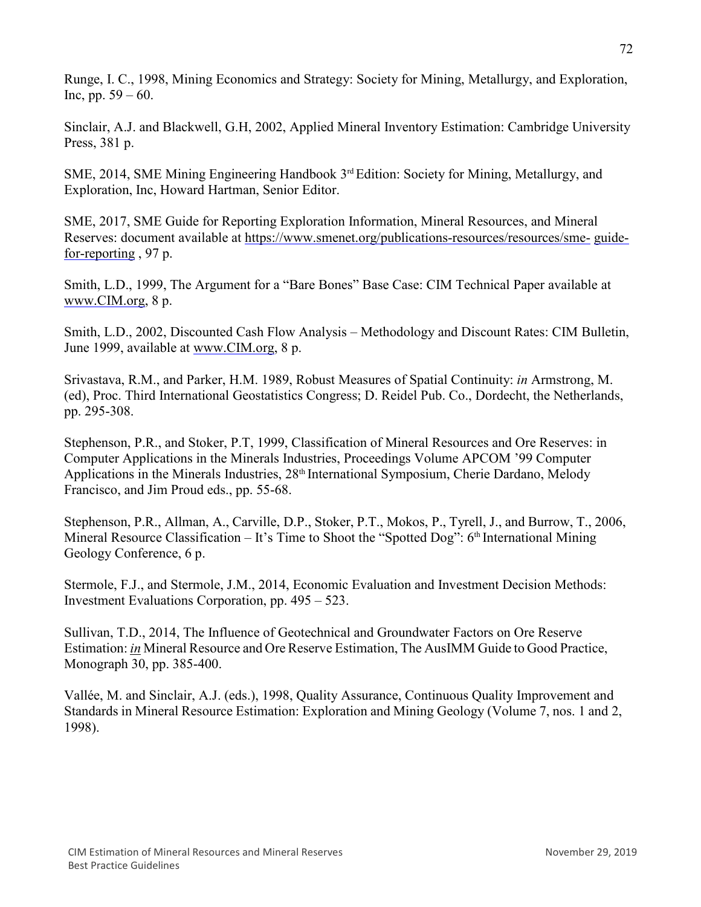Runge, I. C., 1998, Mining Economics and Strategy: Society for Mining, Metallurgy, and Exploration, Inc, pp. 59 – 60.

Sinclair, A.J. and Blackwell, G.H, 2002, Applied Mineral Inventory Estimation: Cambridge University Press, 381 p.

SME, 2014, SME Mining Engineering Handbook 3rd Edition: Society for Mining, Metallurgy, and Exploration, Inc, Howard Hartman, Senior Editor.

SME, 2017, SME Guide for Reporting Exploration Information, Mineral Resources, and Mineral Reserves: document available at https://www.smenet.org/publications-resources/resources/sme-guide-for-reporting , 97 p.

Smith, L.D., 1999, The Argument for a "Bare Bones" Base Case: CIM Technical Paper available at www.CIM.org, 8 p.

Smith, L.D., 2002, Discounted Cash Flow Analysis – Methodology and Discount Rates: CIM Bulletin, June 1999, available at www.CIM.org, 8 p.

Srivastava, R.M., and Parker, H.M. 1989, Robust Measures of Spatial Continuity: *in* Armstrong, M. (ed), Proc. Third International Geostatistics Congress; D. Reidel Pub. Co., Dordecht, the Netherlands, pp. 295-308.

Stephenson, P.R., and Stoker, P.T, 1999, Classification of Mineral Resources and Ore Reserves: in Computer Applications in the Minerals Industries, Proceedings Volume APCOM '99 Computer Applications in the Minerals Industries, 28th International Symposium, Cherie Dardano, Melody Francisco, and Jim Proud eds., pp. 55-68.

Stephenson, P.R., Allman, A., Carville, D.P., Stoker, P.T., Mokos, P., Tyrell, J., and Burrow, T., 2006, Mineral Resource Classification – It's Time to Shoot the "Spotted Dog": 6th International Mining Geology Conference, 6 p.

Stermole, F.J., and Stermole, J.M., 2014, Economic Evaluation and Investment Decision Methods: Investment Evaluations Corporation, pp. 495 – 523.

Sullivan, T.D., 2014, The Influence of Geotechnical and Groundwater Factors on Ore Reserve Estimation: *in* Mineral Resource and Ore Reserve Estimation, The AusIMM Guide to Good Practice, Monograph 30, pp. 385-400.

Vallée, M. and Sinclair, A.J. (eds.), 1998, Quality Assurance, Continuous Quality Improvement and Standards in Mineral Resource Estimation: Exploration and Mining Geology (Volume 7, nos. 1 and 2, 1998).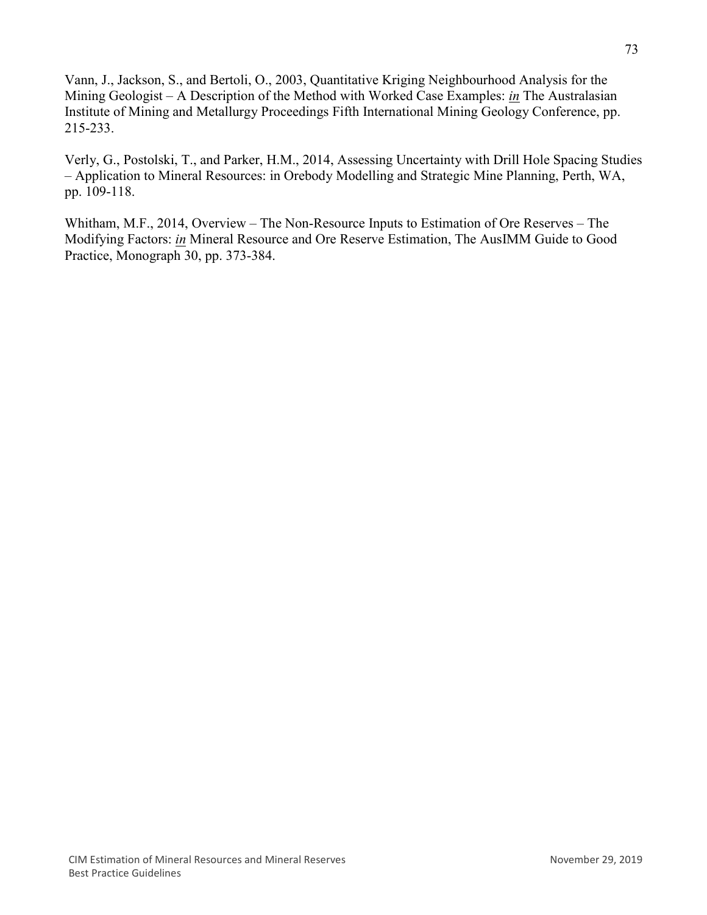Vann, J., Jackson, S., and Bertoli, O., 2003, Quantitative Kriging Neighbourhood Analysis for the Mining Geologist – A Description of the Method with Worked Case Examples: *in* The Australasian Institute of Mining and Metallurgy Proceedings Fifth International Mining Geology Conference, pp. 215-233.

Verly, G., Postolski, T., and Parker, H.M., 2014, Assessing Uncertainty with Drill Hole Spacing Studies – Application to Mineral Resources: in Orebody Modelling and Strategic Mine Planning, Perth, WA, pp. 109-118.

Whitham, M.F., 2014, Overview – The Non-Resource Inputs to Estimation of Ore Reserves – The Modifying Factors: *in* Mineral Resource and Ore Reserve Estimation, The AusIMM Guide to Good Practice, Monograph 30, pp. 373-384.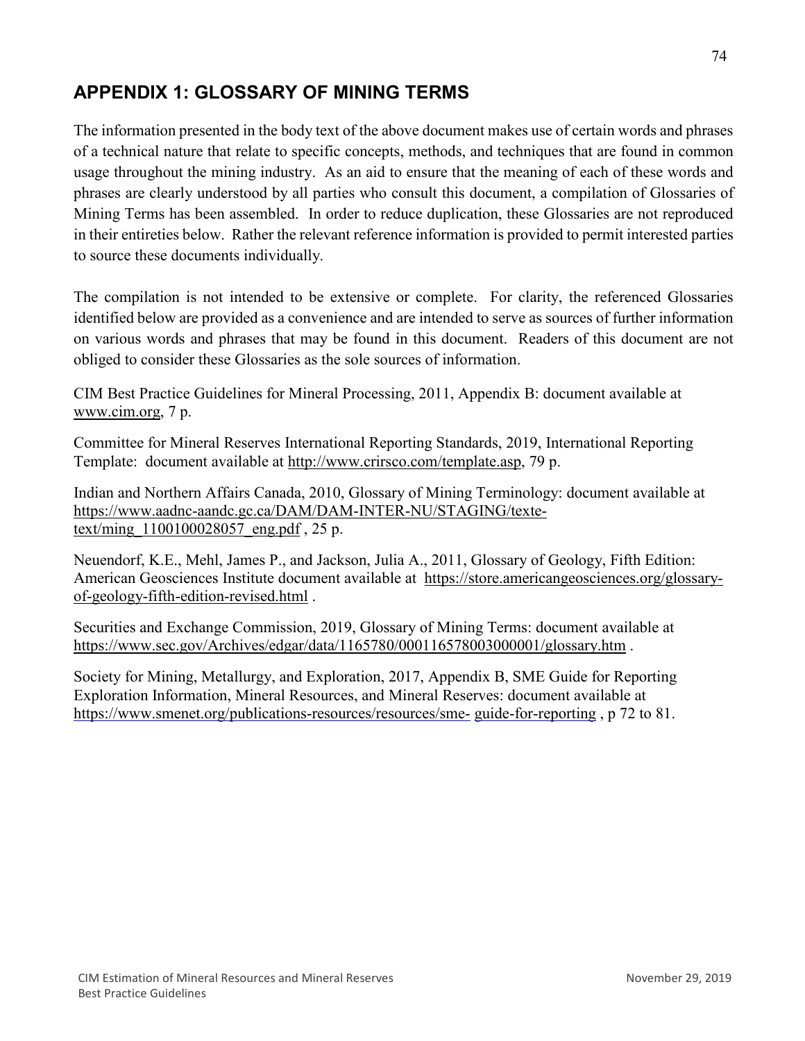## APPENDIX 1: GLOSSARY OF MINING TERMS

The information presented in the body text of the above document makes use of certain words and phrases of a technical nature that relate to specific concepts, methods, and techniques that are found in common usage throughout the mining industry. As an aid to ensure that the meaning of each of these words and phrases are clearly understood by all parties who consult this document, a compilation of Glossaries of Mining Terms has been assembled. In order to reduce duplication, these Glossaries are not reproduced in their entireties below. Rather the relevant reference information is provided to permit interested parties to source these documents individually.

The compilation is not intended to be extensive or complete. For clarity, the referenced Glossaries identified below are provided as a convenience and are intended to serve as sources of further information on various words and phrases that may be found in this document. Readers of this document are not obliged to consider these Glossaries as the sole sources of information.

CIM Best Practice Guidelines for Mineral Processing, 2011, Appendix B: document available at www.cim.org, 7 p.

Committee for Mineral Reserves International Reporting Standards, 2019, International Reporting Template: document available at http://www.crirsco.com/template.asp, 79 p.

Indian and Northern Affairs Canada, 2010, Glossary of Mining Terminology: document available at https://www.aadnc-aandc.gc.ca/DAM/DAM-INTER-NU/STAGING/texte-text/ming_1100100028057_eng.pdf , 25 p.

Neuendorf, K.E., Mehl, James P., and Jackson, Julia A., 2011, Glossary of Geology, Fifth Edition: American Geosciences Institute document available at https://store.americangeosciences.org/glossary-of-geology-fifth-edition-revised.html .

Securities and Exchange Commission, 2019, Glossary of Mining Terms: document available at https://www.sec.gov/Archives/edgar/data/1165780/000116578003000001/glossary.htm .

Society for Mining, Metallurgy, and Exploration, 2017, Appendix B, SME Guide for Reporting Exploration Information, Mineral Resources, and Mineral Reserves: document available at https://www.smenet.org/publications-resources/resources/sme- guide-for-reporting , p 72 to 81.